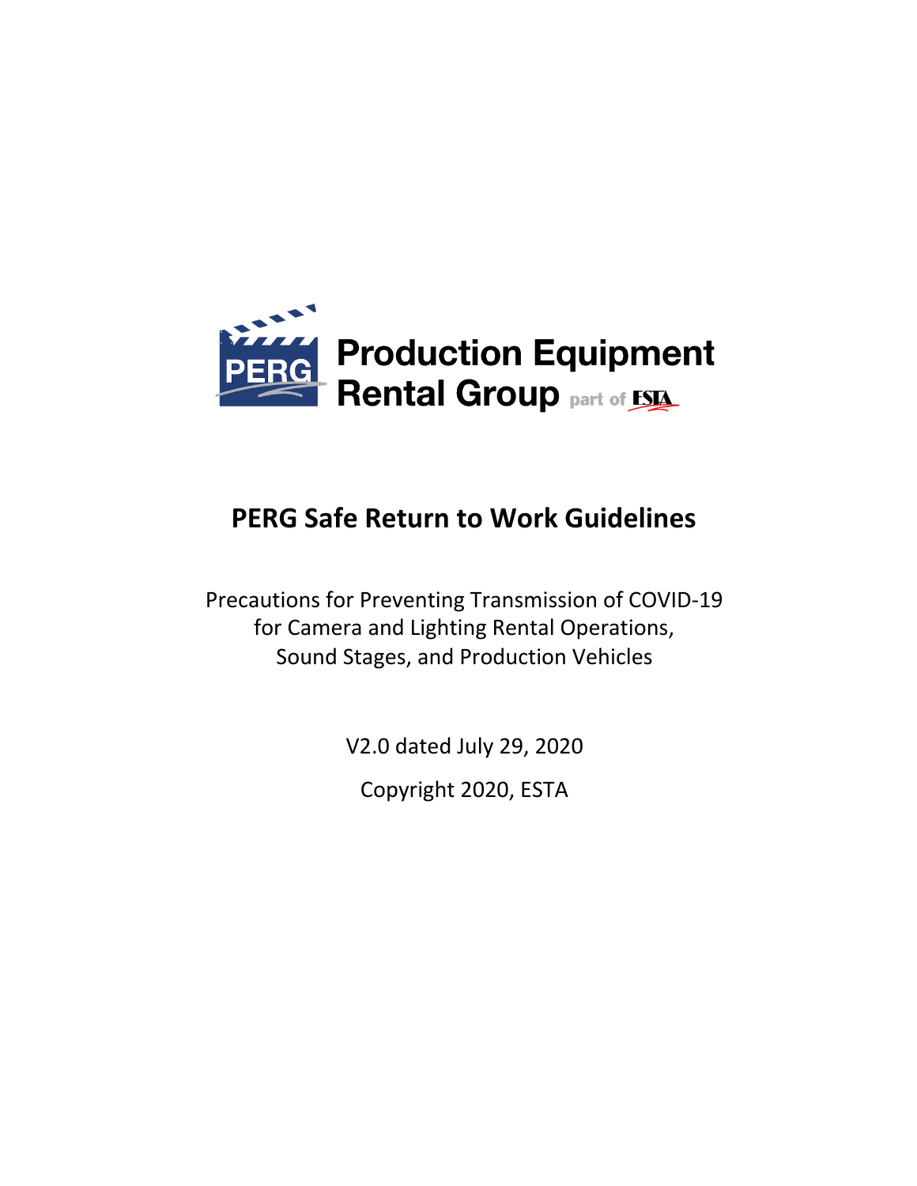PERG Production Equipment Rental Group part of ESTA

# PERG Safe Return to Work Guidelines

Precautions for Preventing Transmission of COVID-19
for Camera and Lighting Rental Operations,
Sound Stages, and Production Vehicles

V2.0 dated July 29, 2020

Copyright 2020, ESTA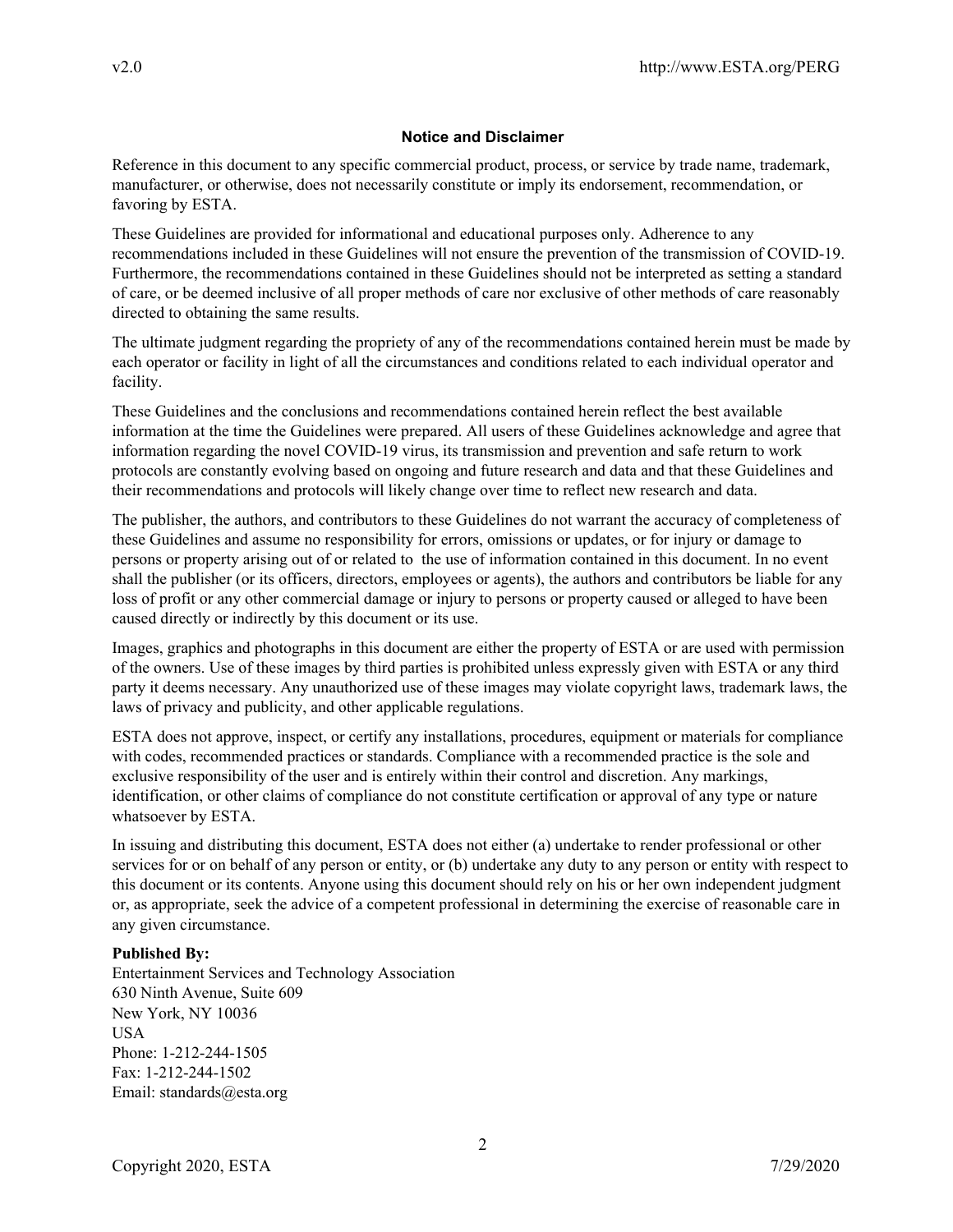## Notice and Disclaimer

Reference in this document to any specific commercial product, process, or service by trade name, trademark, manufacturer, or otherwise, does not necessarily constitute or imply its endorsement, recommendation, or favoring by ESTA.

These Guidelines are provided for informational and educational purposes only. Adherence to any recommendations included in these Guidelines will not ensure the prevention of the transmission of COVID-19. Furthermore, the recommendations contained in these Guidelines should not be interpreted as setting a standard of care, or be deemed inclusive of all proper methods of care nor exclusive of other methods of care reasonably directed to obtaining the same results.

The ultimate judgment regarding the propriety of any of the recommendations contained herein must be made by each operator or facility in light of all the circumstances and conditions related to each individual operator and facility.

These Guidelines and the conclusions and recommendations contained herein reflect the best available information at the time the Guidelines were prepared. All users of these Guidelines acknowledge and agree that information regarding the novel COVID-19 virus, its transmission and prevention and safe return to work protocols are constantly evolving based on ongoing and future research and data and that these Guidelines and their recommendations and protocols will likely change over time to reflect new research and data.

The publisher, the authors, and contributors to these Guidelines do not warrant the accuracy of completeness of these Guidelines and assume no responsibility for errors, omissions or updates, or for injury or damage to persons or property arising out of or related to the use of information contained in this document. In no event shall the publisher (or its officers, directors, employees or agents), the authors and contributors be liable for any loss of profit or any other commercial damage or injury to persons or property caused or alleged to have been caused directly or indirectly by this document or its use.

Images, graphics and photographs in this document are either the property of ESTA or are used with permission of the owners. Use of these images by third parties is prohibited unless expressly given with ESTA or any third party it deems necessary. Any unauthorized use of these images may violate copyright laws, trademark laws, the laws of privacy and publicity, and other applicable regulations.

ESTA does not approve, inspect, or certify any installations, procedures, equipment or materials for compliance with codes, recommended practices or standards. Compliance with a recommended practice is the sole and exclusive responsibility of the user and is entirely within their control and discretion. Any markings, identification, or other claims of compliance do not constitute certification or approval of any type or nature whatsoever by ESTA.

In issuing and distributing this document, ESTA does not either (a) undertake to render professional or other services for or on behalf of any person or entity, or (b) undertake any duty to any person or entity with respect to this document or its contents. Anyone using this document should rely on his or her own independent judgment or, as appropriate, seek the advice of a competent professional in determining the exercise of reasonable care in any given circumstance.

**Published By:**
Entertainment Services and Technology Association
630 Ninth Avenue, Suite 609
New York, NY 10036
USA
Phone: 1-212-244-1505
Fax: 1-212-244-1502
Email: standards@esta.org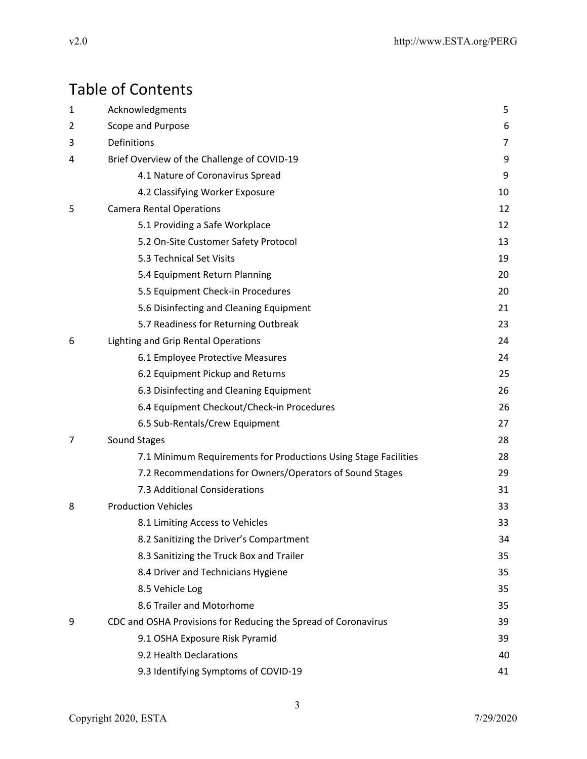# Table of Contents

| | | |
|---|---|---|
| 1 | Acknowledgments | 5 |
| 2 | Scope and Purpose | 6 |
| 3 | Definitions | 7 |
| 4 | Brief Overview of the Challenge of COVID-19 | 9 |
| | 4.1 Nature of Coronavirus Spread | 9 |
| | 4.2 Classifying Worker Exposure | 10 |
| 5 | Camera Rental Operations | 12 |
| | 5.1 Providing a Safe Workplace | 12 |
| | 5.2 On-Site Customer Safety Protocol | 13 |
| | 5.3 Technical Set Visits | 19 |
| | 5.4 Equipment Return Planning | 20 |
| | 5.5 Equipment Check-in Procedures | 20 |
| | 5.6 Disinfecting and Cleaning Equipment | 21 |
| | 5.7 Readiness for Returning Outbreak | 23 |
| 6 | Lighting and Grip Rental Operations | 24 |
| | 6.1 Employee Protective Measures | 24 |
| | 6.2 Equipment Pickup and Returns | 25 |
| | 6.3 Disinfecting and Cleaning Equipment | 26 |
| | 6.4 Equipment Checkout/Check-in Procedures | 26 |
| | 6.5 Sub-Rentals/Crew Equipment | 27 |
| 7 | Sound Stages | 28 |
| | 7.1 Minimum Requirements for Productions Using Stage Facilities | 28 |
| | 7.2 Recommendations for Owners/Operators of Sound Stages | 29 |
| | 7.3 Additional Considerations | 31 |
| 8 | Production Vehicles | 33 |
| | 8.1 Limiting Access to Vehicles | 33 |
| | 8.2 Sanitizing the Driver's Compartment | 34 |
| | 8.3 Sanitizing the Truck Box and Trailer | 35 |
| | 8.4 Driver and Technicians Hygiene | 35 |
| | 8.5 Vehicle Log | 35 |
| | 8.6 Trailer and Motorhome | 35 |
| 9 | CDC and OSHA Provisions for Reducing the Spread of Coronavirus | 39 |
| | 9.1 OSHA Exposure Risk Pyramid | 39 |
| | 9.2 Health Declarations | 40 |
| | 9.3 Identifying Symptoms of COVID-19 | 41 |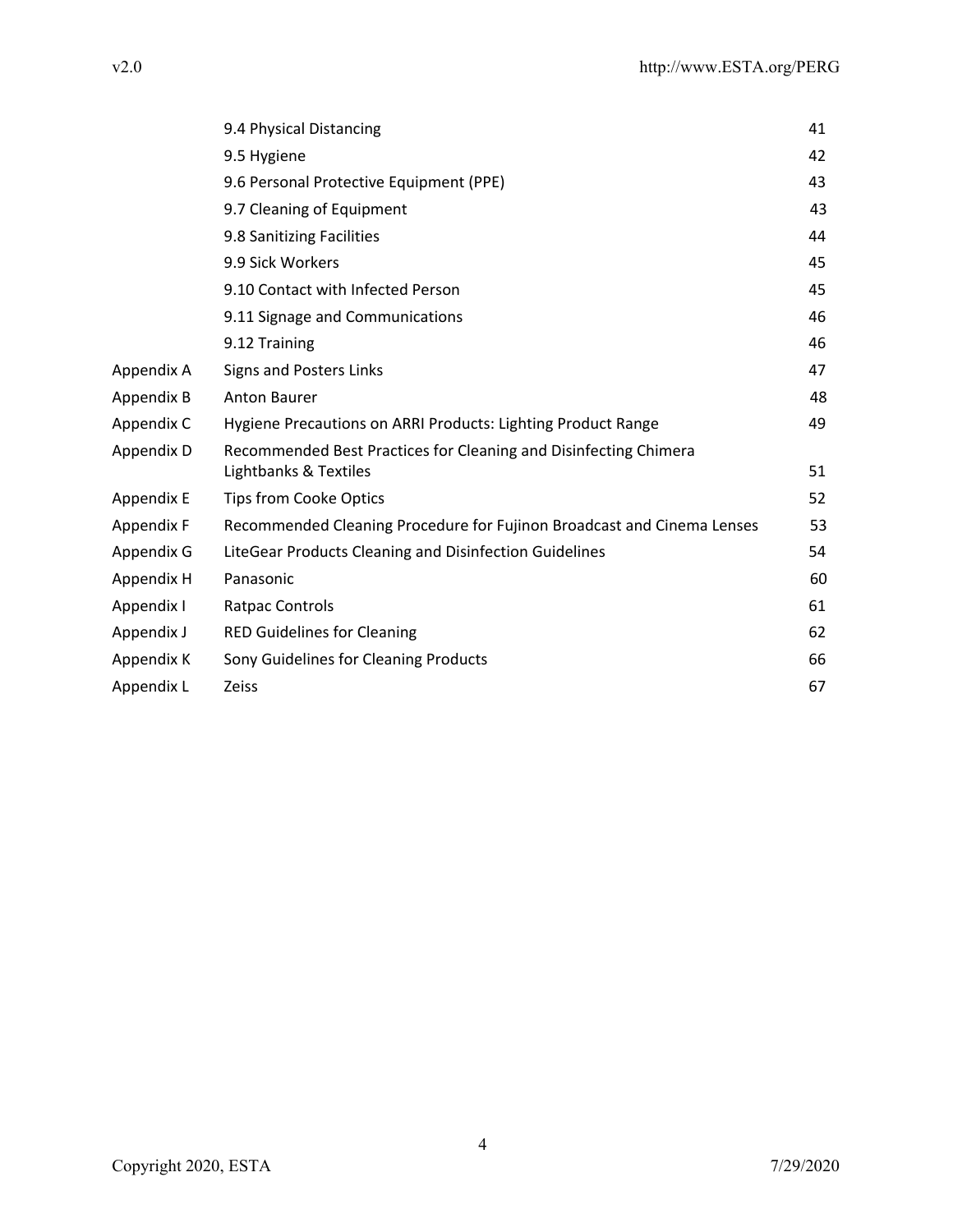| | | |
|---|---|---|
| | 9.4 Physical Distancing | 41 |
| | 9.5 Hygiene | 42 |
| | 9.6 Personal Protective Equipment (PPE) | 43 |
| | 9.7 Cleaning of Equipment | 43 |
| | 9.8 Sanitizing Facilities | 44 |
| | 9.9 Sick Workers | 45 |
| | 9.10 Contact with Infected Person | 45 |
| | 9.11 Signage and Communications | 46 |
| | 9.12 Training | 46 |
| Appendix A | Signs and Posters Links | 47 |
| Appendix B | Anton Baurer | 48 |
| Appendix C | Hygiene Precautions on ARRI Products: Lighting Product Range | 49 |
| Appendix D | Recommended Best Practices for Cleaning and Disinfecting Chimera Lightbanks & Textiles | 51 |
| Appendix E | Tips from Cooke Optics | 52 |
| Appendix F | Recommended Cleaning Procedure for Fujinon Broadcast and Cinema Lenses | 53 |
| Appendix G | LiteGear Products Cleaning and Disinfection Guidelines | 54 |
| Appendix H | Panasonic | 60 |
| Appendix I | Ratpac Controls | 61 |
| Appendix J | RED Guidelines for Cleaning | 62 |
| Appendix K | Sony Guidelines for Cleaning Products | 66 |
| Appendix L | Zeiss | 67 |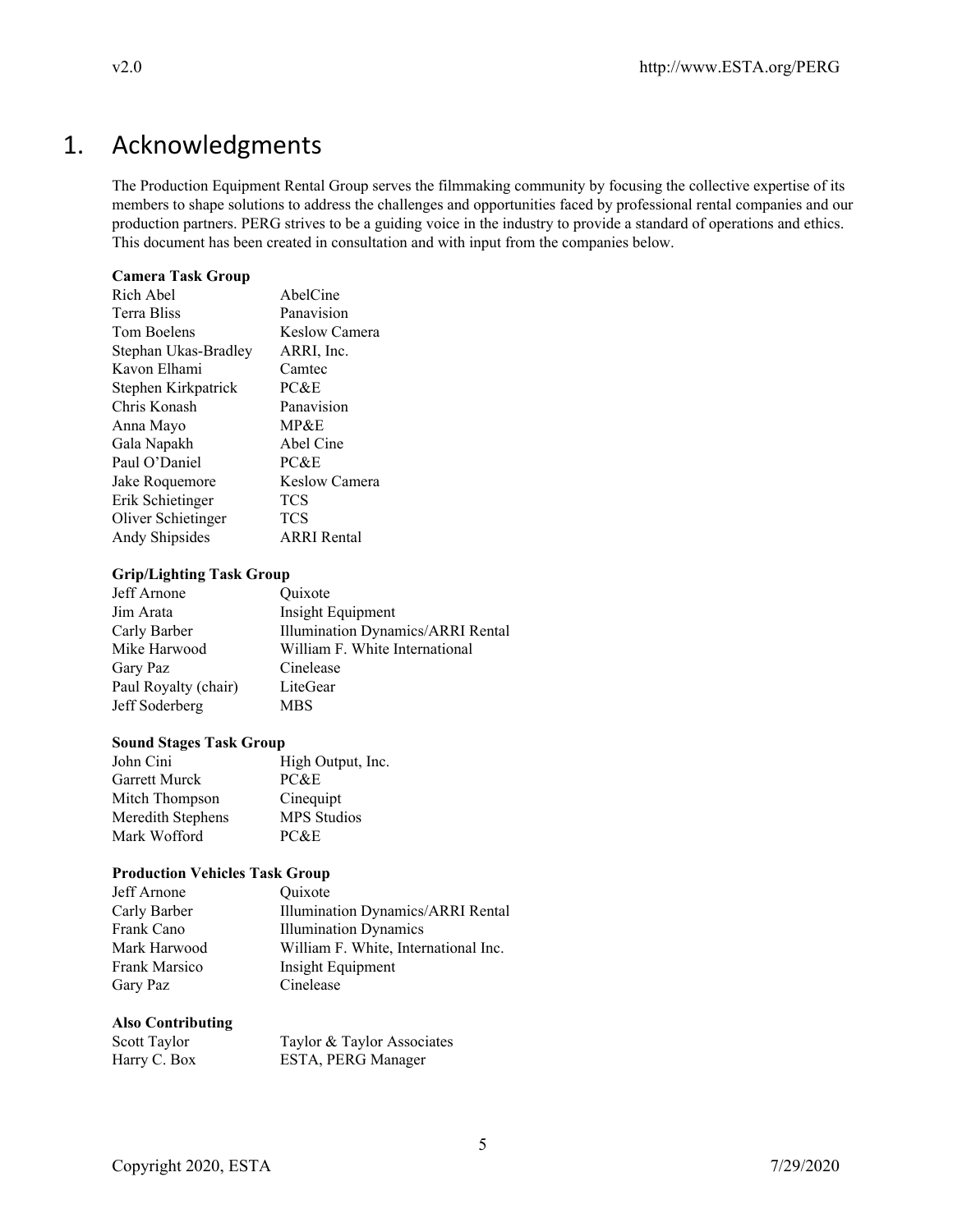# 1. Acknowledgments

The Production Equipment Rental Group serves the filmmaking community by focusing the collective expertise of its members to shape solutions to address the challenges and opportunities faced by professional rental companies and our production partners. PERG strives to be a guiding voice in the industry to provide a standard of operations and ethics. This document has been created in consultation and with input from the companies below.

**Camera Task Group**

| | |
|---|---|
| Rich Abel | AbelCine |
| Terra Bliss | Panavision |
| Tom Boelens | Keslow Camera |
| Stephan Ukas-Bradley | ARRI, Inc. |
| Kavon Elhami | Camtec |
| Stephen Kirkpatrick | PC&E |
| Chris Konash | Panavision |
| Anna Mayo | MP&E |
| Gala Napakh | Abel Cine |
| Paul O'Daniel | PC&E |
| Jake Roquemore | Keslow Camera |
| Erik Schietinger | TCS |
| Oliver Schietinger | TCS |
| Andy Shipsides | ARRI Rental |

**Grip/Lighting Task Group**

| | |
|---|---|
| Jeff Arnone | Quixote |
| Jim Arata | Insight Equipment |
| Carly Barber | Illumination Dynamics/ARRI Rental |
| Mike Harwood | William F. White International |
| Gary Paz | Cinelease |
| Paul Royalty (chair) | LiteGear |
| Jeff Soderberg | MBS |

**Sound Stages Task Group**

| | |
|---|---|
| John Cini | High Output, Inc. |
| Garrett Murck | PC&E |
| Mitch Thompson | Cinequipt |
| Meredith Stephens | MPS Studios |
| Mark Wofford | PC&E |

**Production Vehicles Task Group**

| | |
|---|---|
| Jeff Arnone | Quixote |
| Carly Barber | Illumination Dynamics/ARRI Rental |
| Frank Cano | Illumination Dynamics |
| Mark Harwood | William F. White, International Inc. |
| Frank Marsico | Insight Equipment |
| Gary Paz | Cinelease |

**Also Contributing**

| | |
|---|---|
| Scott Taylor | Taylor & Taylor Associates |
| Harry C. Box | ESTA, PERG Manager |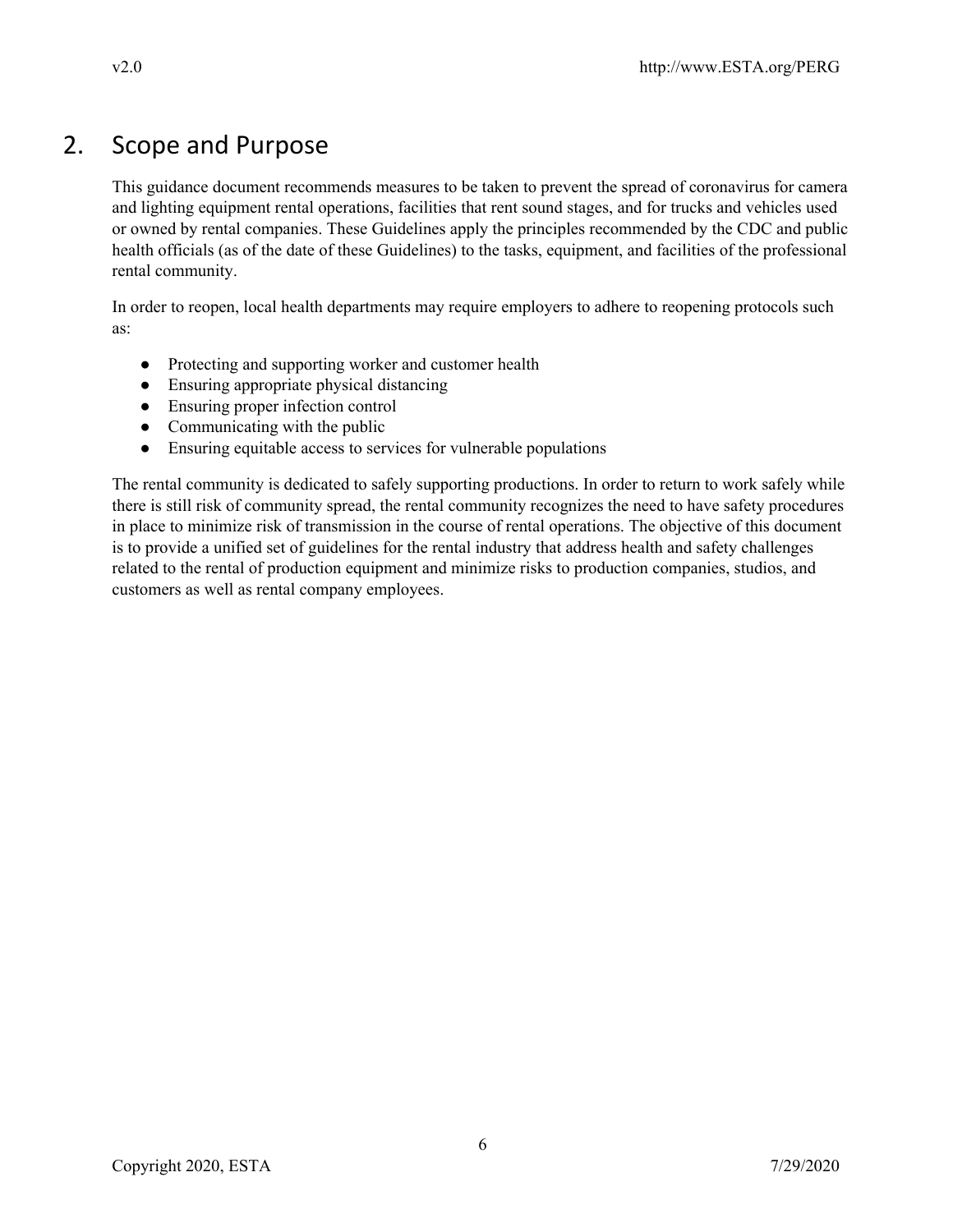## 2. Scope and Purpose

This guidance document recommends measures to be taken to prevent the spread of coronavirus for camera and lighting equipment rental operations, facilities that rent sound stages, and for trucks and vehicles used or owned by rental companies. These Guidelines apply the principles recommended by the CDC and public health officials (as of the date of these Guidelines) to the tasks, equipment, and facilities of the professional rental community.

In order to reopen, local health departments may require employers to adhere to reopening protocols such as:

- Protecting and supporting worker and customer health
- Ensuring appropriate physical distancing
- Ensuring proper infection control
- Communicating with the public
- Ensuring equitable access to services for vulnerable populations

The rental community is dedicated to safely supporting productions. In order to return to work safely while there is still risk of community spread, the rental community recognizes the need to have safety procedures in place to minimize risk of transmission in the course of rental operations. The objective of this document is to provide a unified set of guidelines for the rental industry that address health and safety challenges related to the rental of production equipment and minimize risks to production companies, studios, and customers as well as rental company employees.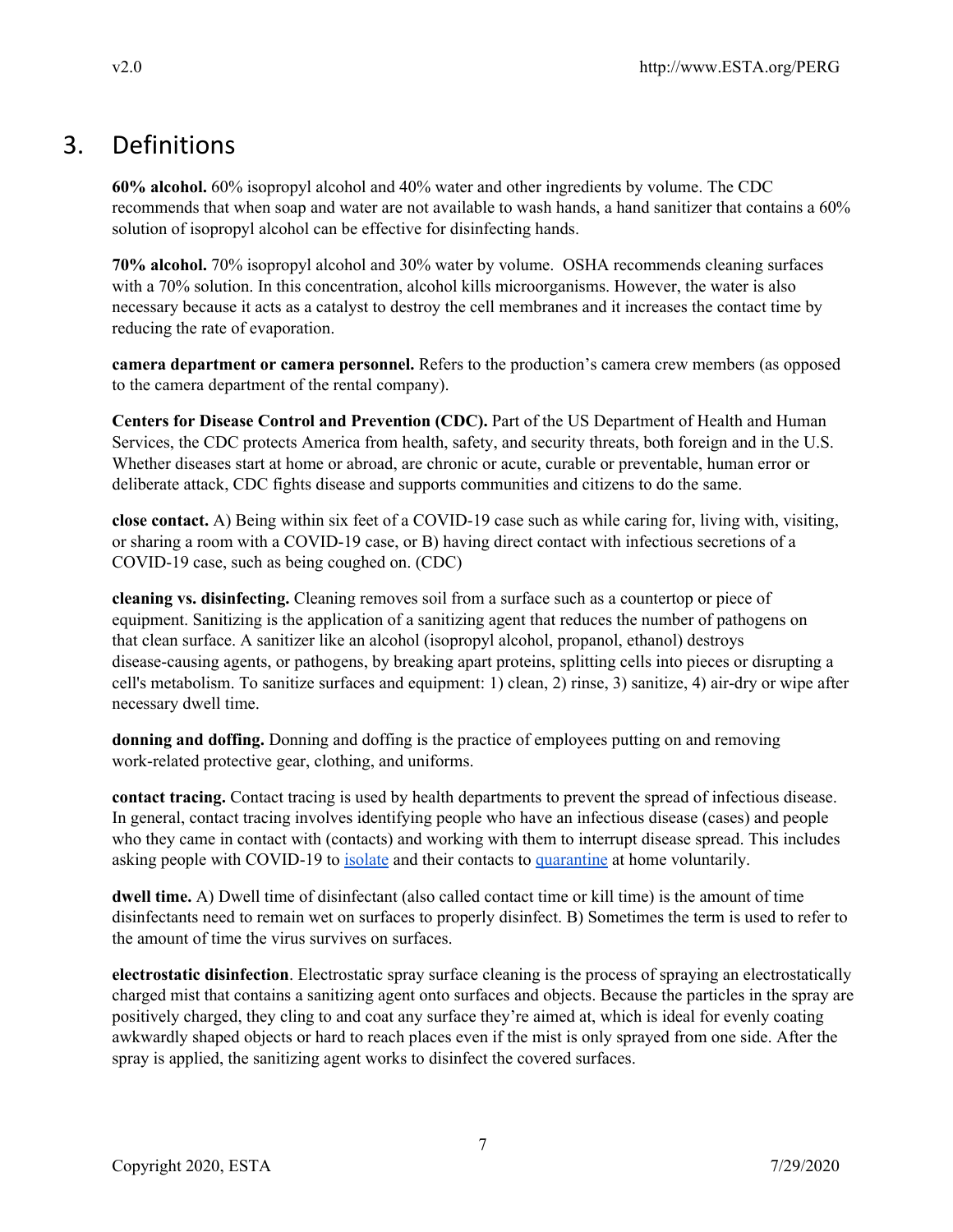# 3. Definitions

**60% alcohol.** 60% isopropyl alcohol and 40% water and other ingredients by volume. The CDC recommends that when soap and water are not available to wash hands, a hand sanitizer that contains a 60% solution of isopropyl alcohol can be effective for disinfecting hands.

**70% alcohol.** 70% isopropyl alcohol and 30% water by volume. OSHA recommends cleaning surfaces with a 70% solution. In this concentration, alcohol kills microorganisms. However, the water is also necessary because it acts as a catalyst to destroy the cell membranes and it increases the contact time by reducing the rate of evaporation.

**camera department or camera personnel.** Refers to the production's camera crew members (as opposed to the camera department of the rental company).

**Centers for Disease Control and Prevention (CDC).** Part of the US Department of Health and Human Services, the CDC protects America from health, safety, and security threats, both foreign and in the U.S. Whether diseases start at home or abroad, are chronic or acute, curable or preventable, human error or deliberate attack, CDC fights disease and supports communities and citizens to do the same.

**close contact.** A) Being within six feet of a COVID-19 case such as while caring for, living with, visiting, or sharing a room with a COVID-19 case, or B) having direct contact with infectious secretions of a COVID-19 case, such as being coughed on. (CDC)

**cleaning vs. disinfecting.** Cleaning removes soil from a surface such as a countertop or piece of equipment. Sanitizing is the application of a sanitizing agent that reduces the number of pathogens on that clean surface. A sanitizer like an alcohol (isopropyl alcohol, propanol, ethanol) destroys disease-causing agents, or pathogens, by breaking apart proteins, splitting cells into pieces or disrupting a cell's metabolism. To sanitize surfaces and equipment: 1) clean, 2) rinse, 3) sanitize, 4) air-dry or wipe after necessary dwell time.

**donning and doffing.** Donning and doffing is the practice of employees putting on and removing work-related protective gear, clothing, and uniforms.

**contact tracing.** Contact tracing is used by health departments to prevent the spread of infectious disease. In general, contact tracing involves identifying people who have an infectious disease (cases) and people who they came in contact with (contacts) and working with them to interrupt disease spread. This includes asking people with COVID-19 to isolate and their contacts to quarantine at home voluntarily.

**dwell time.** A) Dwell time of disinfectant (also called contact time or kill time) is the amount of time disinfectants need to remain wet on surfaces to properly disinfect. B) Sometimes the term is used to refer to the amount of time the virus survives on surfaces.

**electrostatic disinfection**. Electrostatic spray surface cleaning is the process of spraying an electrostatically charged mist that contains a sanitizing agent onto surfaces and objects. Because the particles in the spray are positively charged, they cling to and coat any surface they're aimed at, which is ideal for evenly coating awkwardly shaped objects or hard to reach places even if the mist is only sprayed from one side. After the spray is applied, the sanitizing agent works to disinfect the covered surfaces.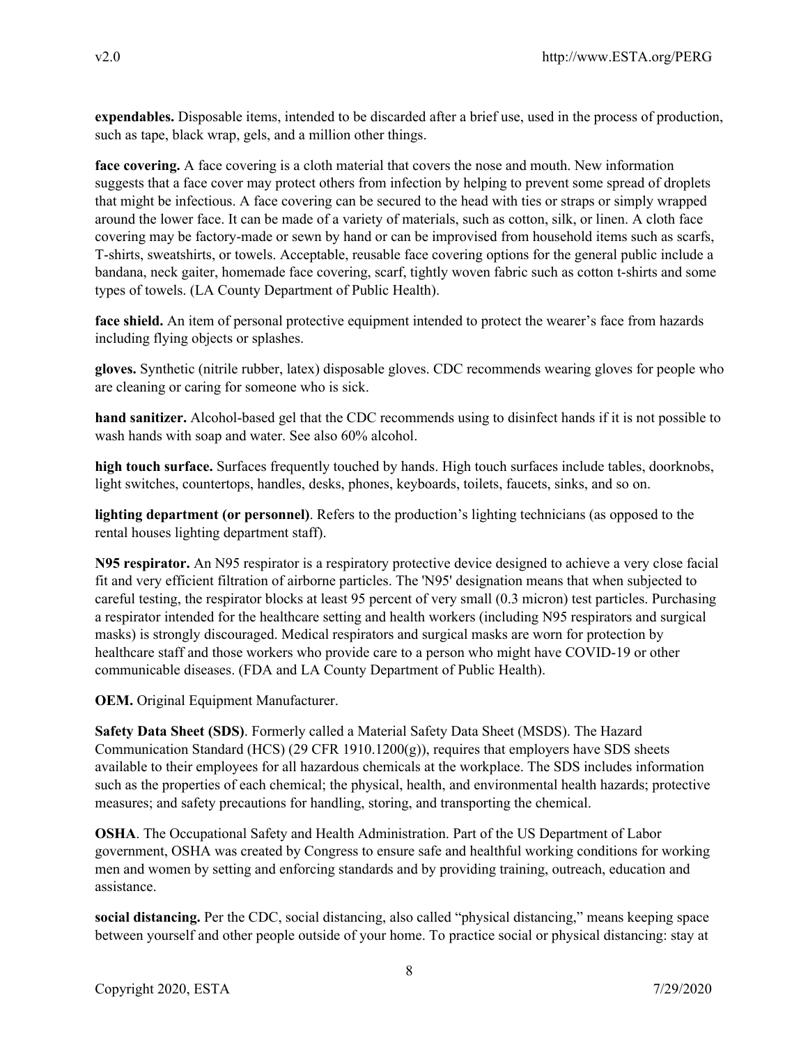**expendables.** Disposable items, intended to be discarded after a brief use, used in the process of production, such as tape, black wrap, gels, and a million other things.

**face covering.** A face covering is a cloth material that covers the nose and mouth. New information suggests that a face cover may protect others from infection by helping to prevent some spread of droplets that might be infectious. A face covering can be secured to the head with ties or straps or simply wrapped around the lower face. It can be made of a variety of materials, such as cotton, silk, or linen. A cloth face covering may be factory-made or sewn by hand or can be improvised from household items such as scarfs, T-shirts, sweatshirts, or towels. Acceptable, reusable face covering options for the general public include a bandana, neck gaiter, homemade face covering, scarf, tightly woven fabric such as cotton t-shirts and some types of towels. (LA County Department of Public Health).

**face shield.** An item of personal protective equipment intended to protect the wearer's face from hazards including flying objects or splashes.

**gloves.** Synthetic (nitrile rubber, latex) disposable gloves. CDC recommends wearing gloves for people who are cleaning or caring for someone who is sick.

**hand sanitizer.** Alcohol-based gel that the CDC recommends using to disinfect hands if it is not possible to wash hands with soap and water. See also 60% alcohol.

**high touch surface.** Surfaces frequently touched by hands. High touch surfaces include tables, doorknobs, light switches, countertops, handles, desks, phones, keyboards, toilets, faucets, sinks, and so on.

**lighting department (or personnel)**. Refers to the production's lighting technicians (as opposed to the rental houses lighting department staff).

**N95 respirator.** An N95 respirator is a respiratory protective device designed to achieve a very close facial fit and very efficient filtration of airborne particles. The 'N95' designation means that when subjected to careful testing, the respirator blocks at least 95 percent of very small (0.3 micron) test particles. Purchasing a respirator intended for the healthcare setting and health workers (including N95 respirators and surgical masks) is strongly discouraged. Medical respirators and surgical masks are worn for protection by healthcare staff and those workers who provide care to a person who might have COVID-19 or other communicable diseases. (FDA and LA County Department of Public Health).

**OEM.** Original Equipment Manufacturer.

**Safety Data Sheet (SDS)**. Formerly called a Material Safety Data Sheet (MSDS). The Hazard Communication Standard (HCS) (29 CFR 1910.1200(g)), requires that employers have SDS sheets available to their employees for all hazardous chemicals at the workplace. The SDS includes information such as the properties of each chemical; the physical, health, and environmental health hazards; protective measures; and safety precautions for handling, storing, and transporting the chemical.

**OSHA**. The Occupational Safety and Health Administration. Part of the US Department of Labor government, OSHA was created by Congress to ensure safe and healthful working conditions for working men and women by setting and enforcing standards and by providing training, outreach, education and assistance.

**social distancing.** Per the CDC, social distancing, also called "physical distancing," means keeping space between yourself and other people outside of your home. To practice social or physical distancing: stay at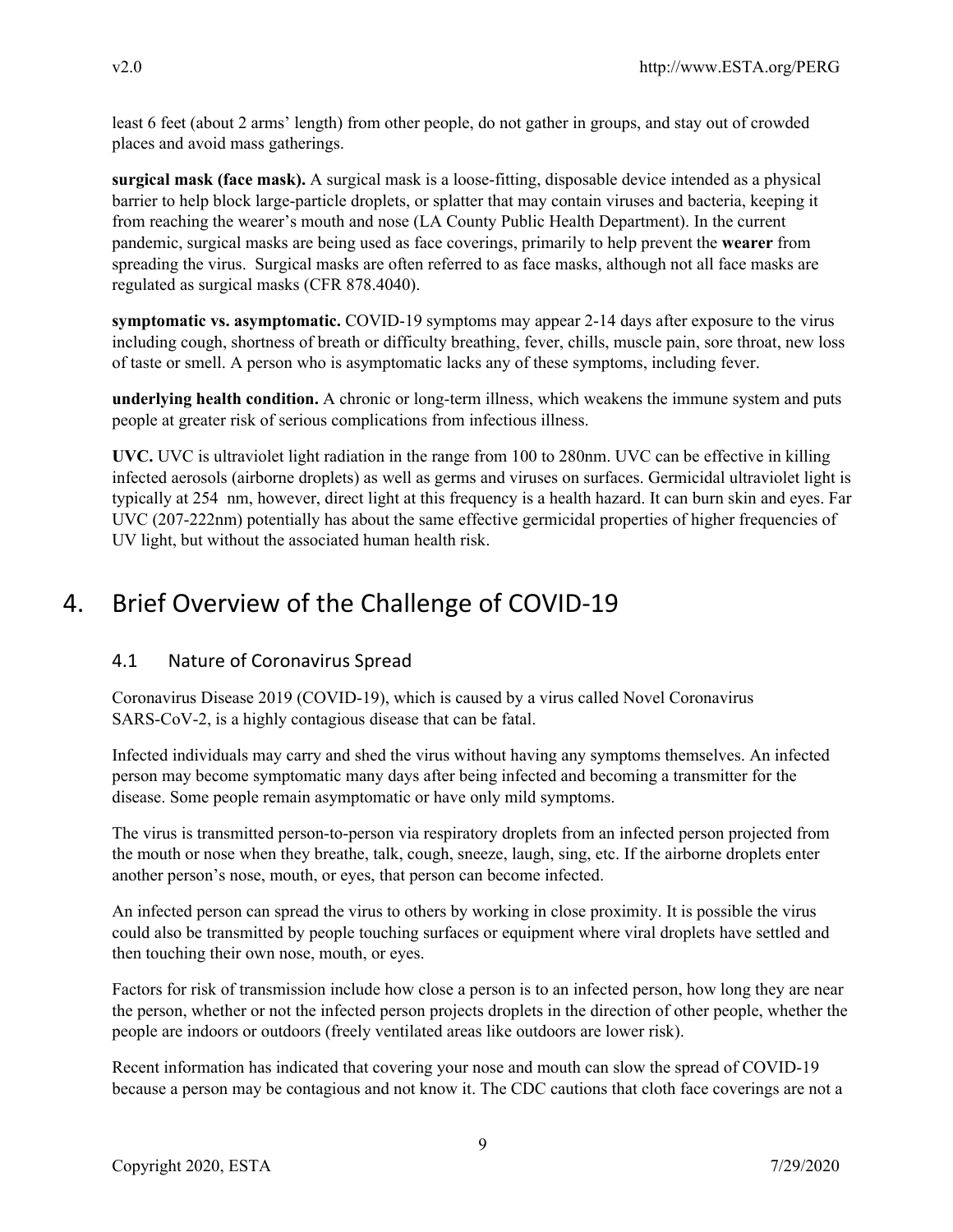least 6 feet (about 2 arms' length) from other people, do not gather in groups, and stay out of crowded places and avoid mass gatherings.

**surgical mask (face mask).** A surgical mask is a loose-fitting, disposable device intended as a physical barrier to help block large-particle droplets, or splatter that may contain viruses and bacteria, keeping it from reaching the wearer's mouth and nose (LA County Public Health Department). In the current pandemic, surgical masks are being used as face coverings, primarily to help prevent the **wearer** from spreading the virus. Surgical masks are often referred to as face masks, although not all face masks are regulated as surgical masks (CFR 878.4040).

**symptomatic vs. asymptomatic.** COVID-19 symptoms may appear 2-14 days after exposure to the virus including cough, shortness of breath or difficulty breathing, fever, chills, muscle pain, sore throat, new loss of taste or smell. A person who is asymptomatic lacks any of these symptoms, including fever.

**underlying health condition.** A chronic or long-term illness, which weakens the immune system and puts people at greater risk of serious complications from infectious illness.

**UVC.** UVC is ultraviolet light radiation in the range from 100 to 280nm. UVC can be effective in killing infected aerosols (airborne droplets) as well as germs and viruses on surfaces. Germicidal ultraviolet light is typically at 254 nm, however, direct light at this frequency is a health hazard. It can burn skin and eyes. Far UVC (207-222nm) potentially has about the same effective germicidal properties of higher frequencies of UV light, but without the associated human health risk.

# 4. Brief Overview of the Challenge of COVID-19

## 4.1 Nature of Coronavirus Spread

Coronavirus Disease 2019 (COVID-19), which is caused by a virus called Novel Coronavirus SARS-CoV-2, is a highly contagious disease that can be fatal.

Infected individuals may carry and shed the virus without having any symptoms themselves. An infected person may become symptomatic many days after being infected and becoming a transmitter for the disease. Some people remain asymptomatic or have only mild symptoms.

The virus is transmitted person-to-person via respiratory droplets from an infected person projected from the mouth or nose when they breathe, talk, cough, sneeze, laugh, sing, etc. If the airborne droplets enter another person's nose, mouth, or eyes, that person can become infected.

An infected person can spread the virus to others by working in close proximity. It is possible the virus could also be transmitted by people touching surfaces or equipment where viral droplets have settled and then touching their own nose, mouth, or eyes.

Factors for risk of transmission include how close a person is to an infected person, how long they are near the person, whether or not the infected person projects droplets in the direction of other people, whether the people are indoors or outdoors (freely ventilated areas like outdoors are lower risk).

Recent information has indicated that covering your nose and mouth can slow the spread of COVID-19 because a person may be contagious and not know it. The CDC cautions that cloth face coverings are not a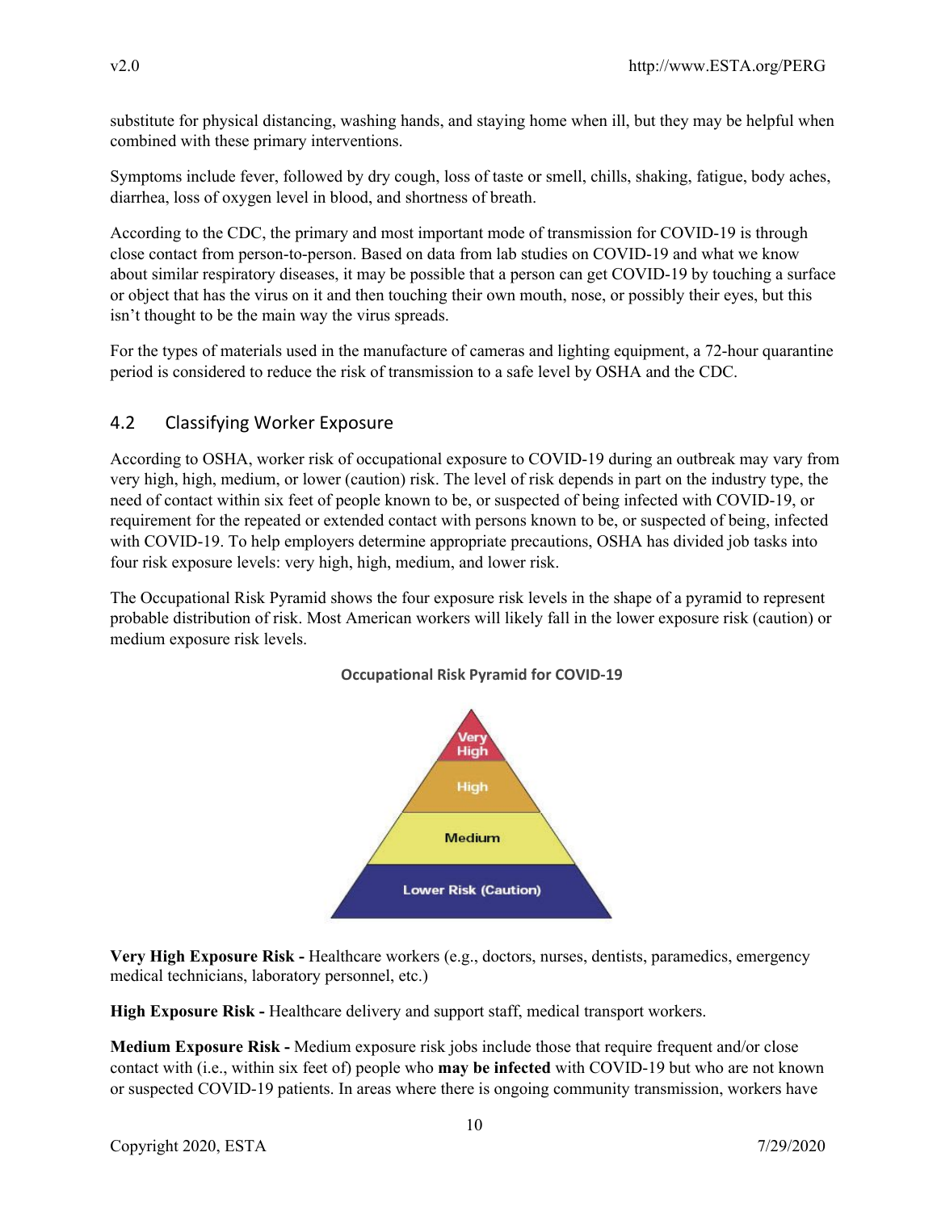substitute for physical distancing, washing hands, and staying home when ill, but they may be helpful when combined with these primary interventions.

Symptoms include fever, followed by dry cough, loss of taste or smell, chills, shaking, fatigue, body aches, diarrhea, loss of oxygen level in blood, and shortness of breath.

According to the CDC, the primary and most important mode of transmission for COVID-19 is through close contact from person-to-person. Based on data from lab studies on COVID-19 and what we know about similar respiratory diseases, it may be possible that a person can get COVID-19 by touching a surface or object that has the virus on it and then touching their own mouth, nose, or possibly their eyes, but this isn't thought to be the main way the virus spreads.

For the types of materials used in the manufacture of cameras and lighting equipment, a 72-hour quarantine period is considered to reduce the risk of transmission to a safe level by OSHA and the CDC.

## 4.2 Classifying Worker Exposure

According to OSHA, worker risk of occupational exposure to COVID-19 during an outbreak may vary from very high, high, medium, or lower (caution) risk. The level of risk depends in part on the industry type, the need of contact within six feet of people known to be, or suspected of being infected with COVID-19, or requirement for the repeated or extended contact with persons known to be, or suspected of being, infected with COVID-19. To help employers determine appropriate precautions, OSHA has divided job tasks into four risk exposure levels: very high, high, medium, and lower risk.

The Occupational Risk Pyramid shows the four exposure risk levels in the shape of a pyramid to represent probable distribution of risk. Most American workers will likely fall in the lower exposure risk (caution) or medium exposure risk levels.

**Occupational Risk Pyramid for COVID-19**

Very High

High

Medium

Lower Risk (Caution)

**Very High Exposure Risk -** Healthcare workers (e.g., doctors, nurses, dentists, paramedics, emergency medical technicians, laboratory personnel, etc.)

**High Exposure Risk -** Healthcare delivery and support staff, medical transport workers.

**Medium Exposure Risk -** Medium exposure risk jobs include those that require frequent and/or close contact with (i.e., within six feet of) people who **may be infected** with COVID-19 but who are not known or suspected COVID-19 patients. In areas where there is ongoing community transmission, workers have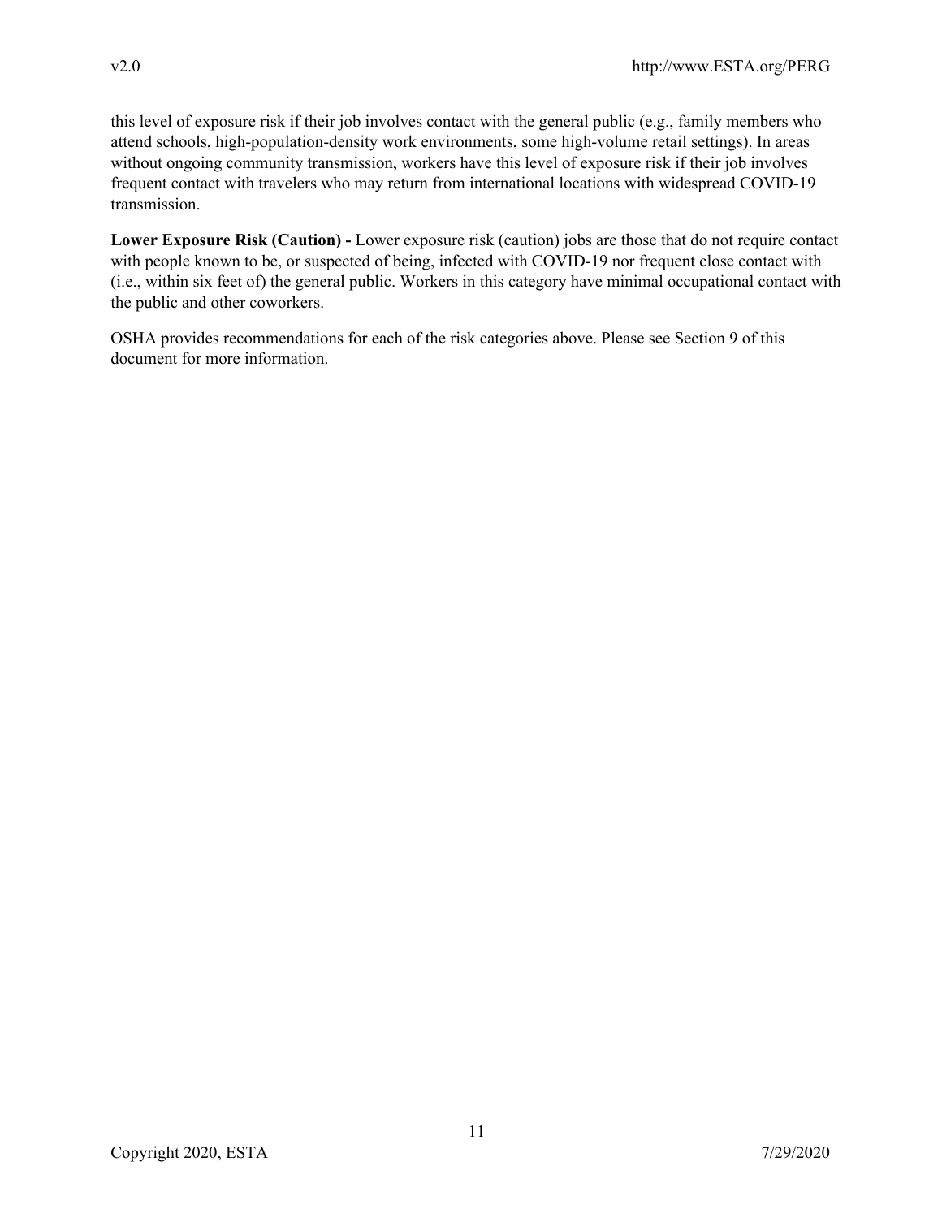this level of exposure risk if their job involves contact with the general public (e.g., family members who attend schools, high-population-density work environments, some high-volume retail settings). In areas without ongoing community transmission, workers have this level of exposure risk if their job involves frequent contact with travelers who may return from international locations with widespread COVID-19 transmission.

**Lower Exposure Risk (Caution) -** Lower exposure risk (caution) jobs are those that do not require contact with people known to be, or suspected of being, infected with COVID-19 nor frequent close contact with (i.e., within six feet of) the general public. Workers in this category have minimal occupational contact with the public and other coworkers.

OSHA provides recommendations for each of the risk categories above. Please see Section 9 of this document for more information.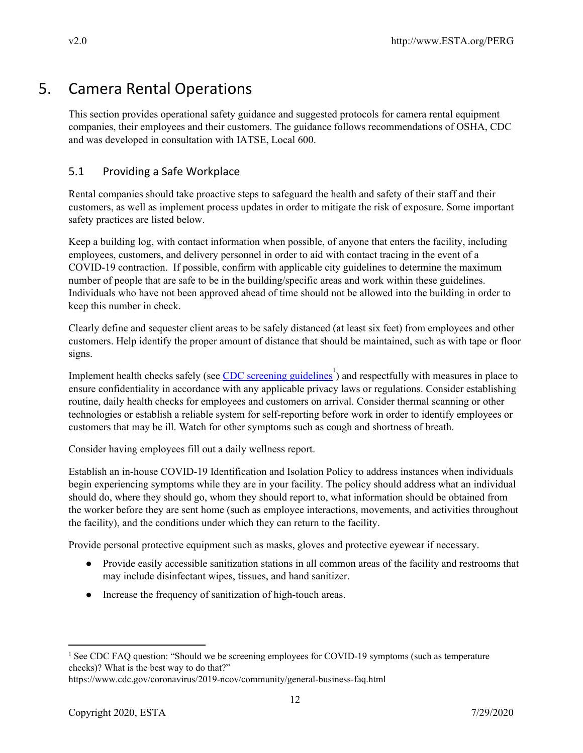# 5. Camera Rental Operations

This section provides operational safety guidance and suggested protocols for camera rental equipment companies, their employees and their customers. The guidance follows recommendations of OSHA, CDC and was developed in consultation with IATSE, Local 600.

## 5.1 Providing a Safe Workplace

Rental companies should take proactive steps to safeguard the health and safety of their staff and their customers, as well as implement process updates in order to mitigate the risk of exposure. Some important safety practices are listed below.

Keep a building log, with contact information when possible, of anyone that enters the facility, including employees, customers, and delivery personnel in order to aid with contact tracing in the event of a COVID-19 contraction. If possible, confirm with applicable city guidelines to determine the maximum number of people that are safe to be in the building/specific areas and work within these guidelines. Individuals who have not been approved ahead of time should not be allowed into the building in order to keep this number in check.

Clearly define and sequester client areas to be safely distanced (at least six feet) from employees and other customers. Help identify the proper amount of distance that should be maintained, such as with tape or floor signs.

Implement health checks safely (see CDC screening guidelines[1]) and respectfully with measures in place to ensure confidentiality in accordance with any applicable privacy laws or regulations. Consider establishing routine, daily health checks for employees and customers on arrival. Consider thermal scanning or other technologies or establish a reliable system for self-reporting before work in order to identify employees or customers that may be ill. Watch for other symptoms such as cough and shortness of breath.

Consider having employees fill out a daily wellness report.

Establish an in-house COVID-19 Identification and Isolation Policy to address instances when individuals begin experiencing symptoms while they are in your facility. The policy should address what an individual should do, where they should go, whom they should report to, what information should be obtained from the worker before they are sent home (such as employee interactions, movements, and activities throughout the facility), and the conditions under which they can return to the facility.

Provide personal protective equipment such as masks, gloves and protective eyewear if necessary.

- Provide easily accessible sanitization stations in all common areas of the facility and restrooms that may include disinfectant wipes, tissues, and hand sanitizer.
- Increase the frequency of sanitization of high-touch areas.

---

[1] See CDC FAQ question: "Should we be screening employees for COVID-19 symptoms (such as temperature checks)? What is the best way to do that?"
https://www.cdc.gov/coronavirus/2019-ncov/community/general-business-faq.html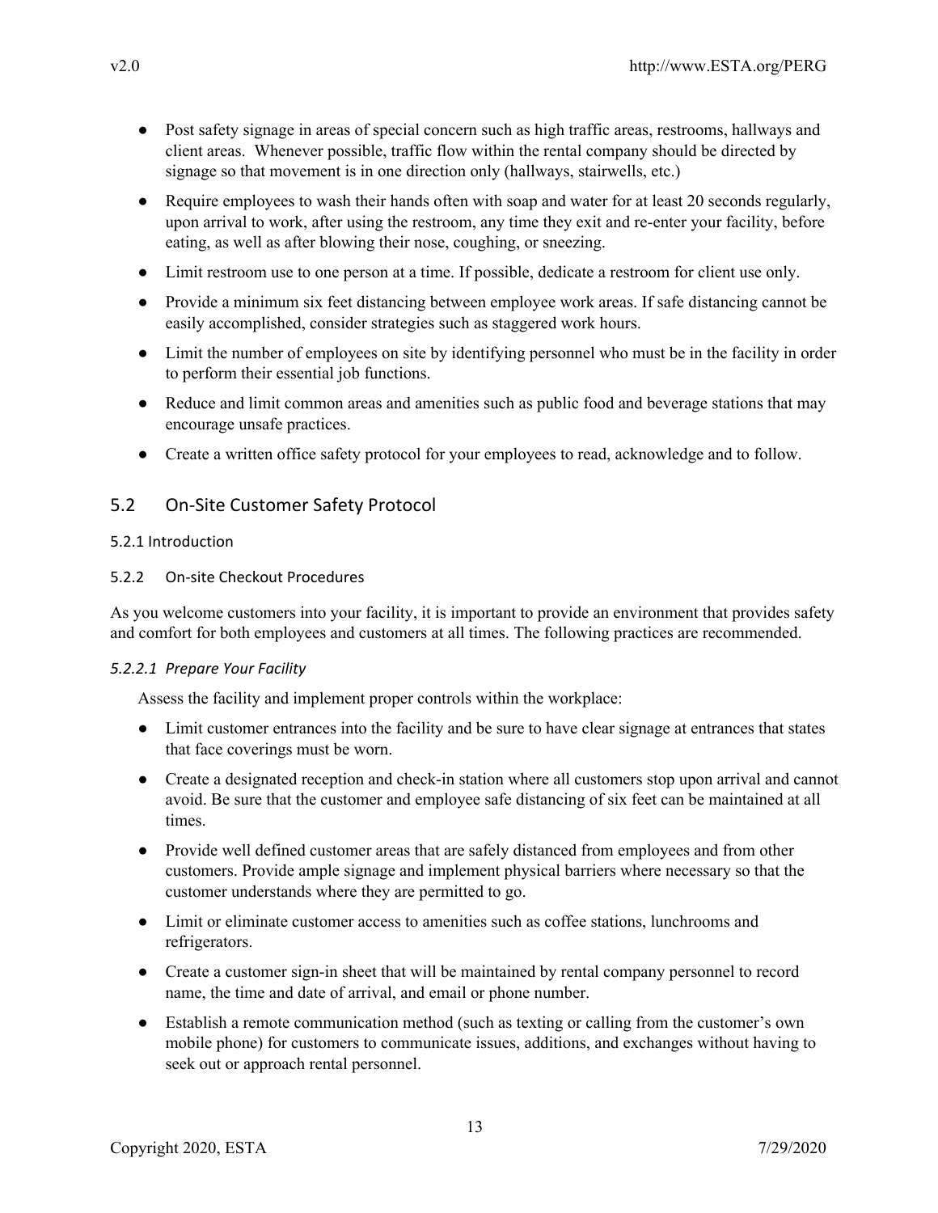- Post safety signage in areas of special concern such as high traffic areas, restrooms, hallways and client areas. Whenever possible, traffic flow within the rental company should be directed by signage so that movement is in one direction only (hallways, stairwells, etc.)
- Require employees to wash their hands often with soap and water for at least 20 seconds regularly, upon arrival to work, after using the restroom, any time they exit and re-enter your facility, before eating, as well as after blowing their nose, coughing, or sneezing.
- Limit restroom use to one person at a time. If possible, dedicate a restroom for client use only.
- Provide a minimum six feet distancing between employee work areas. If safe distancing cannot be easily accomplished, consider strategies such as staggered work hours.
- Limit the number of employees on site by identifying personnel who must be in the facility in order to perform their essential job functions.
- Reduce and limit common areas and amenities such as public food and beverage stations that may encourage unsafe practices.
- Create a written office safety protocol for your employees to read, acknowledge and to follow.

## 5.2 On-Site Customer Safety Protocol

#### 5.2.1 Introduction

#### 5.2.2 On-site Checkout Procedures

As you welcome customers into your facility, it is important to provide an environment that provides safety and comfort for both employees and customers at all times. The following practices are recommended.

##### *5.2.2.1 Prepare Your Facility*

Assess the facility and implement proper controls within the workplace:

- Limit customer entrances into the facility and be sure to have clear signage at entrances that states that face coverings must be worn.
- Create a designated reception and check-in station where all customers stop upon arrival and cannot avoid. Be sure that the customer and employee safe distancing of six feet can be maintained at all times.
- Provide well defined customer areas that are safely distanced from employees and from other customers. Provide ample signage and implement physical barriers where necessary so that the customer understands where they are permitted to go.
- Limit or eliminate customer access to amenities such as coffee stations, lunchrooms and refrigerators.
- Create a customer sign-in sheet that will be maintained by rental company personnel to record name, the time and date of arrival, and email or phone number.
- Establish a remote communication method (such as texting or calling from the customer's own mobile phone) for customers to communicate issues, additions, and exchanges without having to seek out or approach rental personnel.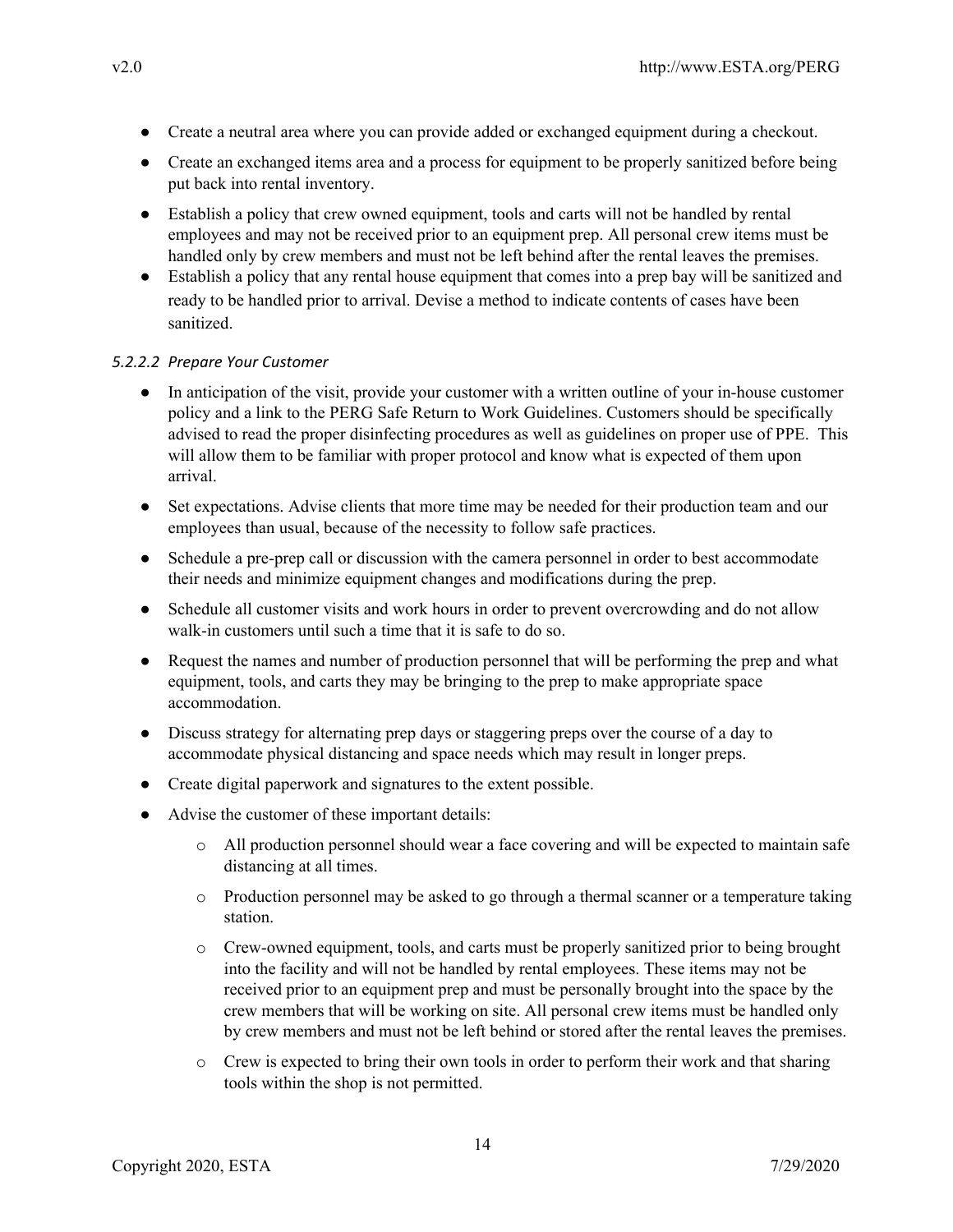- Create a neutral area where you can provide added or exchanged equipment during a checkout.
- Create an exchanged items area and a process for equipment to be properly sanitized before being put back into rental inventory.
- Establish a policy that crew owned equipment, tools and carts will not be handled by rental employees and may not be received prior to an equipment prep. All personal crew items must be handled only by crew members and must not be left behind after the rental leaves the premises.
- Establish a policy that any rental house equipment that comes into a prep bay will be sanitized and ready to be handled prior to arrival. Devise a method to indicate contents of cases have been sanitized.

#### *5.2.2.2 Prepare Your Customer*

- In anticipation of the visit, provide your customer with a written outline of your in-house customer policy and a link to the PERG Safe Return to Work Guidelines. Customers should be specifically advised to read the proper disinfecting procedures as well as guidelines on proper use of PPE. This will allow them to be familiar with proper protocol and know what is expected of them upon arrival.
- Set expectations. Advise clients that more time may be needed for their production team and our employees than usual, because of the necessity to follow safe practices.
- Schedule a pre-prep call or discussion with the camera personnel in order to best accommodate their needs and minimize equipment changes and modifications during the prep.
- Schedule all customer visits and work hours in order to prevent overcrowding and do not allow walk-in customers until such a time that it is safe to do so.
- Request the names and number of production personnel that will be performing the prep and what equipment, tools, and carts they may be bringing to the prep to make appropriate space accommodation.
- Discuss strategy for alternating prep days or staggering preps over the course of a day to accommodate physical distancing and space needs which may result in longer preps.
- Create digital paperwork and signatures to the extent possible.
- Advise the customer of these important details:
  - All production personnel should wear a face covering and will be expected to maintain safe distancing at all times.
  - Production personnel may be asked to go through a thermal scanner or a temperature taking station.
  - Crew-owned equipment, tools, and carts must be properly sanitized prior to being brought into the facility and will not be handled by rental employees. These items may not be received prior to an equipment prep and must be personally brought into the space by the crew members that will be working on site. All personal crew items must be handled only by crew members and must not be left behind or stored after the rental leaves the premises.
  - Crew is expected to bring their own tools in order to perform their work and that sharing tools within the shop is not permitted.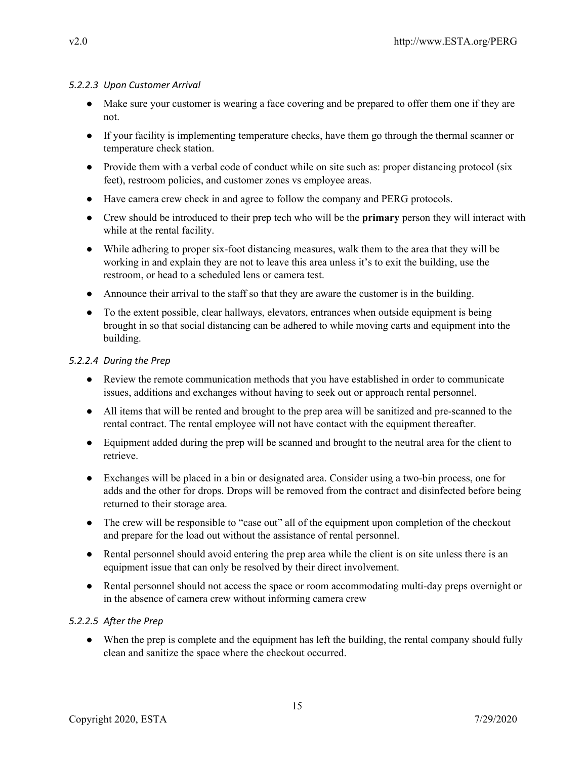#### *5.2.2.3 Upon Customer Arrival*

- Make sure your customer is wearing a face covering and be prepared to offer them one if they are not.
- If your facility is implementing temperature checks, have them go through the thermal scanner or temperature check station.
- Provide them with a verbal code of conduct while on site such as: proper distancing protocol (six feet), restroom policies, and customer zones vs employee areas.
- Have camera crew check in and agree to follow the company and PERG protocols.
- Crew should be introduced to their prep tech who will be the **primary** person they will interact with while at the rental facility.
- While adhering to proper six-foot distancing measures, walk them to the area that they will be working in and explain they are not to leave this area unless it's to exit the building, use the restroom, or head to a scheduled lens or camera test.
- Announce their arrival to the staff so that they are aware the customer is in the building.
- To the extent possible, clear hallways, elevators, entrances when outside equipment is being brought in so that social distancing can be adhered to while moving carts and equipment into the building.

#### *5.2.2.4 During the Prep*

- Review the remote communication methods that you have established in order to communicate issues, additions and exchanges without having to seek out or approach rental personnel.
- All items that will be rented and brought to the prep area will be sanitized and pre-scanned to the rental contract. The rental employee will not have contact with the equipment thereafter.
- Equipment added during the prep will be scanned and brought to the neutral area for the client to retrieve.
- Exchanges will be placed in a bin or designated area. Consider using a two-bin process, one for adds and the other for drops. Drops will be removed from the contract and disinfected before being returned to their storage area.
- The crew will be responsible to "case out" all of the equipment upon completion of the checkout and prepare for the load out without the assistance of rental personnel.
- Rental personnel should avoid entering the prep area while the client is on site unless there is an equipment issue that can only be resolved by their direct involvement.
- Rental personnel should not access the space or room accommodating multi-day preps overnight or in the absence of camera crew without informing camera crew

#### *5.2.2.5 After the Prep*

- When the prep is complete and the equipment has left the building, the rental company should fully clean and sanitize the space where the checkout occurred.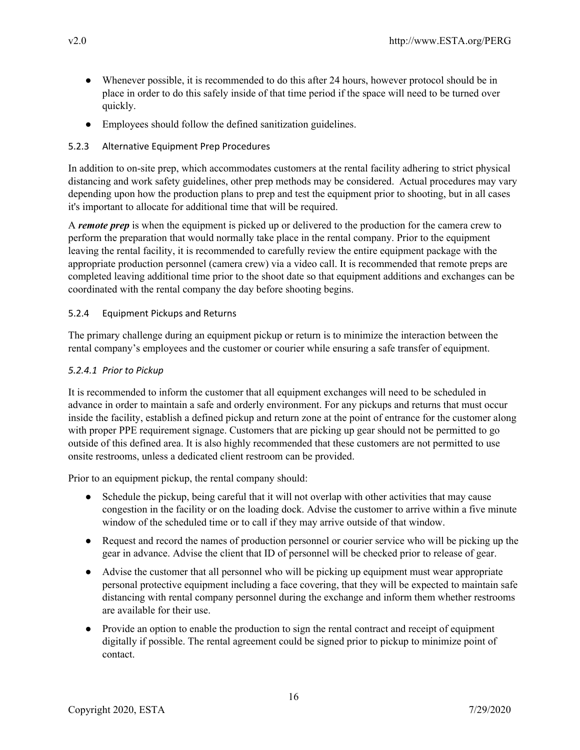- Whenever possible, it is recommended to do this after 24 hours, however protocol should be in place in order to do this safely inside of that time period if the space will need to be turned over quickly.
- Employees should follow the defined sanitization guidelines.

### 5.2.3 Alternative Equipment Prep Procedures

In addition to on-site prep, which accommodates customers at the rental facility adhering to strict physical distancing and work safety guidelines, other prep methods may be considered. Actual procedures may vary depending upon how the production plans to prep and test the equipment prior to shooting, but in all cases it's important to allocate for additional time that will be required.

A ***remote prep*** is when the equipment is picked up or delivered to the production for the camera crew to perform the preparation that would normally take place in the rental company. Prior to the equipment leaving the rental facility, it is recommended to carefully review the entire equipment package with the appropriate production personnel (camera crew) via a video call. It is recommended that remote preps are completed leaving additional time prior to the shoot date so that equipment additions and exchanges can be coordinated with the rental company the day before shooting begins.

### 5.2.4 Equipment Pickups and Returns

The primary challenge during an equipment pickup or return is to minimize the interaction between the rental company's employees and the customer or courier while ensuring a safe transfer of equipment.

#### *5.2.4.1 Prior to Pickup*

It is recommended to inform the customer that all equipment exchanges will need to be scheduled in advance in order to maintain a safe and orderly environment. For any pickups and returns that must occur inside the facility, establish a defined pickup and return zone at the point of entrance for the customer along with proper PPE requirement signage. Customers that are picking up gear should not be permitted to go outside of this defined area. It is also highly recommended that these customers are not permitted to use onsite restrooms, unless a dedicated client restroom can be provided.

Prior to an equipment pickup, the rental company should:

- Schedule the pickup, being careful that it will not overlap with other activities that may cause congestion in the facility or on the loading dock. Advise the customer to arrive within a five minute window of the scheduled time or to call if they may arrive outside of that window.
- Request and record the names of production personnel or courier service who will be picking up the gear in advance. Advise the client that ID of personnel will be checked prior to release of gear.
- Advise the customer that all personnel who will be picking up equipment must wear appropriate personal protective equipment including a face covering, that they will be expected to maintain safe distancing with rental company personnel during the exchange and inform them whether restrooms are available for their use.
- Provide an option to enable the production to sign the rental contract and receipt of equipment digitally if possible. The rental agreement could be signed prior to pickup to minimize point of contact.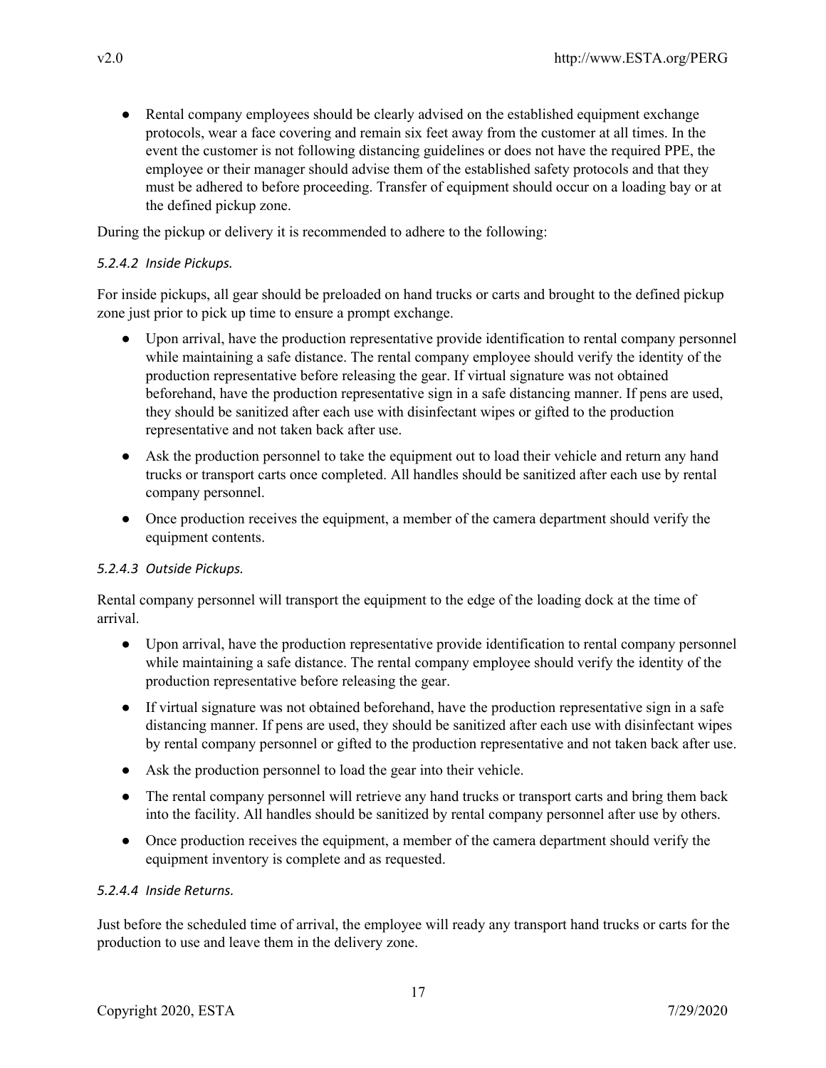- Rental company employees should be clearly advised on the established equipment exchange protocols, wear a face covering and remain six feet away from the customer at all times. In the event the customer is not following distancing guidelines or does not have the required PPE, the employee or their manager should advise them of the established safety protocols and that they must be adhered to before proceeding. Transfer of equipment should occur on a loading bay or at the defined pickup zone.

During the pickup or delivery it is recommended to adhere to the following:

#### *5.2.4.2 Inside Pickups.*

For inside pickups, all gear should be preloaded on hand trucks or carts and brought to the defined pickup zone just prior to pick up time to ensure a prompt exchange.

- Upon arrival, have the production representative provide identification to rental company personnel while maintaining a safe distance. The rental company employee should verify the identity of the production representative before releasing the gear. If virtual signature was not obtained beforehand, have the production representative sign in a safe distancing manner. If pens are used, they should be sanitized after each use with disinfectant wipes or gifted to the production representative and not taken back after use.
- Ask the production personnel to take the equipment out to load their vehicle and return any hand trucks or transport carts once completed. All handles should be sanitized after each use by rental company personnel.
- Once production receives the equipment, a member of the camera department should verify the equipment contents.

#### *5.2.4.3 Outside Pickups.*

Rental company personnel will transport the equipment to the edge of the loading dock at the time of arrival.

- Upon arrival, have the production representative provide identification to rental company personnel while maintaining a safe distance. The rental company employee should verify the identity of the production representative before releasing the gear.
- If virtual signature was not obtained beforehand, have the production representative sign in a safe distancing manner. If pens are used, they should be sanitized after each use with disinfectant wipes by rental company personnel or gifted to the production representative and not taken back after use.
- Ask the production personnel to load the gear into their vehicle.
- The rental company personnel will retrieve any hand trucks or transport carts and bring them back into the facility. All handles should be sanitized by rental company personnel after use by others.
- Once production receives the equipment, a member of the camera department should verify the equipment inventory is complete and as requested.

#### *5.2.4.4 Inside Returns.*

Just before the scheduled time of arrival, the employee will ready any transport hand trucks or carts for the production to use and leave them in the delivery zone.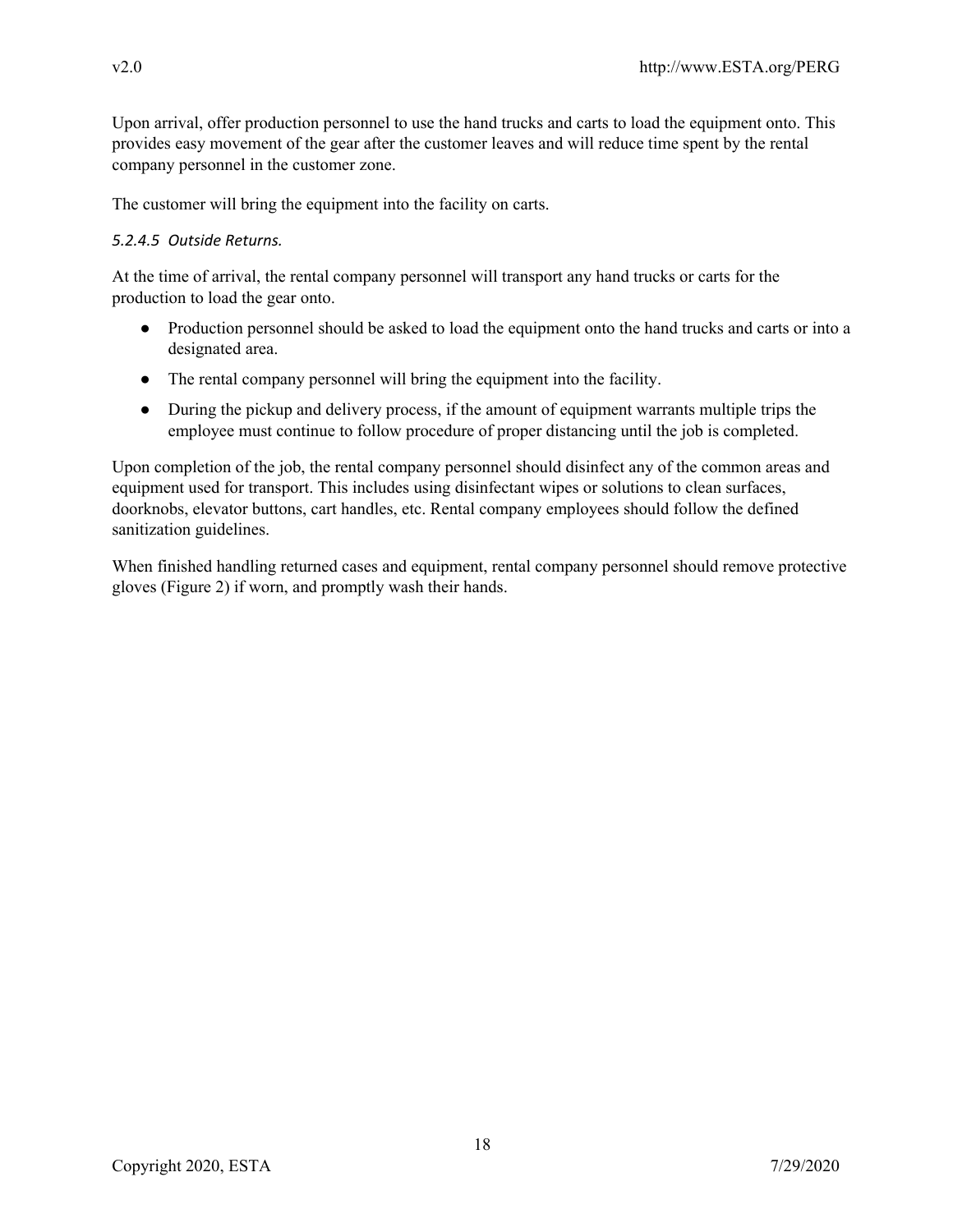Upon arrival, offer production personnel to use the hand trucks and carts to load the equipment onto. This provides easy movement of the gear after the customer leaves and will reduce time spent by the rental company personnel in the customer zone.

The customer will bring the equipment into the facility on carts.

##### *5.2.4.5 Outside Returns.*

At the time of arrival, the rental company personnel will transport any hand trucks or carts for the production to load the gear onto.

- Production personnel should be asked to load the equipment onto the hand trucks and carts or into a designated area.
- The rental company personnel will bring the equipment into the facility.
- During the pickup and delivery process, if the amount of equipment warrants multiple trips the employee must continue to follow procedure of proper distancing until the job is completed.

Upon completion of the job, the rental company personnel should disinfect any of the common areas and equipment used for transport. This includes using disinfectant wipes or solutions to clean surfaces, doorknobs, elevator buttons, cart handles, etc. Rental company employees should follow the defined sanitization guidelines.

When finished handling returned cases and equipment, rental company personnel should remove protective gloves (Figure 2) if worn, and promptly wash their hands.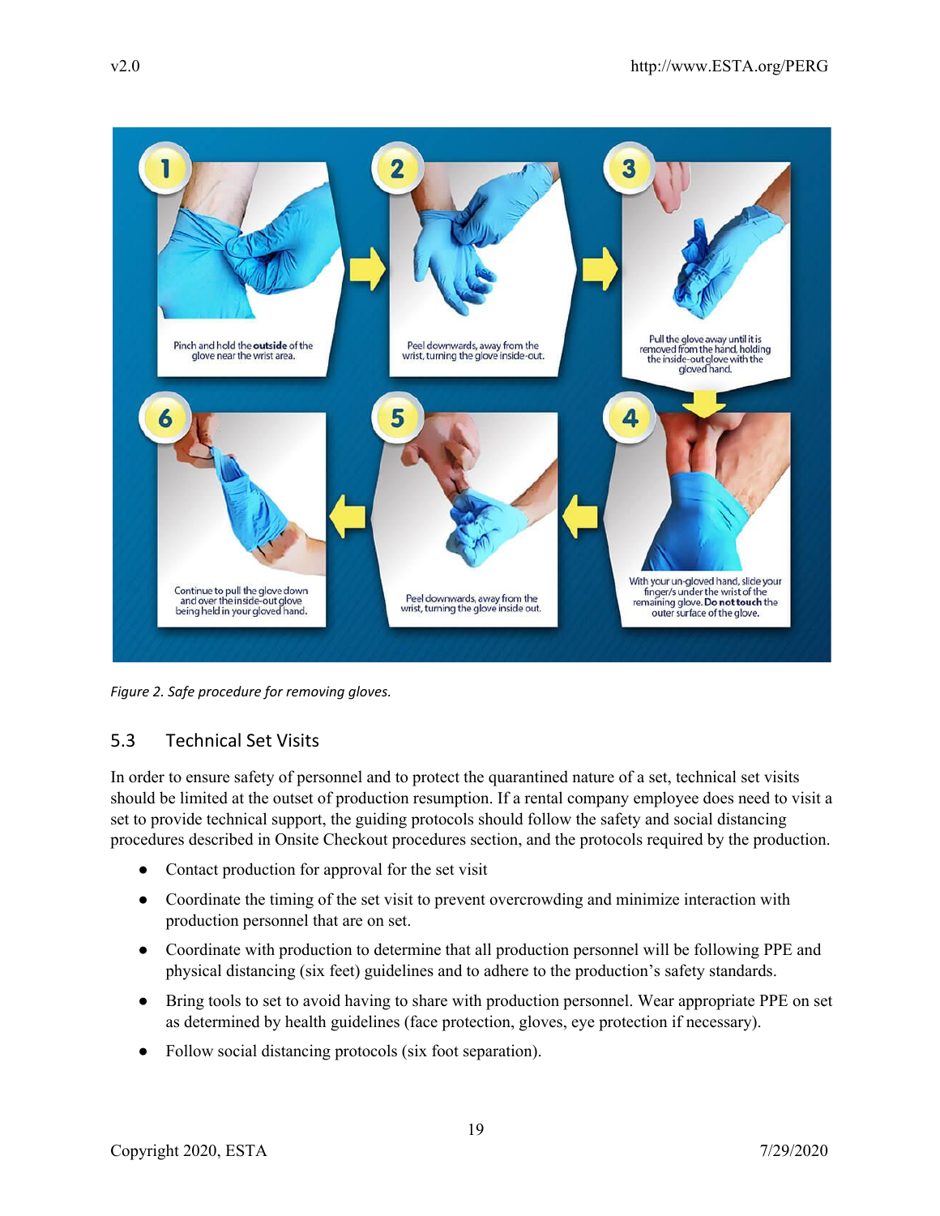1. Pinch and hold the **outside** of the glove near the wrist area.
2. Peel downwards, away from the wrist, turning the glove inside-out.
3. Pull the glove away until it is removed from the hand, holding the inside-out glove with the gloved hand.
4. With your un-gloved hand, slide your finger/s under the wrist of the remaining glove. **Do not touch** the outer surface of the glove.
5. Peel downwards, away from the wrist, turning the glove inside out.
6. Continue to pull the glove down and over the inside-out glove being held in your gloved hand.

*Figure 2. Safe procedure for removing gloves.*

## 5.3 Technical Set Visits

In order to ensure safety of personnel and to protect the quarantined nature of a set, technical set visits should be limited at the outset of production resumption. If a rental company employee does need to visit a set to provide technical support, the guiding protocols should follow the safety and social distancing procedures described in Onsite Checkout procedures section, and the protocols required by the production.

- Contact production for approval for the set visit
- Coordinate the timing of the set visit to prevent overcrowding and minimize interaction with production personnel that are on set.
- Coordinate with production to determine that all production personnel will be following PPE and physical distancing (six feet) guidelines and to adhere to the production's safety standards.
- Bring tools to set to avoid having to share with production personnel. Wear appropriate PPE on set as determined by health guidelines (face protection, gloves, eye protection if necessary).
- Follow social distancing protocols (six foot separation).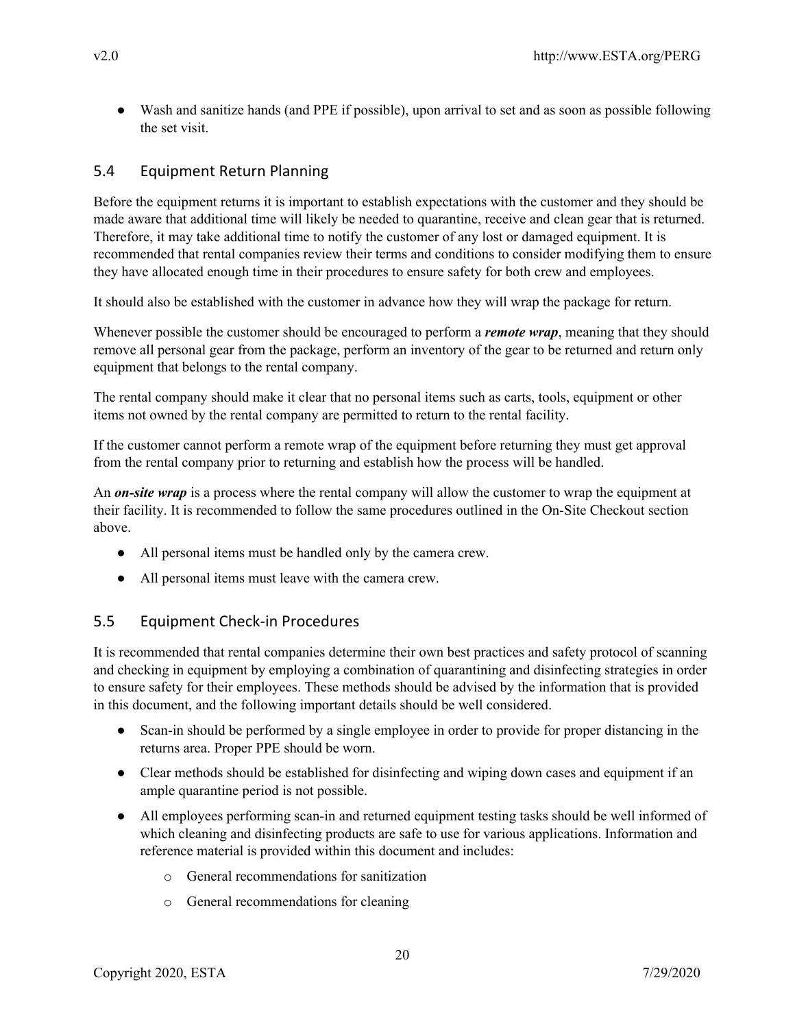- Wash and sanitize hands (and PPE if possible), upon arrival to set and as soon as possible following the set visit.

## 5.4 Equipment Return Planning

Before the equipment returns it is important to establish expectations with the customer and they should be made aware that additional time will likely be needed to quarantine, receive and clean gear that is returned. Therefore, it may take additional time to notify the customer of any lost or damaged equipment. It is recommended that rental companies review their terms and conditions to consider modifying them to ensure they have allocated enough time in their procedures to ensure safety for both crew and employees.

It should also be established with the customer in advance how they will wrap the package for return.

Whenever possible the customer should be encouraged to perform a ***remote wrap***, meaning that they should remove all personal gear from the package, perform an inventory of the gear to be returned and return only equipment that belongs to the rental company.

The rental company should make it clear that no personal items such as carts, tools, equipment or other items not owned by the rental company are permitted to return to the rental facility.

If the customer cannot perform a remote wrap of the equipment before returning they must get approval from the rental company prior to returning and establish how the process will be handled.

An ***on-site wrap*** is a process where the rental company will allow the customer to wrap the equipment at their facility. It is recommended to follow the same procedures outlined in the On-Site Checkout section above.

- All personal items must be handled only by the camera crew.
- All personal items must leave with the camera crew.

## 5.5 Equipment Check-in Procedures

It is recommended that rental companies determine their own best practices and safety protocol of scanning and checking in equipment by employing a combination of quarantining and disinfecting strategies in order to ensure safety for their employees. These methods should be advised by the information that is provided in this document, and the following important details should be well considered.

- Scan-in should be performed by a single employee in order to provide for proper distancing in the returns area. Proper PPE should be worn.
- Clear methods should be established for disinfecting and wiping down cases and equipment if an ample quarantine period is not possible.
- All employees performing scan-in and returned equipment testing tasks should be well informed of which cleaning and disinfecting products are safe to use for various applications. Information and reference material is provided within this document and includes:
    - General recommendations for sanitization
    - General recommendations for cleaning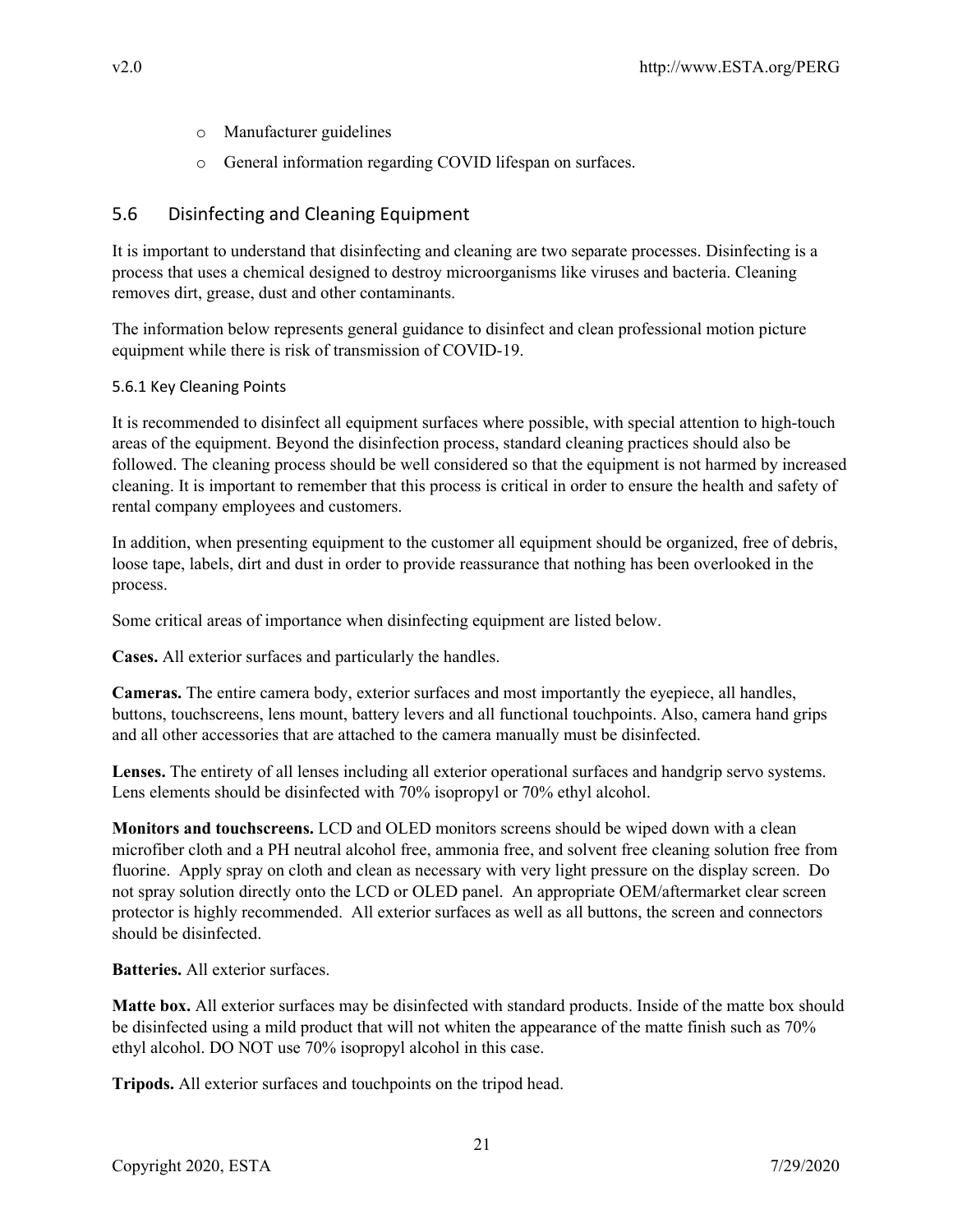- Manufacturer guidelines
- General information regarding COVID lifespan on surfaces.

## 5.6 Disinfecting and Cleaning Equipment

It is important to understand that disinfecting and cleaning are two separate processes. Disinfecting is a process that uses a chemical designed to destroy microorganisms like viruses and bacteria. Cleaning removes dirt, grease, dust and other contaminants.

The information below represents general guidance to disinfect and clean professional motion picture equipment while there is risk of transmission of COVID-19.

### 5.6.1 Key Cleaning Points

It is recommended to disinfect all equipment surfaces where possible, with special attention to high-touch areas of the equipment. Beyond the disinfection process, standard cleaning practices should also be followed. The cleaning process should be well considered so that the equipment is not harmed by increased cleaning. It is important to remember that this process is critical in order to ensure the health and safety of rental company employees and customers.

In addition, when presenting equipment to the customer all equipment should be organized, free of debris, loose tape, labels, dirt and dust in order to provide reassurance that nothing has been overlooked in the process.

Some critical areas of importance when disinfecting equipment are listed below.

**Cases.** All exterior surfaces and particularly the handles.

**Cameras.** The entire camera body, exterior surfaces and most importantly the eyepiece, all handles, buttons, touchscreens, lens mount, battery levers and all functional touchpoints. Also, camera hand grips and all other accessories that are attached to the camera manually must be disinfected.

**Lenses.** The entirety of all lenses including all exterior operational surfaces and handgrip servo systems. Lens elements should be disinfected with 70% isopropyl or 70% ethyl alcohol.

**Monitors and touchscreens.** LCD and OLED monitors screens should be wiped down with a clean microfiber cloth and a PH neutral alcohol free, ammonia free, and solvent free cleaning solution free from fluorine. Apply spray on cloth and clean as necessary with very light pressure on the display screen. Do not spray solution directly onto the LCD or OLED panel. An appropriate OEM/aftermarket clear screen protector is highly recommended. All exterior surfaces as well as all buttons, the screen and connectors should be disinfected.

**Batteries.** All exterior surfaces.

**Matte box.** All exterior surfaces may be disinfected with standard products. Inside of the matte box should be disinfected using a mild product that will not whiten the appearance of the matte finish such as 70% ethyl alcohol. DO NOT use 70% isopropyl alcohol in this case.

**Tripods.** All exterior surfaces and touchpoints on the tripod head.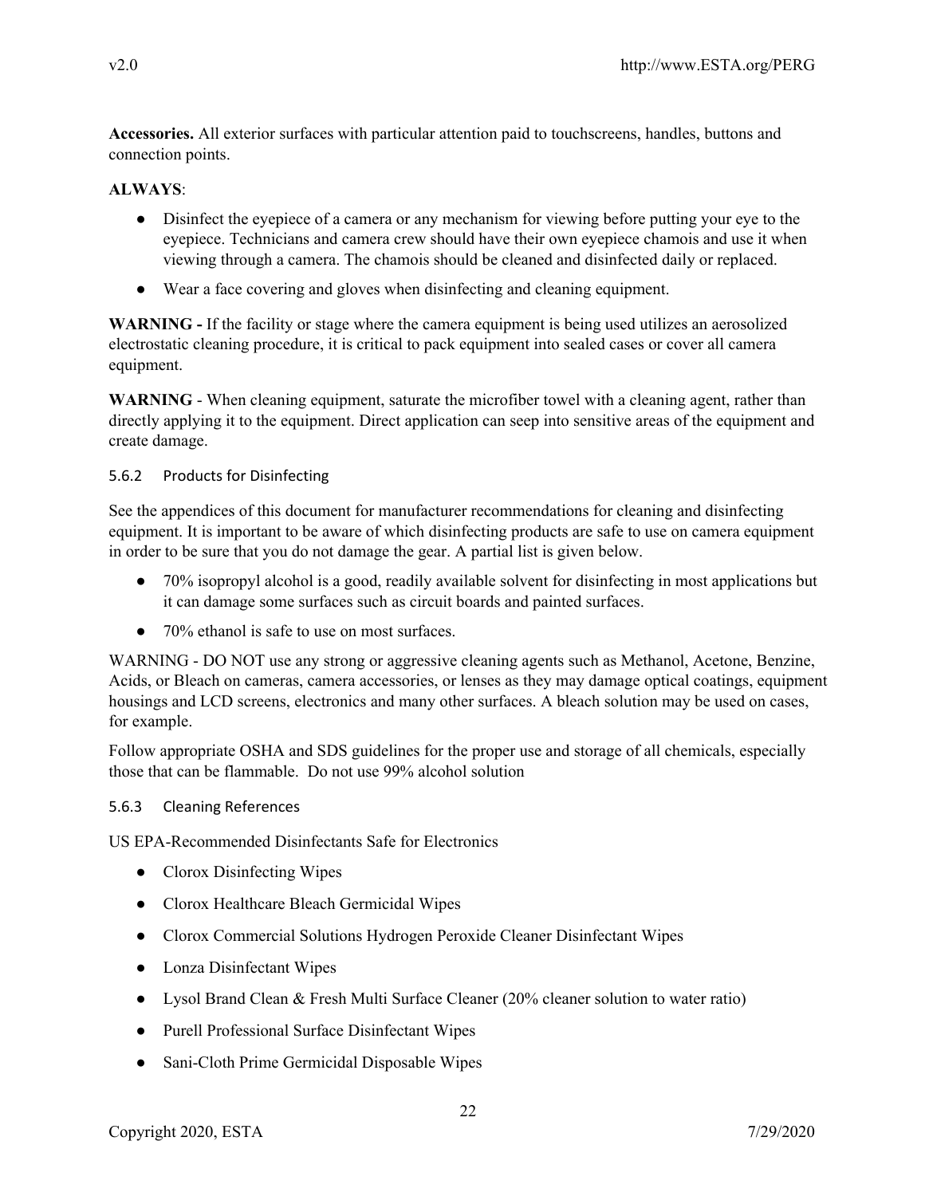**Accessories.** All exterior surfaces with particular attention paid to touchscreens, handles, buttons and connection points.

**ALWAYS**:

- Disinfect the eyepiece of a camera or any mechanism for viewing before putting your eye to the eyepiece. Technicians and camera crew should have their own eyepiece chamois and use it when viewing through a camera. The chamois should be cleaned and disinfected daily or replaced.
- Wear a face covering and gloves when disinfecting and cleaning equipment.

**WARNING -** If the facility or stage where the camera equipment is being used utilizes an aerosolized electrostatic cleaning procedure, it is critical to pack equipment into sealed cases or cover all camera equipment.

**WARNING** - When cleaning equipment, saturate the microfiber towel with a cleaning agent, rather than directly applying it to the equipment. Direct application can seep into sensitive areas of the equipment and create damage.

### 5.6.2 Products for Disinfecting

See the appendices of this document for manufacturer recommendations for cleaning and disinfecting equipment. It is important to be aware of which disinfecting products are safe to use on camera equipment in order to be sure that you do not damage the gear. A partial list is given below.

- 70% isopropyl alcohol is a good, readily available solvent for disinfecting in most applications but it can damage some surfaces such as circuit boards and painted surfaces.
- 70% ethanol is safe to use on most surfaces.

WARNING - DO NOT use any strong or aggressive cleaning agents such as Methanol, Acetone, Benzine, Acids, or Bleach on cameras, camera accessories, or lenses as they may damage optical coatings, equipment housings and LCD screens, electronics and many other surfaces. A bleach solution may be used on cases, for example.

Follow appropriate OSHA and SDS guidelines for the proper use and storage of all chemicals, especially those that can be flammable. Do not use 99% alcohol solution

### 5.6.3 Cleaning References

US EPA-Recommended Disinfectants Safe for Electronics

- Clorox Disinfecting Wipes
- Clorox Healthcare Bleach Germicidal Wipes
- Clorox Commercial Solutions Hydrogen Peroxide Cleaner Disinfectant Wipes
- Lonza Disinfectant Wipes
- Lysol Brand Clean & Fresh Multi Surface Cleaner (20% cleaner solution to water ratio)
- Purell Professional Surface Disinfectant Wipes
- Sani-Cloth Prime Germicidal Disposable Wipes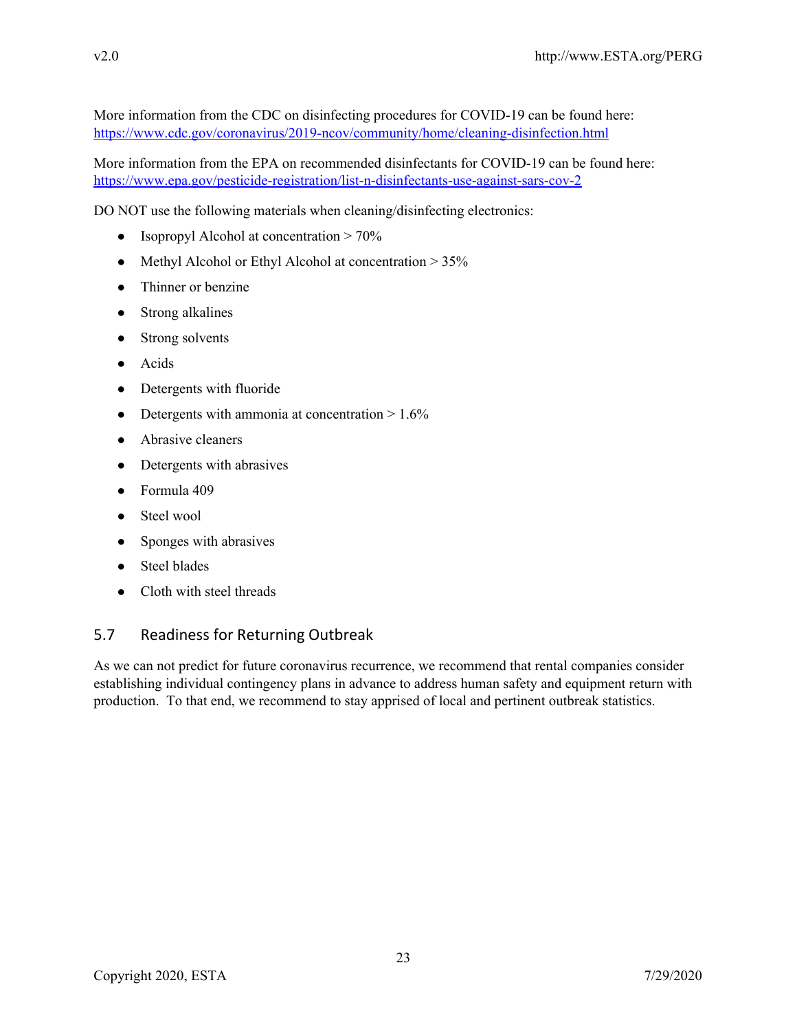More information from the CDC on disinfecting procedures for COVID-19 can be found here: https://www.cdc.gov/coronavirus/2019-ncov/community/home/cleaning-disinfection.html

More information from the EPA on recommended disinfectants for COVID-19 can be found here: https://www.epa.gov/pesticide-registration/list-n-disinfectants-use-against-sars-cov-2

DO NOT use the following materials when cleaning/disinfecting electronics:

- Isopropyl Alcohol at concentration > 70%
- Methyl Alcohol or Ethyl Alcohol at concentration > 35%
- Thinner or benzine
- Strong alkalines
- Strong solvents
- Acids
- Detergents with fluoride
- Detergents with ammonia at concentration > 1.6%
- Abrasive cleaners
- Detergents with abrasives
- Formula 409
- Steel wool
- Sponges with abrasives
- Steel blades
- Cloth with steel threads

## 5.7 Readiness for Returning Outbreak

As we can not predict for future coronavirus recurrence, we recommend that rental companies consider establishing individual contingency plans in advance to address human safety and equipment return with production. To that end, we recommend to stay apprised of local and pertinent outbreak statistics.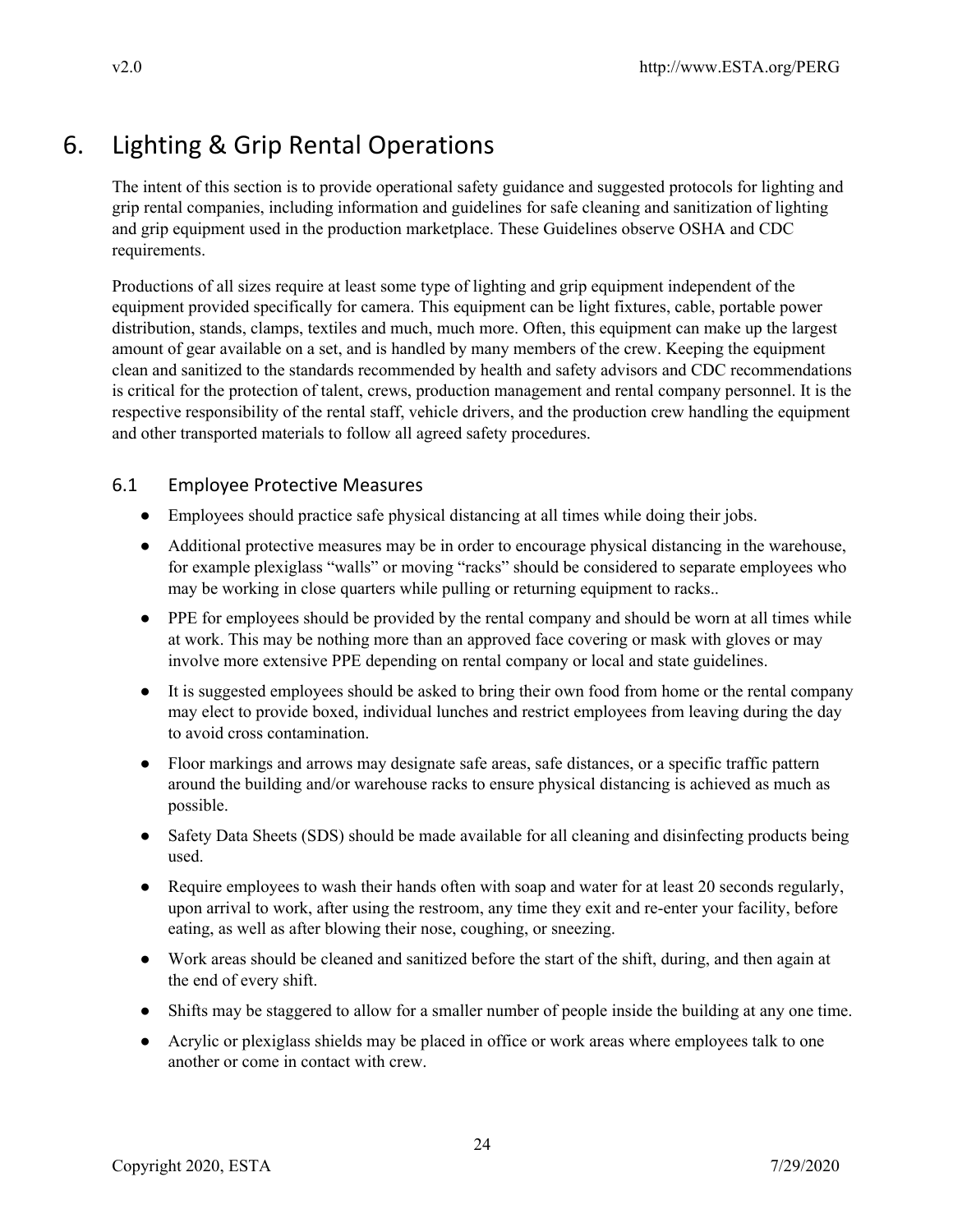# 6. Lighting & Grip Rental Operations

The intent of this section is to provide operational safety guidance and suggested protocols for lighting and grip rental companies, including information and guidelines for safe cleaning and sanitization of lighting and grip equipment used in the production marketplace. These Guidelines observe OSHA and CDC requirements.

Productions of all sizes require at least some type of lighting and grip equipment independent of the equipment provided specifically for camera. This equipment can be light fixtures, cable, portable power distribution, stands, clamps, textiles and much, much more. Often, this equipment can make up the largest amount of gear available on a set, and is handled by many members of the crew. Keeping the equipment clean and sanitized to the standards recommended by health and safety advisors and CDC recommendations is critical for the protection of talent, crews, production management and rental company personnel. It is the respective responsibility of the rental staff, vehicle drivers, and the production crew handling the equipment and other transported materials to follow all agreed safety procedures.

## 6.1 Employee Protective Measures

- Employees should practice safe physical distancing at all times while doing their jobs.
- Additional protective measures may be in order to encourage physical distancing in the warehouse, for example plexiglass "walls" or moving "racks" should be considered to separate employees who may be working in close quarters while pulling or returning equipment to racks..
- PPE for employees should be provided by the rental company and should be worn at all times while at work. This may be nothing more than an approved face covering or mask with gloves or may involve more extensive PPE depending on rental company or local and state guidelines.
- It is suggested employees should be asked to bring their own food from home or the rental company may elect to provide boxed, individual lunches and restrict employees from leaving during the day to avoid cross contamination.
- Floor markings and arrows may designate safe areas, safe distances, or a specific traffic pattern around the building and/or warehouse racks to ensure physical distancing is achieved as much as possible.
- Safety Data Sheets (SDS) should be made available for all cleaning and disinfecting products being used.
- Require employees to wash their hands often with soap and water for at least 20 seconds regularly, upon arrival to work, after using the restroom, any time they exit and re-enter your facility, before eating, as well as after blowing their nose, coughing, or sneezing.
- Work areas should be cleaned and sanitized before the start of the shift, during, and then again at the end of every shift.
- Shifts may be staggered to allow for a smaller number of people inside the building at any one time.
- Acrylic or plexiglass shields may be placed in office or work areas where employees talk to one another or come in contact with crew.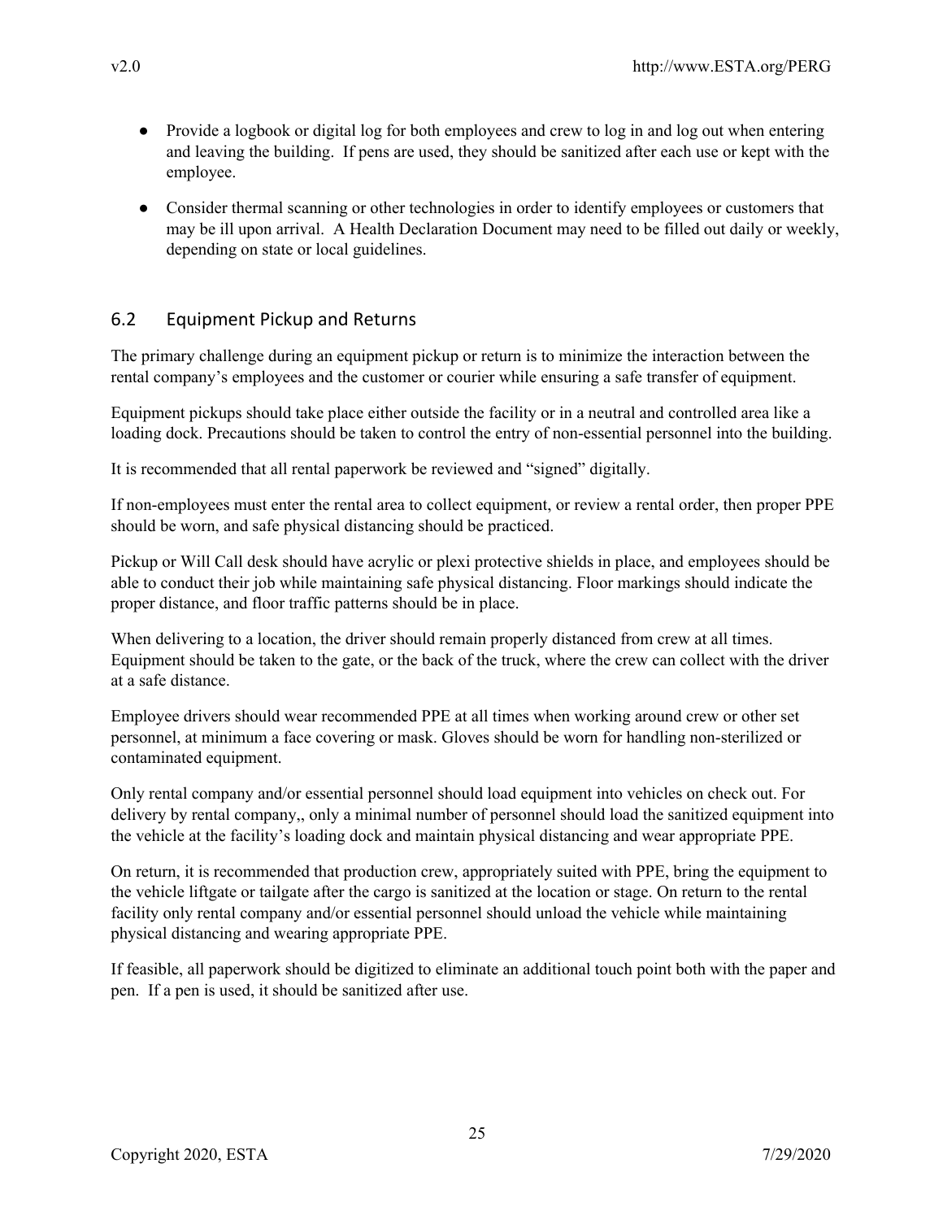- Provide a logbook or digital log for both employees and crew to log in and log out when entering and leaving the building. If pens are used, they should be sanitized after each use or kept with the employee.
- Consider thermal scanning or other technologies in order to identify employees or customers that may be ill upon arrival. A Health Declaration Document may need to be filled out daily or weekly, depending on state or local guidelines.

## 6.2 Equipment Pickup and Returns

The primary challenge during an equipment pickup or return is to minimize the interaction between the rental company's employees and the customer or courier while ensuring a safe transfer of equipment.

Equipment pickups should take place either outside the facility or in a neutral and controlled area like a loading dock. Precautions should be taken to control the entry of non-essential personnel into the building.

It is recommended that all rental paperwork be reviewed and "signed" digitally.

If non-employees must enter the rental area to collect equipment, or review a rental order, then proper PPE should be worn, and safe physical distancing should be practiced.

Pickup or Will Call desk should have acrylic or plexi protective shields in place, and employees should be able to conduct their job while maintaining safe physical distancing. Floor markings should indicate the proper distance, and floor traffic patterns should be in place.

When delivering to a location, the driver should remain properly distanced from crew at all times. Equipment should be taken to the gate, or the back of the truck, where the crew can collect with the driver at a safe distance.

Employee drivers should wear recommended PPE at all times when working around crew or other set personnel, at minimum a face covering or mask. Gloves should be worn for handling non-sterilized or contaminated equipment.

Only rental company and/or essential personnel should load equipment into vehicles on check out. For delivery by rental company,, only a minimal number of personnel should load the sanitized equipment into the vehicle at the facility's loading dock and maintain physical distancing and wear appropriate PPE.

On return, it is recommended that production crew, appropriately suited with PPE, bring the equipment to the vehicle liftgate or tailgate after the cargo is sanitized at the location or stage. On return to the rental facility only rental company and/or essential personnel should unload the vehicle while maintaining physical distancing and wearing appropriate PPE.

If feasible, all paperwork should be digitized to eliminate an additional touch point both with the paper and pen. If a pen is used, it should be sanitized after use.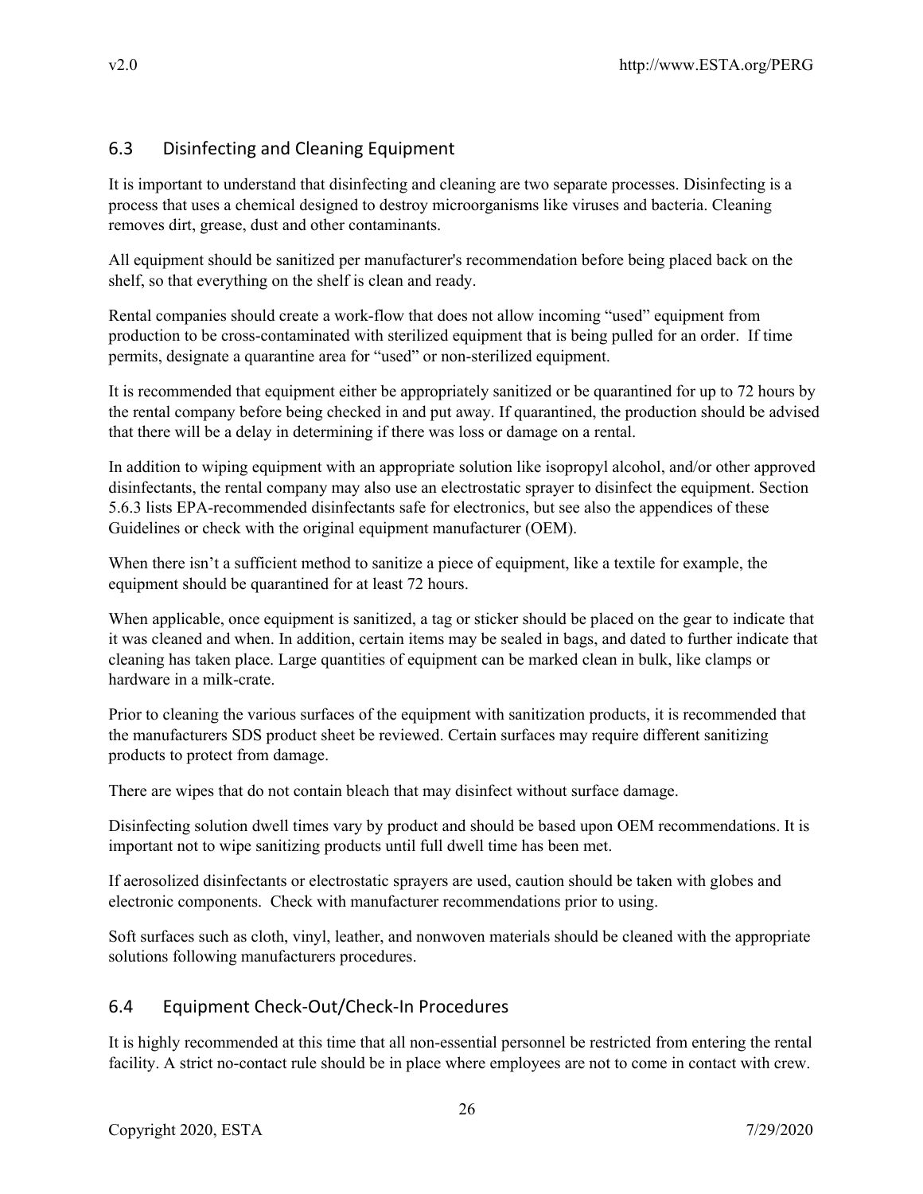## 6.3 Disinfecting and Cleaning Equipment

It is important to understand that disinfecting and cleaning are two separate processes. Disinfecting is a process that uses a chemical designed to destroy microorganisms like viruses and bacteria. Cleaning removes dirt, grease, dust and other contaminants.

All equipment should be sanitized per manufacturer's recommendation before being placed back on the shelf, so that everything on the shelf is clean and ready.

Rental companies should create a work-flow that does not allow incoming "used" equipment from production to be cross-contaminated with sterilized equipment that is being pulled for an order. If time permits, designate a quarantine area for "used" or non-sterilized equipment.

It is recommended that equipment either be appropriately sanitized or be quarantined for up to 72 hours by the rental company before being checked in and put away. If quarantined, the production should be advised that there will be a delay in determining if there was loss or damage on a rental.

In addition to wiping equipment with an appropriate solution like isopropyl alcohol, and/or other approved disinfectants, the rental company may also use an electrostatic sprayer to disinfect the equipment. Section 5.6.3 lists EPA-recommended disinfectants safe for electronics, but see also the appendices of these Guidelines or check with the original equipment manufacturer (OEM).

When there isn't a sufficient method to sanitize a piece of equipment, like a textile for example, the equipment should be quarantined for at least 72 hours.

When applicable, once equipment is sanitized, a tag or sticker should be placed on the gear to indicate that it was cleaned and when. In addition, certain items may be sealed in bags, and dated to further indicate that cleaning has taken place. Large quantities of equipment can be marked clean in bulk, like clamps or hardware in a milk-crate.

Prior to cleaning the various surfaces of the equipment with sanitization products, it is recommended that the manufacturers SDS product sheet be reviewed. Certain surfaces may require different sanitizing products to protect from damage.

There are wipes that do not contain bleach that may disinfect without surface damage.

Disinfecting solution dwell times vary by product and should be based upon OEM recommendations. It is important not to wipe sanitizing products until full dwell time has been met.

If aerosolized disinfectants or electrostatic sprayers are used, caution should be taken with globes and electronic components. Check with manufacturer recommendations prior to using.

Soft surfaces such as cloth, vinyl, leather, and nonwoven materials should be cleaned with the appropriate solutions following manufacturers procedures.

## 6.4 Equipment Check-Out/Check-In Procedures

It is highly recommended at this time that all non-essential personnel be restricted from entering the rental facility. A strict no-contact rule should be in place where employees are not to come in contact with crew.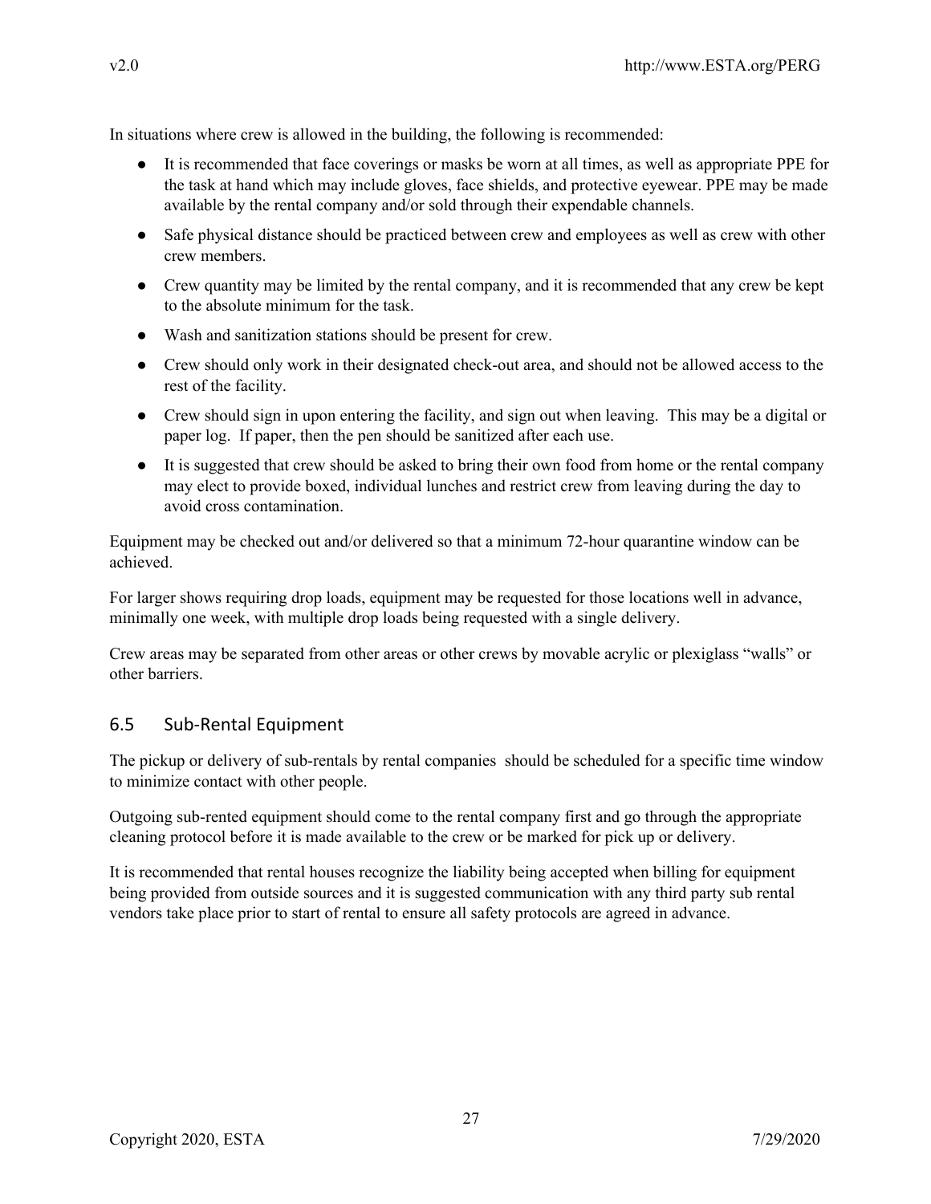In situations where crew is allowed in the building, the following is recommended:

- It is recommended that face coverings or masks be worn at all times, as well as appropriate PPE for the task at hand which may include gloves, face shields, and protective eyewear. PPE may be made available by the rental company and/or sold through their expendable channels.
- Safe physical distance should be practiced between crew and employees as well as crew with other crew members.
- Crew quantity may be limited by the rental company, and it is recommended that any crew be kept to the absolute minimum for the task.
- Wash and sanitization stations should be present for crew.
- Crew should only work in their designated check-out area, and should not be allowed access to the rest of the facility.
- Crew should sign in upon entering the facility, and sign out when leaving. This may be a digital or paper log. If paper, then the pen should be sanitized after each use.
- It is suggested that crew should be asked to bring their own food from home or the rental company may elect to provide boxed, individual lunches and restrict crew from leaving during the day to avoid cross contamination.

Equipment may be checked out and/or delivered so that a minimum 72-hour quarantine window can be achieved.

For larger shows requiring drop loads, equipment may be requested for those locations well in advance, minimally one week, with multiple drop loads being requested with a single delivery.

Crew areas may be separated from other areas or other crews by movable acrylic or plexiglass "walls" or other barriers.

## 6.5 Sub-Rental Equipment

The pickup or delivery of sub-rentals by rental companies should be scheduled for a specific time window to minimize contact with other people.

Outgoing sub-rented equipment should come to the rental company first and go through the appropriate cleaning protocol before it is made available to the crew or be marked for pick up or delivery.

It is recommended that rental houses recognize the liability being accepted when billing for equipment being provided from outside sources and it is suggested communication with any third party sub rental vendors take place prior to start of rental to ensure all safety protocols are agreed in advance.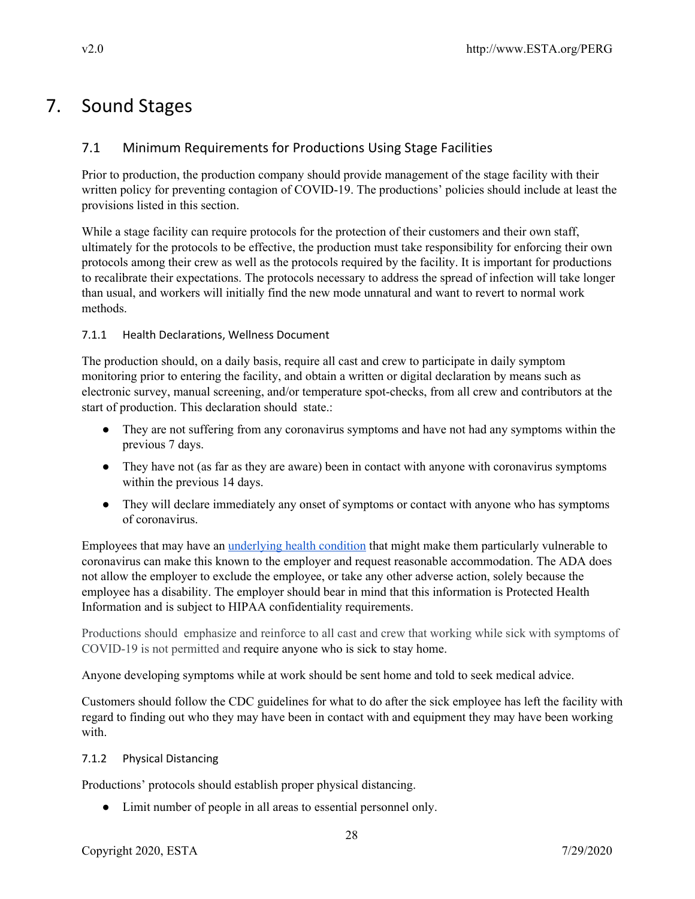// 7. Sound Stages

## 7.1 Minimum Requirements for Productions Using Stage Facilities

Prior to production, the production company should provide management of the stage facility with their written policy for preventing contagion of COVID-19. The productions' policies should include at least the provisions listed in this section.

While a stage facility can require protocols for the protection of their customers and their own staff, ultimately for the protocols to be effective, the production must take responsibility for enforcing their own protocols among their crew as well as the protocols required by the facility. It is important for productions to recalibrate their expectations. The protocols necessary to address the spread of infection will take longer than usual, and workers will initially find the new mode unnatural and want to revert to normal work methods.

### 7.1.1 Health Declarations, Wellness Document

The production should, on a daily basis, require all cast and crew to participate in daily symptom monitoring prior to entering the facility, and obtain a written or digital declaration by means such as electronic survey, manual screening, and/or temperature spot-checks, from all crew and contributors at the start of production. This declaration should state.:

- They are not suffering from any coronavirus symptoms and have not had any symptoms within the previous 7 days.
- They have not (as far as they are aware) been in contact with anyone with coronavirus symptoms within the previous 14 days.
- They will declare immediately any onset of symptoms or contact with anyone who has symptoms of coronavirus.

Employees that may have an [underlying health condition](#) that might make them particularly vulnerable to coronavirus can make this known to the employer and request reasonable accommodation. The ADA does not allow the employer to exclude the employee, or take any other adverse action, solely because the employee has a disability. The employer should bear in mind that this information is Protected Health Information and is subject to HIPAA confidentiality requirements.

Productions should emphasize and reinforce to all cast and crew that working while sick with symptoms of COVID-19 is not permitted and require anyone who is sick to stay home.

Anyone developing symptoms while at work should be sent home and told to seek medical advice.

Customers should follow the CDC guidelines for what to do after the sick employee has left the facility with regard to finding out who they may have been in contact with and equipment they may have been working with.

### 7.1.2 Physical Distancing

Productions' protocols should establish proper physical distancing.

- Limit number of people in all areas to essential personnel only.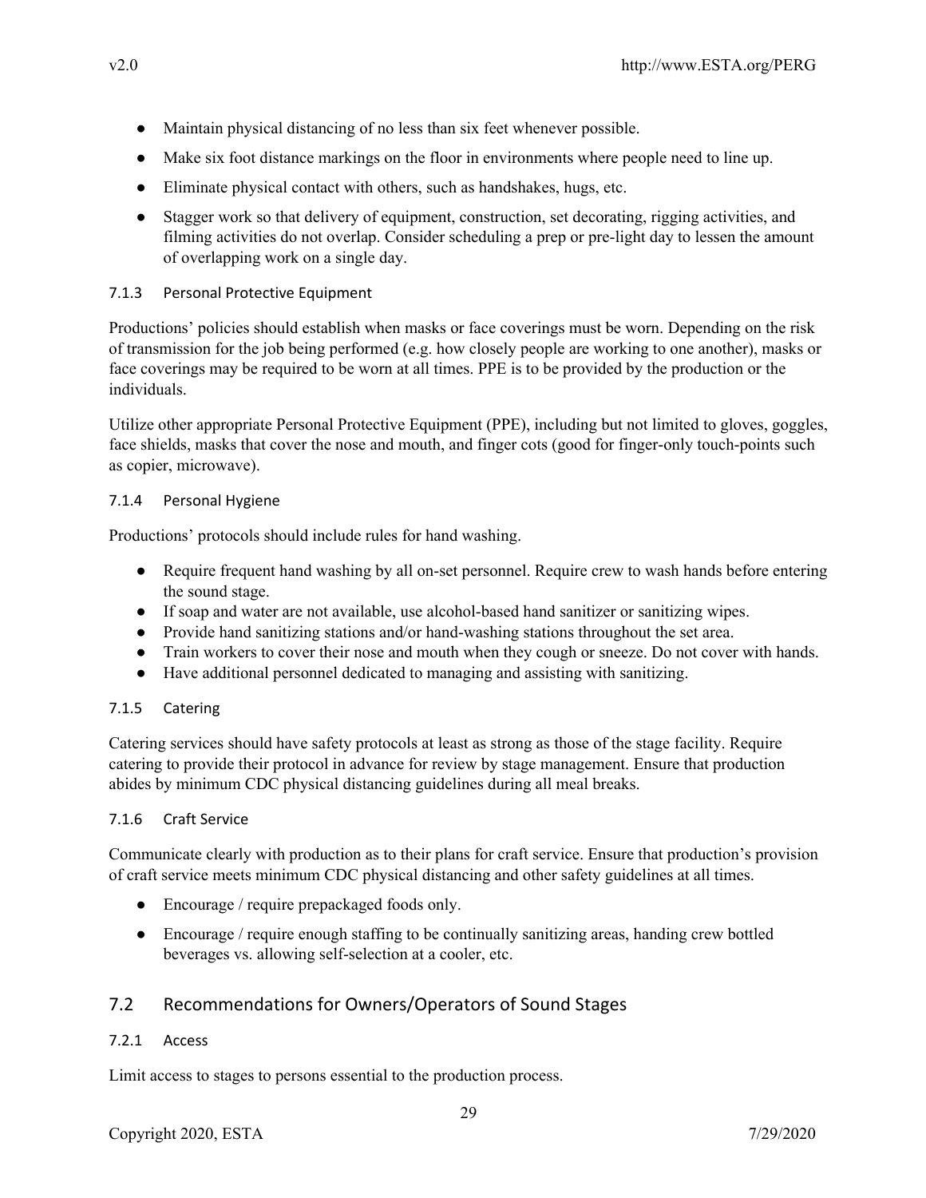- Maintain physical distancing of no less than six feet whenever possible.
- Make six foot distance markings on the floor in environments where people need to line up.
- Eliminate physical contact with others, such as handshakes, hugs, etc.
- Stagger work so that delivery of equipment, construction, set decorating, rigging activities, and filming activities do not overlap. Consider scheduling a prep or pre-light day to lessen the amount of overlapping work on a single day.

#### 7.1.3 Personal Protective Equipment

Productions' policies should establish when masks or face coverings must be worn. Depending on the risk of transmission for the job being performed (e.g. how closely people are working to one another), masks or face coverings may be required to be worn at all times. PPE is to be provided by the production or the individuals.

Utilize other appropriate Personal Protective Equipment (PPE), including but not limited to gloves, goggles, face shields, masks that cover the nose and mouth, and finger cots (good for finger-only touch-points such as copier, microwave).

#### 7.1.4 Personal Hygiene

Productions' protocols should include rules for hand washing.

- Require frequent hand washing by all on-set personnel. Require crew to wash hands before entering the sound stage.
- If soap and water are not available, use alcohol-based hand sanitizer or sanitizing wipes.
- Provide hand sanitizing stations and/or hand-washing stations throughout the set area.
- Train workers to cover their nose and mouth when they cough or sneeze. Do not cover with hands.
- Have additional personnel dedicated to managing and assisting with sanitizing.

#### 7.1.5 Catering

Catering services should have safety protocols at least as strong as those of the stage facility. Require catering to provide their protocol in advance for review by stage management. Ensure that production abides by minimum CDC physical distancing guidelines during all meal breaks.

#### 7.1.6 Craft Service

Communicate clearly with production as to their plans for craft service. Ensure that production's provision of craft service meets minimum CDC physical distancing and other safety guidelines at all times.

- Encourage / require prepackaged foods only.
- Encourage / require enough staffing to be continually sanitizing areas, handing crew bottled beverages vs. allowing self-selection at a cooler, etc.

### 7.2 Recommendations for Owners/Operators of Sound Stages

#### 7.2.1 Access

Limit access to stages to persons essential to the production process.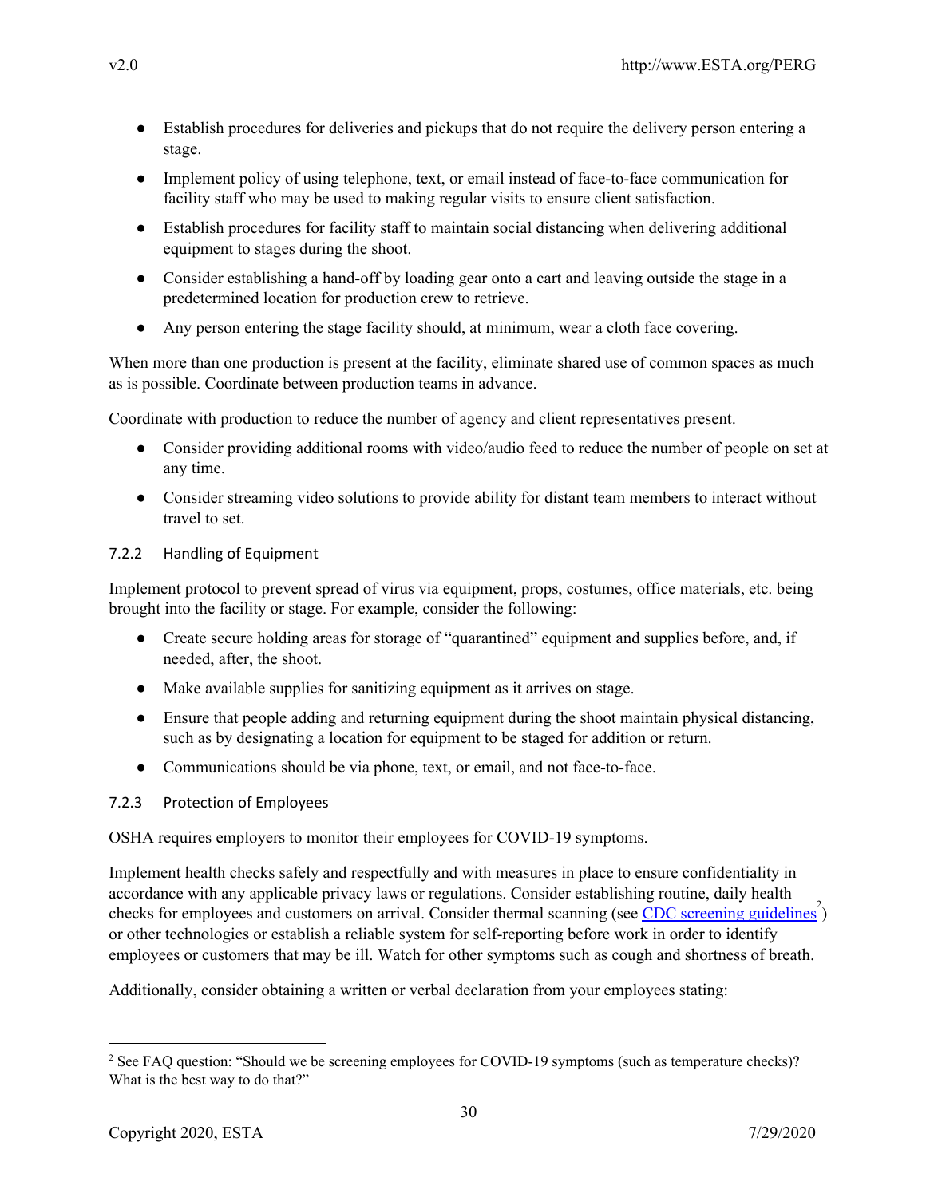- Establish procedures for deliveries and pickups that do not require the delivery person entering a stage.
- Implement policy of using telephone, text, or email instead of face-to-face communication for facility staff who may be used to making regular visits to ensure client satisfaction.
- Establish procedures for facility staff to maintain social distancing when delivering additional equipment to stages during the shoot.
- Consider establishing a hand-off by loading gear onto a cart and leaving outside the stage in a predetermined location for production crew to retrieve.
- Any person entering the stage facility should, at minimum, wear a cloth face covering.

When more than one production is present at the facility, eliminate shared use of common spaces as much as is possible. Coordinate between production teams in advance.

Coordinate with production to reduce the number of agency and client representatives present.

- Consider providing additional rooms with video/audio feed to reduce the number of people on set at any time.
- Consider streaming video solutions to provide ability for distant team members to interact without travel to set.

#### 7.2.2 Handling of Equipment

Implement protocol to prevent spread of virus via equipment, props, costumes, office materials, etc. being brought into the facility or stage. For example, consider the following:

- Create secure holding areas for storage of "quarantined" equipment and supplies before, and, if needed, after, the shoot.
- Make available supplies for sanitizing equipment as it arrives on stage.
- Ensure that people adding and returning equipment during the shoot maintain physical distancing, such as by designating a location for equipment to be staged for addition or return.
- Communications should be via phone, text, or email, and not face-to-face.

#### 7.2.3 Protection of Employees

OSHA requires employers to monitor their employees for COVID-19 symptoms.

Implement health checks safely and respectfully and with measures in place to ensure confidentiality in accordance with any applicable privacy laws or regulations. Consider establishing routine, daily health checks for employees and customers on arrival. Consider thermal scanning (see CDC screening guidelines[2]) or other technologies or establish a reliable system for self-reporting before work in order to identify employees or customers that may be ill. Watch for other symptoms such as cough and shortness of breath.

Additionally, consider obtaining a written or verbal declaration from your employees stating:

---

[2] See FAQ question: "Should we be screening employees for COVID-19 symptoms (such as temperature checks)? What is the best way to do that?"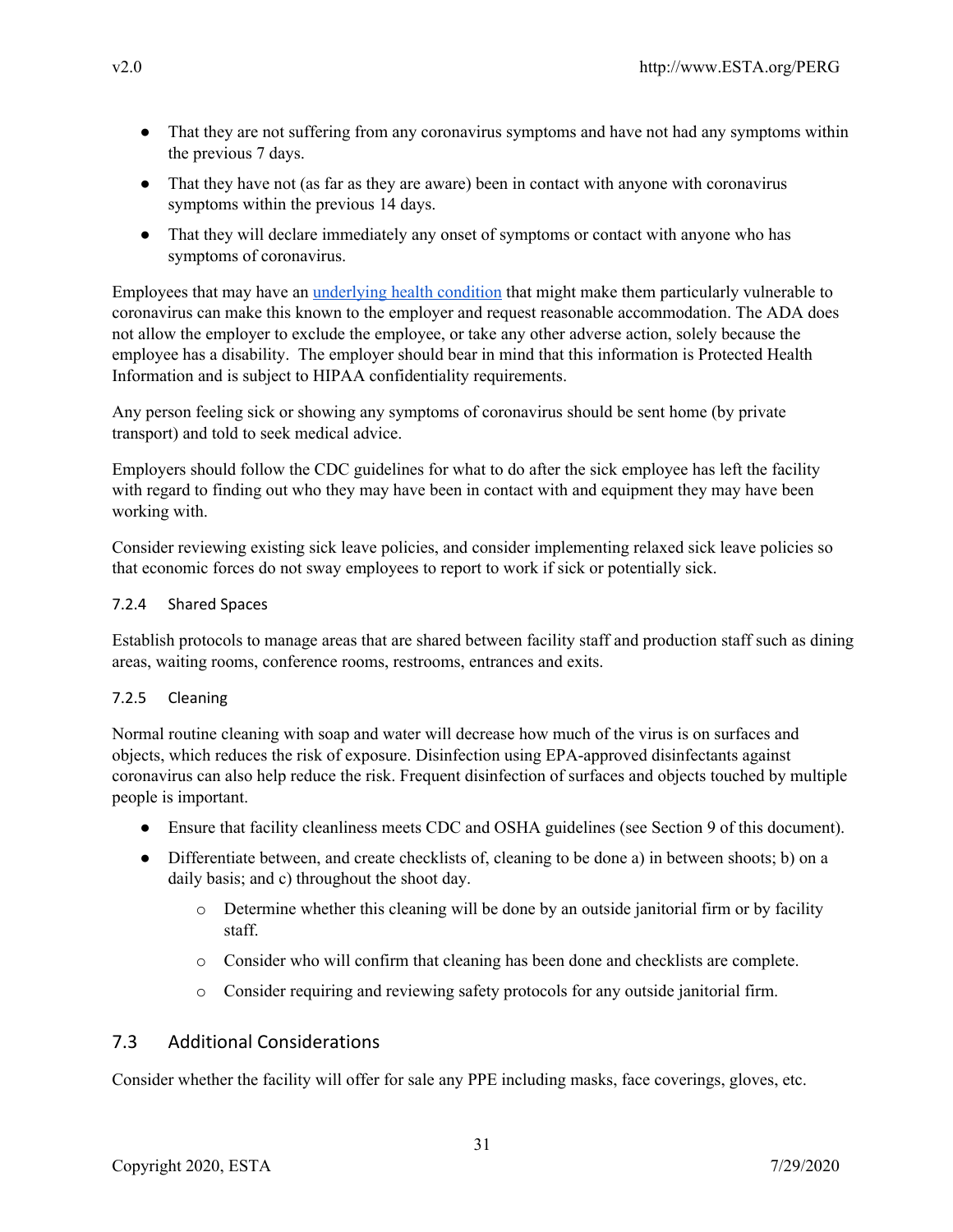- That they are not suffering from any coronavirus symptoms and have not had any symptoms within the previous 7 days.
- That they have not (as far as they are aware) been in contact with anyone with coronavirus symptoms within the previous 14 days.
- That they will declare immediately any onset of symptoms or contact with anyone who has symptoms of coronavirus.

Employees that may have an underlying health condition that might make them particularly vulnerable to coronavirus can make this known to the employer and request reasonable accommodation. The ADA does not allow the employer to exclude the employee, or take any other adverse action, solely because the employee has a disability. The employer should bear in mind that this information is Protected Health Information and is subject to HIPAA confidentiality requirements.

Any person feeling sick or showing any symptoms of coronavirus should be sent home (by private transport) and told to seek medical advice.

Employers should follow the CDC guidelines for what to do after the sick employee has left the facility with regard to finding out who they may have been in contact with and equipment they may have been working with.

Consider reviewing existing sick leave policies, and consider implementing relaxed sick leave policies so that economic forces do not sway employees to report to work if sick or potentially sick.

#### 7.2.4 Shared Spaces

Establish protocols to manage areas that are shared between facility staff and production staff such as dining areas, waiting rooms, conference rooms, restrooms, entrances and exits.

#### 7.2.5 Cleaning

Normal routine cleaning with soap and water will decrease how much of the virus is on surfaces and objects, which reduces the risk of exposure. Disinfection using EPA-approved disinfectants against coronavirus can also help reduce the risk. Frequent disinfection of surfaces and objects touched by multiple people is important.

- Ensure that facility cleanliness meets CDC and OSHA guidelines (see Section 9 of this document).
- Differentiate between, and create checklists of, cleaning to be done a) in between shoots; b) on a daily basis; and c) throughout the shoot day.
  - Determine whether this cleaning will be done by an outside janitorial firm or by facility staff.
  - Consider who will confirm that cleaning has been done and checklists are complete.
  - Consider requiring and reviewing safety protocols for any outside janitorial firm.

### 7.3 Additional Considerations

Consider whether the facility will offer for sale any PPE including masks, face coverings, gloves, etc.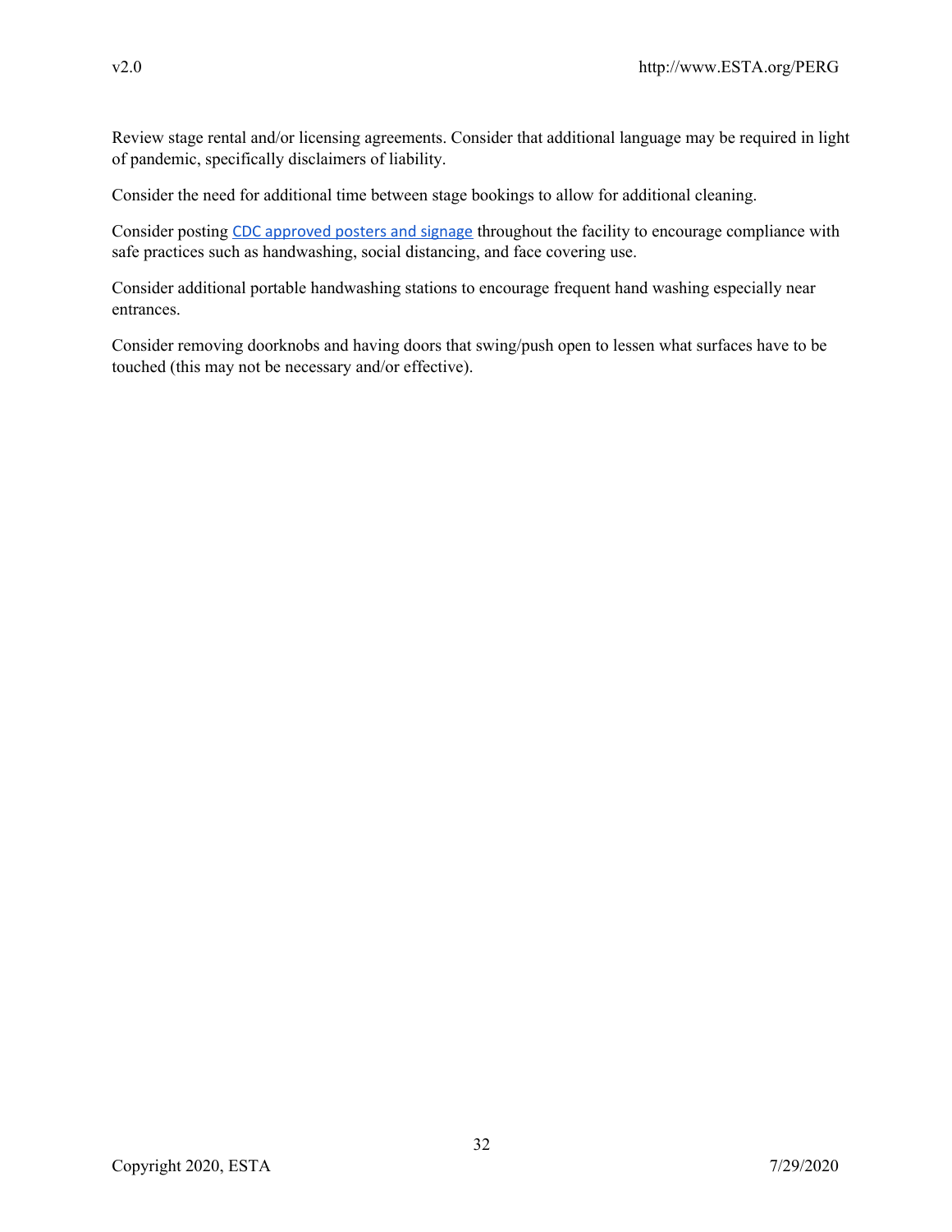Review stage rental and/or licensing agreements. Consider that additional language may be required in light of pandemic, specifically disclaimers of liability.

Consider the need for additional time between stage bookings to allow for additional cleaning.

Consider posting CDC approved posters and signage throughout the facility to encourage compliance with safe practices such as handwashing, social distancing, and face covering use.

Consider additional portable handwashing stations to encourage frequent hand washing especially near entrances.

Consider removing doorknobs and having doors that swing/push open to lessen what surfaces have to be touched (this may not be necessary and/or effective).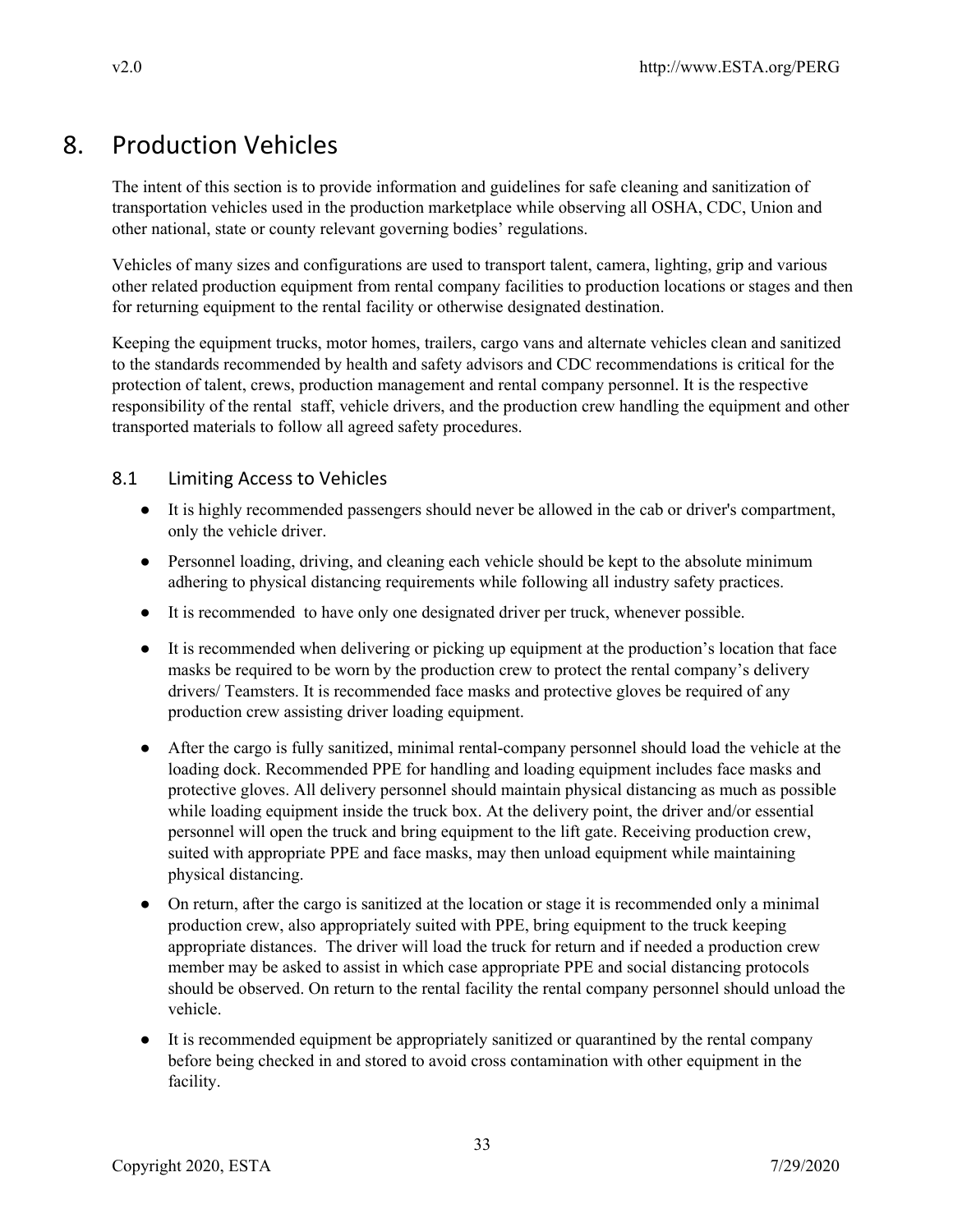# 8. Production Vehicles

The intent of this section is to provide information and guidelines for safe cleaning and sanitization of transportation vehicles used in the production marketplace while observing all OSHA, CDC, Union and other national, state or county relevant governing bodies' regulations.

Vehicles of many sizes and configurations are used to transport talent, camera, lighting, grip and various other related production equipment from rental company facilities to production locations or stages and then for returning equipment to the rental facility or otherwise designated destination.

Keeping the equipment trucks, motor homes, trailers, cargo vans and alternate vehicles clean and sanitized to the standards recommended by health and safety advisors and CDC recommendations is critical for the protection of talent, crews, production management and rental company personnel. It is the respective responsibility of the rental staff, vehicle drivers, and the production crew handling the equipment and other transported materials to follow all agreed safety procedures.

## 8.1 Limiting Access to Vehicles

- It is highly recommended passengers should never be allowed in the cab or driver's compartment, only the vehicle driver.
- Personnel loading, driving, and cleaning each vehicle should be kept to the absolute minimum adhering to physical distancing requirements while following all industry safety practices.
- It is recommended to have only one designated driver per truck, whenever possible.
- It is recommended when delivering or picking up equipment at the production's location that face masks be required to be worn by the production crew to protect the rental company's delivery drivers/ Teamsters. It is recommended face masks and protective gloves be required of any production crew assisting driver loading equipment.
- After the cargo is fully sanitized, minimal rental-company personnel should load the vehicle at the loading dock. Recommended PPE for handling and loading equipment includes face masks and protective gloves. All delivery personnel should maintain physical distancing as much as possible while loading equipment inside the truck box. At the delivery point, the driver and/or essential personnel will open the truck and bring equipment to the lift gate. Receiving production crew, suited with appropriate PPE and face masks, may then unload equipment while maintaining physical distancing.
- On return, after the cargo is sanitized at the location or stage it is recommended only a minimal production crew, also appropriately suited with PPE, bring equipment to the truck keeping appropriate distances. The driver will load the truck for return and if needed a production crew member may be asked to assist in which case appropriate PPE and social distancing protocols should be observed. On return to the rental facility the rental company personnel should unload the vehicle.
- It is recommended equipment be appropriately sanitized or quarantined by the rental company before being checked in and stored to avoid cross contamination with other equipment in the facility.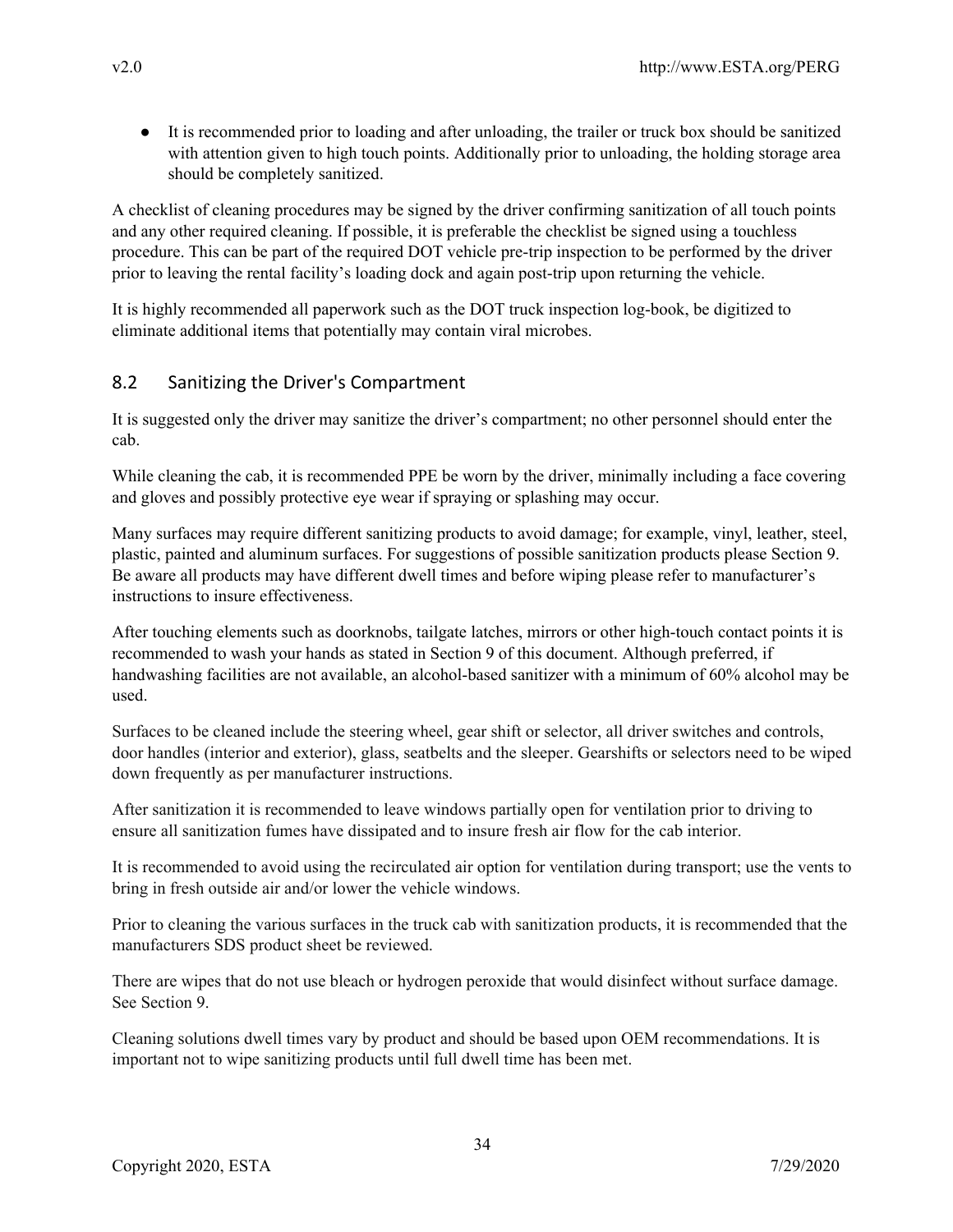- It is recommended prior to loading and after unloading, the trailer or truck box should be sanitized with attention given to high touch points. Additionally prior to unloading, the holding storage area should be completely sanitized.

A checklist of cleaning procedures may be signed by the driver confirming sanitization of all touch points and any other required cleaning. If possible, it is preferable the checklist be signed using a touchless procedure. This can be part of the required DOT vehicle pre-trip inspection to be performed by the driver prior to leaving the rental facility's loading dock and again post-trip upon returning the vehicle.

It is highly recommended all paperwork such as the DOT truck inspection log-book, be digitized to eliminate additional items that potentially may contain viral microbes.

## 8.2 Sanitizing the Driver's Compartment

It is suggested only the driver may sanitize the driver's compartment; no other personnel should enter the cab.

While cleaning the cab, it is recommended PPE be worn by the driver, minimally including a face covering and gloves and possibly protective eye wear if spraying or splashing may occur.

Many surfaces may require different sanitizing products to avoid damage; for example, vinyl, leather, steel, plastic, painted and aluminum surfaces. For suggestions of possible sanitization products please Section 9. Be aware all products may have different dwell times and before wiping please refer to manufacturer's instructions to insure effectiveness.

After touching elements such as doorknobs, tailgate latches, mirrors or other high-touch contact points it is recommended to wash your hands as stated in Section 9 of this document. Although preferred, if handwashing facilities are not available, an alcohol-based sanitizer with a minimum of 60% alcohol may be used.

Surfaces to be cleaned include the steering wheel, gear shift or selector, all driver switches and controls, door handles (interior and exterior), glass, seatbelts and the sleeper. Gearshifts or selectors need to be wiped down frequently as per manufacturer instructions.

After sanitization it is recommended to leave windows partially open for ventilation prior to driving to ensure all sanitization fumes have dissipated and to insure fresh air flow for the cab interior.

It is recommended to avoid using the recirculated air option for ventilation during transport; use the vents to bring in fresh outside air and/or lower the vehicle windows.

Prior to cleaning the various surfaces in the truck cab with sanitization products, it is recommended that the manufacturers SDS product sheet be reviewed.

There are wipes that do not use bleach or hydrogen peroxide that would disinfect without surface damage. See Section 9.

Cleaning solutions dwell times vary by product and should be based upon OEM recommendations. It is important not to wipe sanitizing products until full dwell time has been met.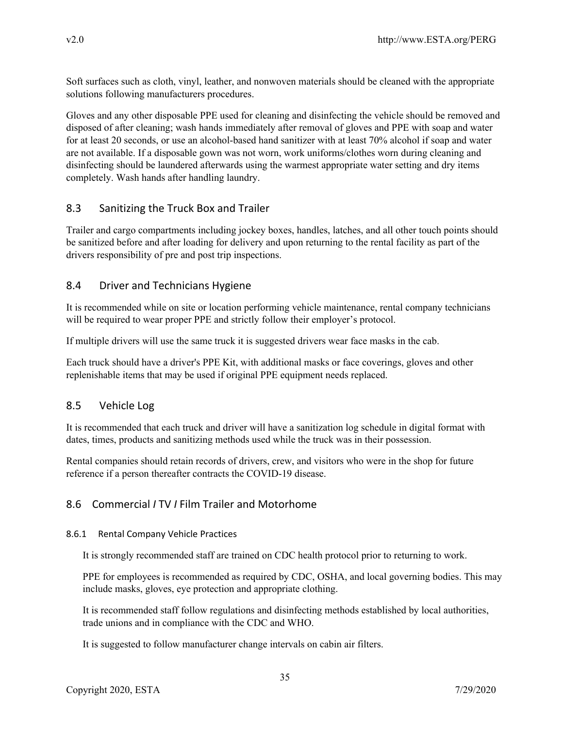Soft surfaces such as cloth, vinyl, leather, and nonwoven materials should be cleaned with the appropriate solutions following manufacturers procedures.

Gloves and any other disposable PPE used for cleaning and disinfecting the vehicle should be removed and disposed of after cleaning; wash hands immediately after removal of gloves and PPE with soap and water for at least 20 seconds, or use an alcohol-based hand sanitizer with at least 70% alcohol if soap and water are not available. If a disposable gown was not worn, work uniforms/clothes worn during cleaning and disinfecting should be laundered afterwards using the warmest appropriate water setting and dry items completely. Wash hands after handling laundry.

## 8.3 Sanitizing the Truck Box and Trailer

Trailer and cargo compartments including jockey boxes, handles, latches, and all other touch points should be sanitized before and after loading for delivery and upon returning to the rental facility as part of the drivers responsibility of pre and post trip inspections.

## 8.4 Driver and Technicians Hygiene

It is recommended while on site or location performing vehicle maintenance, rental company technicians will be required to wear proper PPE and strictly follow their employer's protocol.

If multiple drivers will use the same truck it is suggested drivers wear face masks in the cab.

Each truck should have a driver's PPE Kit, with additional masks or face coverings, gloves and other replenishable items that may be used if original PPE equipment needs replaced.

## 8.5 Vehicle Log

It is recommended that each truck and driver will have a sanitization log schedule in digital format with dates, times, products and sanitizing methods used while the truck was in their possession.

Rental companies should retain records of drivers, crew, and visitors who were in the shop for future reference if a person thereafter contracts the COVID-19 disease.

## 8.6 Commercial / TV / Film Trailer and Motorhome

### 8.6.1 Rental Company Vehicle Practices

It is strongly recommended staff are trained on CDC health protocol prior to returning to work.

PPE for employees is recommended as required by CDC, OSHA, and local governing bodies. This may include masks, gloves, eye protection and appropriate clothing.

It is recommended staff follow regulations and disinfecting methods established by local authorities, trade unions and in compliance with the CDC and WHO.

It is suggested to follow manufacturer change intervals on cabin air filters.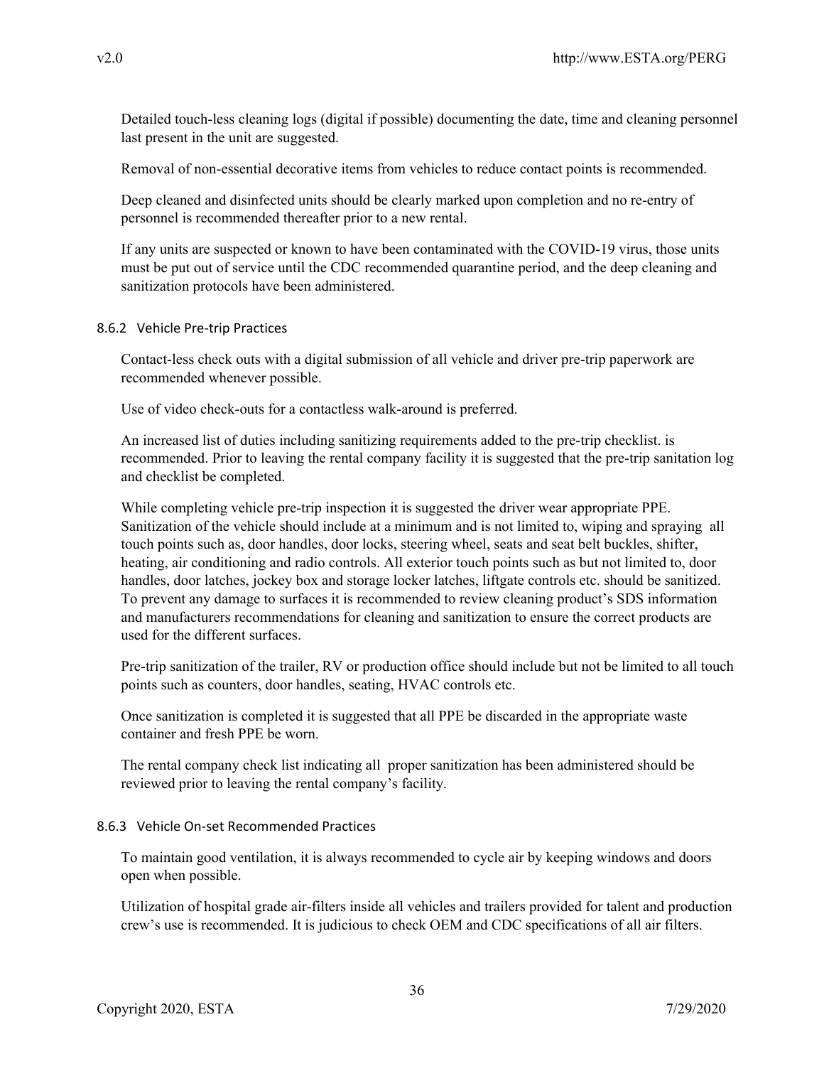Detailed touch-less cleaning logs (digital if possible) documenting the date, time and cleaning personnel last present in the unit are suggested.

Removal of non-essential decorative items from vehicles to reduce contact points is recommended.

Deep cleaned and disinfected units should be clearly marked upon completion and no re-entry of personnel is recommended thereafter prior to a new rental.

If any units are suspected or known to have been contaminated with the COVID-19 virus, those units must be put out of service until the CDC recommended quarantine period, and the deep cleaning and sanitization protocols have been administered.

#### 8.6.2 Vehicle Pre-trip Practices

Contact-less check outs with a digital submission of all vehicle and driver pre-trip paperwork are recommended whenever possible.

Use of video check-outs for a contactless walk-around is preferred.

An increased list of duties including sanitizing requirements added to the pre-trip checklist. is recommended. Prior to leaving the rental company facility it is suggested that the pre-trip sanitation log and checklist be completed.

While completing vehicle pre-trip inspection it is suggested the driver wear appropriate PPE. Sanitization of the vehicle should include at a minimum and is not limited to, wiping and spraying all touch points such as, door handles, door locks, steering wheel, seats and seat belt buckles, shifter, heating, air conditioning and radio controls. All exterior touch points such as but not limited to, door handles, door latches, jockey box and storage locker latches, liftgate controls etc. should be sanitized. To prevent any damage to surfaces it is recommended to review cleaning product's SDS information and manufacturers recommendations for cleaning and sanitization to ensure the correct products are used for the different surfaces.

Pre-trip sanitization of the trailer, RV or production office should include but not be limited to all touch points such as counters, door handles, seating, HVAC controls etc.

Once sanitization is completed it is suggested that all PPE be discarded in the appropriate waste container and fresh PPE be worn.

The rental company check list indicating all proper sanitization has been administered should be reviewed prior to leaving the rental company's facility.

#### 8.6.3 Vehicle On-set Recommended Practices

To maintain good ventilation, it is always recommended to cycle air by keeping windows and doors open when possible.

Utilization of hospital grade air-filters inside all vehicles and trailers provided for talent and production crew's use is recommended. It is judicious to check OEM and CDC specifications of all air filters.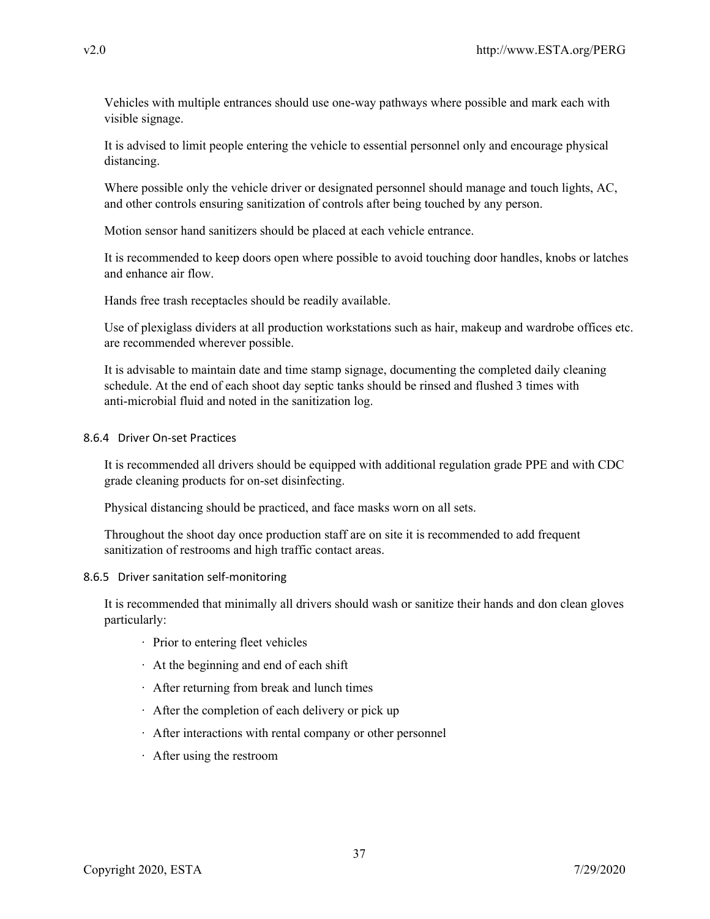Vehicles with multiple entrances should use one-way pathways where possible and mark each with visible signage.

It is advised to limit people entering the vehicle to essential personnel only and encourage physical distancing.

Where possible only the vehicle driver or designated personnel should manage and touch lights, AC, and other controls ensuring sanitization of controls after being touched by any person.

Motion sensor hand sanitizers should be placed at each vehicle entrance.

It is recommended to keep doors open where possible to avoid touching door handles, knobs or latches and enhance air flow.

Hands free trash receptacles should be readily available.

Use of plexiglass dividers at all production workstations such as hair, makeup and wardrobe offices etc. are recommended wherever possible.

It is advisable to maintain date and time stamp signage, documenting the completed daily cleaning schedule. At the end of each shoot day septic tanks should be rinsed and flushed 3 times with anti-microbial fluid and noted in the sanitization log.

#### 8.6.4 Driver On-set Practices

It is recommended all drivers should be equipped with additional regulation grade PPE and with CDC grade cleaning products for on-set disinfecting.

Physical distancing should be practiced, and face masks worn on all sets.

Throughout the shoot day once production staff are on site it is recommended to add frequent sanitization of restrooms and high traffic contact areas.

#### 8.6.5 Driver sanitation self-monitoring

It is recommended that minimally all drivers should wash or sanitize their hands and don clean gloves particularly:

- Prior to entering fleet vehicles
- At the beginning and end of each shift
- After returning from break and lunch times
- After the completion of each delivery or pick up
- After interactions with rental company or other personnel
- After using the restroom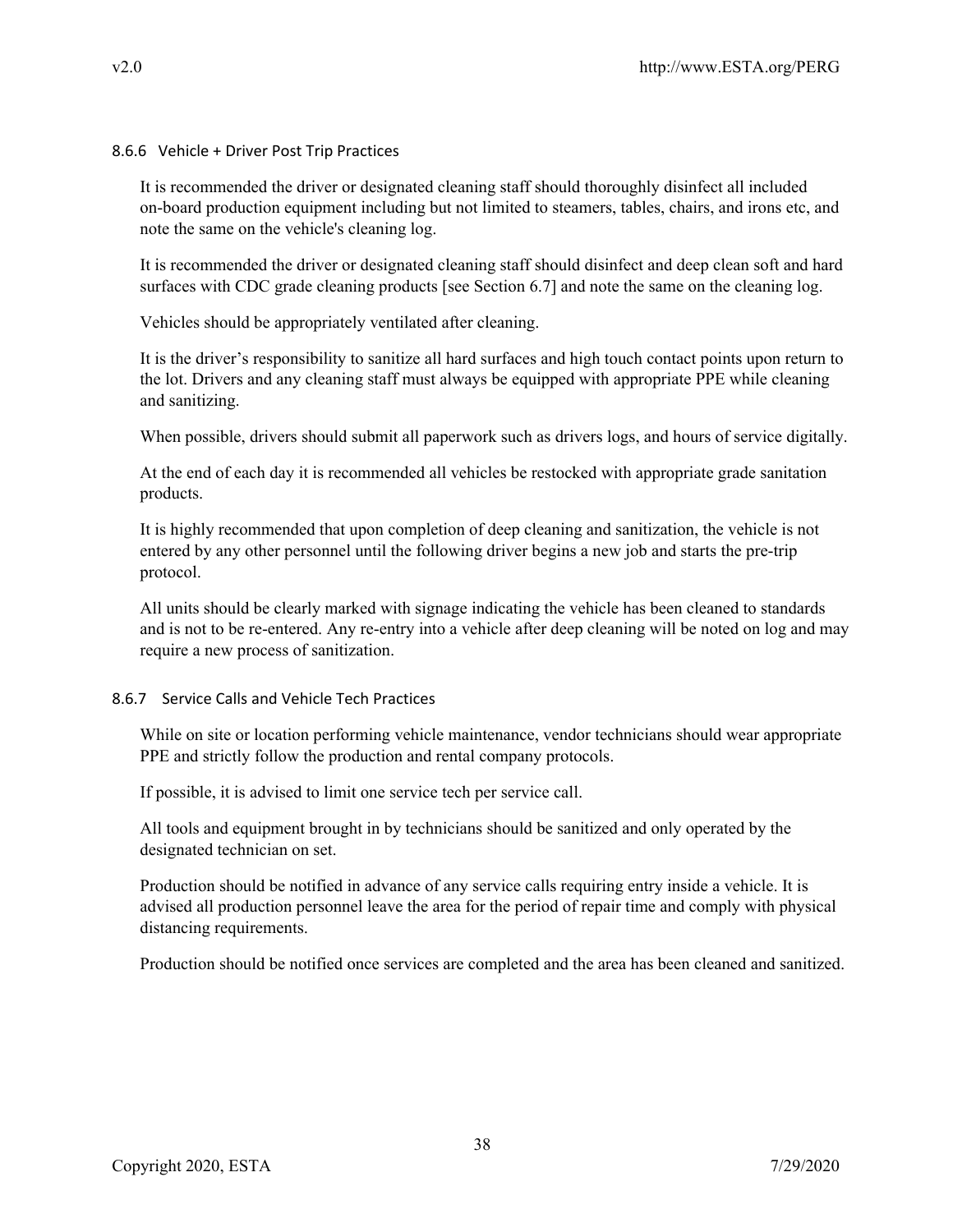### 8.6.6 Vehicle + Driver Post Trip Practices

It is recommended the driver or designated cleaning staff should thoroughly disinfect all included on-board production equipment including but not limited to steamers, tables, chairs, and irons etc, and note the same on the vehicle's cleaning log.

It is recommended the driver or designated cleaning staff should disinfect and deep clean soft and hard surfaces with CDC grade cleaning products [see Section 6.7] and note the same on the cleaning log.

Vehicles should be appropriately ventilated after cleaning.

It is the driver's responsibility to sanitize all hard surfaces and high touch contact points upon return to the lot. Drivers and any cleaning staff must always be equipped with appropriate PPE while cleaning and sanitizing.

When possible, drivers should submit all paperwork such as drivers logs, and hours of service digitally.

At the end of each day it is recommended all vehicles be restocked with appropriate grade sanitation products.

It is highly recommended that upon completion of deep cleaning and sanitization, the vehicle is not entered by any other personnel until the following driver begins a new job and starts the pre-trip protocol.

All units should be clearly marked with signage indicating the vehicle has been cleaned to standards and is not to be re-entered. Any re-entry into a vehicle after deep cleaning will be noted on log and may require a new process of sanitization.

### 8.6.7 Service Calls and Vehicle Tech Practices

While on site or location performing vehicle maintenance, vendor technicians should wear appropriate PPE and strictly follow the production and rental company protocols.

If possible, it is advised to limit one service tech per service call.

All tools and equipment brought in by technicians should be sanitized and only operated by the designated technician on set.

Production should be notified in advance of any service calls requiring entry inside a vehicle. It is advised all production personnel leave the area for the period of repair time and comply with physical distancing requirements.

Production should be notified once services are completed and the area has been cleaned and sanitized.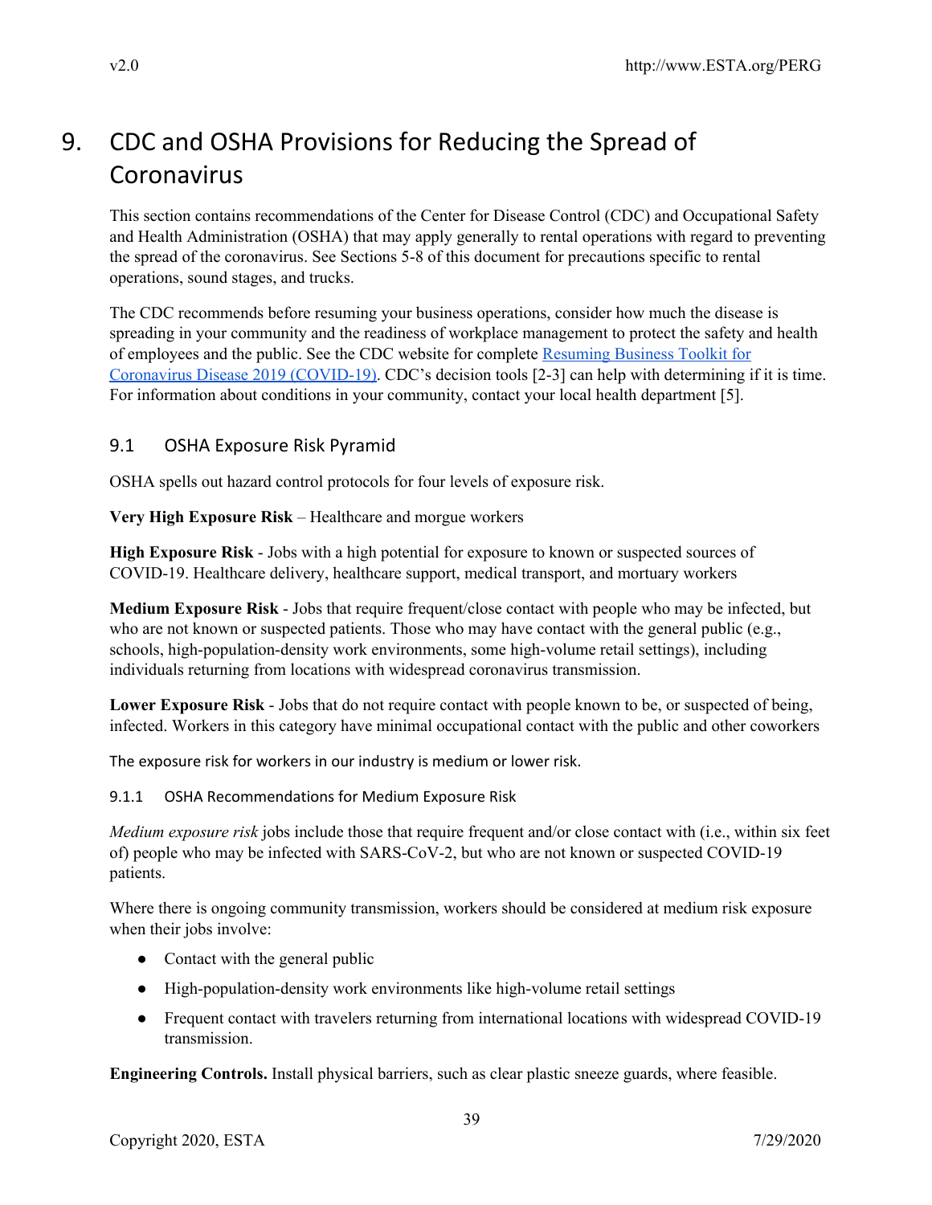# 9. CDC and OSHA Provisions for Reducing the Spread of Coronavirus

This section contains recommendations of the Center for Disease Control (CDC) and Occupational Safety and Health Administration (OSHA) that may apply generally to rental operations with regard to preventing the spread of the coronavirus. See Sections 5-8 of this document for precautions specific to rental operations, sound stages, and trucks.

The CDC recommends before resuming your business operations, consider how much the disease is spreading in your community and the readiness of workplace management to protect the safety and health of employees and the public. See the CDC website for complete [Resuming Business Toolkit for Coronavirus Disease 2019 (COVID-19)](). CDC's decision tools [2-3] can help with determining if it is time. For information about conditions in your community, contact your local health department [5].

## 9.1 OSHA Exposure Risk Pyramid

OSHA spells out hazard control protocols for four levels of exposure risk.

**Very High Exposure Risk** – Healthcare and morgue workers

**High Exposure Risk** - Jobs with a high potential for exposure to known or suspected sources of COVID-19. Healthcare delivery, healthcare support, medical transport, and mortuary workers

**Medium Exposure Risk** - Jobs that require frequent/close contact with people who may be infected, but who are not known or suspected patients. Those who may have contact with the general public (e.g., schools, high-population-density work environments, some high-volume retail settings), including individuals returning from locations with widespread coronavirus transmission.

**Lower Exposure Risk** - Jobs that do not require contact with people known to be, or suspected of being, infected. Workers in this category have minimal occupational contact with the public and other coworkers

The exposure risk for workers in our industry is medium or lower risk.

### 9.1.1 OSHA Recommendations for Medium Exposure Risk

*Medium exposure risk* jobs include those that require frequent and/or close contact with (i.e., within six feet of) people who may be infected with SARS-CoV-2, but who are not known or suspected COVID-19 patients.

Where there is ongoing community transmission, workers should be considered at medium risk exposure when their jobs involve:

- Contact with the general public
- High-population-density work environments like high-volume retail settings
- Frequent contact with travelers returning from international locations with widespread COVID-19 transmission.

**Engineering Controls.** Install physical barriers, such as clear plastic sneeze guards, where feasible.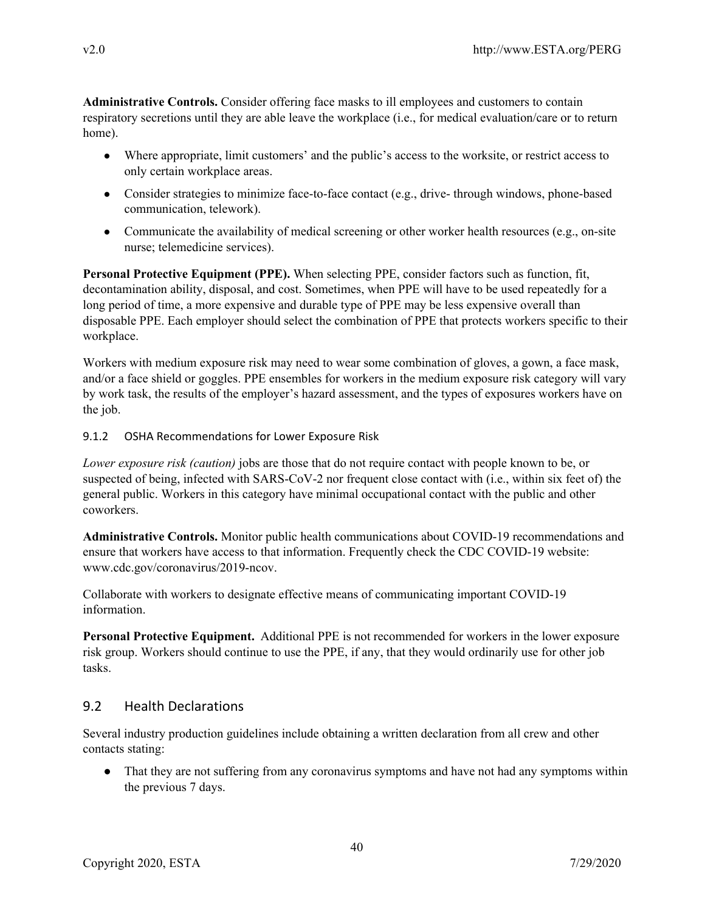**Administrative Controls.** Consider offering face masks to ill employees and customers to contain respiratory secretions until they are able leave the workplace (i.e., for medical evaluation/care or to return home).

- Where appropriate, limit customers' and the public's access to the worksite, or restrict access to only certain workplace areas.
- Consider strategies to minimize face-to-face contact (e.g., drive- through windows, phone-based communication, telework).
- Communicate the availability of medical screening or other worker health resources (e.g., on-site nurse; telemedicine services).

**Personal Protective Equipment (PPE).** When selecting PPE, consider factors such as function, fit, decontamination ability, disposal, and cost. Sometimes, when PPE will have to be used repeatedly for a long period of time, a more expensive and durable type of PPE may be less expensive overall than disposable PPE. Each employer should select the combination of PPE that protects workers specific to their workplace.

Workers with medium exposure risk may need to wear some combination of gloves, a gown, a face mask, and/or a face shield or goggles. PPE ensembles for workers in the medium exposure risk category will vary by work task, the results of the employer's hazard assessment, and the types of exposures workers have on the job.

#### 9.1.2 OSHA Recommendations for Lower Exposure Risk

*Lower exposure risk (caution)* jobs are those that do not require contact with people known to be, or suspected of being, infected with SARS-CoV-2 nor frequent close contact with (i.e., within six feet of) the general public. Workers in this category have minimal occupational contact with the public and other coworkers.

**Administrative Controls.** Monitor public health communications about COVID-19 recommendations and ensure that workers have access to that information. Frequently check the CDC COVID-19 website: www.cdc.gov/coronavirus/2019-ncov.

Collaborate with workers to designate effective means of communicating important COVID-19 information.

**Personal Protective Equipment.** Additional PPE is not recommended for workers in the lower exposure risk group. Workers should continue to use the PPE, if any, that they would ordinarily use for other job tasks.

## 9.2 Health Declarations

Several industry production guidelines include obtaining a written declaration from all crew and other contacts stating:

- That they are not suffering from any coronavirus symptoms and have not had any symptoms within the previous 7 days.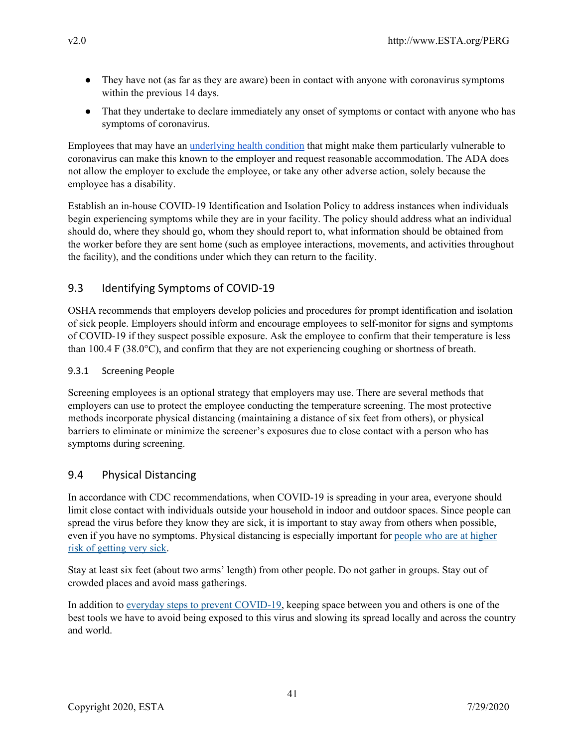- They have not (as far as they are aware) been in contact with anyone with coronavirus symptoms within the previous 14 days.
- That they undertake to declare immediately any onset of symptoms or contact with anyone who has symptoms of coronavirus.

Employees that may have an underlying health condition that might make them particularly vulnerable to coronavirus can make this known to the employer and request reasonable accommodation. The ADA does not allow the employer to exclude the employee, or take any other adverse action, solely because the employee has a disability.

Establish an in-house COVID-19 Identification and Isolation Policy to address instances when individuals begin experiencing symptoms while they are in your facility. The policy should address what an individual should do, where they should go, whom they should report to, what information should be obtained from the worker before they are sent home (such as employee interactions, movements, and activities throughout the facility), and the conditions under which they can return to the facility.

## 9.3 Identifying Symptoms of COVID-19

OSHA recommends that employers develop policies and procedures for prompt identification and isolation of sick people. Employers should inform and encourage employees to self-monitor for signs and symptoms of COVID-19 if they suspect possible exposure. Ask the employee to confirm that their temperature is less than 100.4 F (38.0°C), and confirm that they are not experiencing coughing or shortness of breath.

### 9.3.1 Screening People

Screening employees is an optional strategy that employers may use. There are several methods that employers can use to protect the employee conducting the temperature screening. The most protective methods incorporate physical distancing (maintaining a distance of six feet from others), or physical barriers to eliminate or minimize the screener's exposures due to close contact with a person who has symptoms during screening.

## 9.4 Physical Distancing

In accordance with CDC recommendations, when COVID-19 is spreading in your area, everyone should limit close contact with individuals outside your household in indoor and outdoor spaces. Since people can spread the virus before they know they are sick, it is important to stay away from others when possible, even if you have no symptoms. Physical distancing is especially important for people who are at higher risk of getting very sick.

Stay at least six feet (about two arms' length) from other people. Do not gather in groups. Stay out of crowded places and avoid mass gatherings.

In addition to everyday steps to prevent COVID-19, keeping space between you and others is one of the best tools we have to avoid being exposed to this virus and slowing its spread locally and across the country and world.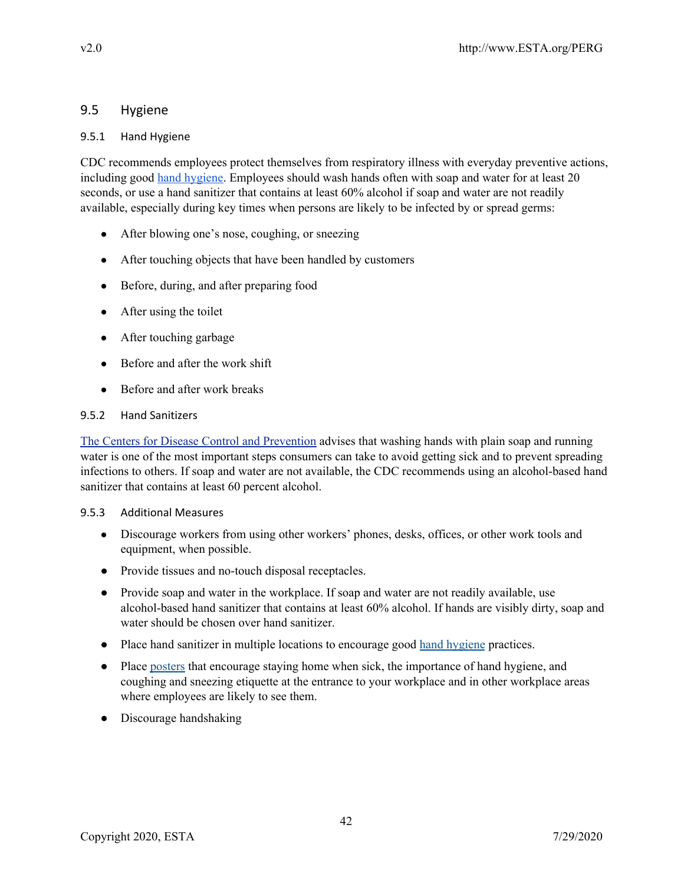## 9.5 Hygiene

### 9.5.1 Hand Hygiene

CDC recommends employees protect themselves from respiratory illness with everyday preventive actions, including good hand hygiene. Employees should wash hands often with soap and water for at least 20 seconds, or use a hand sanitizer that contains at least 60% alcohol if soap and water are not readily available, especially during key times when persons are likely to be infected by or spread germs:

- After blowing one's nose, coughing, or sneezing
- After touching objects that have been handled by customers
- Before, during, and after preparing food
- After using the toilet
- After touching garbage
- Before and after the work shift
- Before and after work breaks

### 9.5.2 Hand Sanitizers

The Centers for Disease Control and Prevention advises that washing hands with plain soap and running water is one of the most important steps consumers can take to avoid getting sick and to prevent spreading infections to others. If soap and water are not available, the CDC recommends using an alcohol-based hand sanitizer that contains at least 60 percent alcohol.

### 9.5.3 Additional Measures

- Discourage workers from using other workers' phones, desks, offices, or other work tools and equipment, when possible.
- Provide tissues and no-touch disposal receptacles.
- Provide soap and water in the workplace. If soap and water are not readily available, use alcohol-based hand sanitizer that contains at least 60% alcohol. If hands are visibly dirty, soap and water should be chosen over hand sanitizer.
- Place hand sanitizer in multiple locations to encourage good hand hygiene practices.
- Place posters that encourage staying home when sick, the importance of hand hygiene, and coughing and sneezing etiquette at the entrance to your workplace and in other workplace areas where employees are likely to see them.
- Discourage handshaking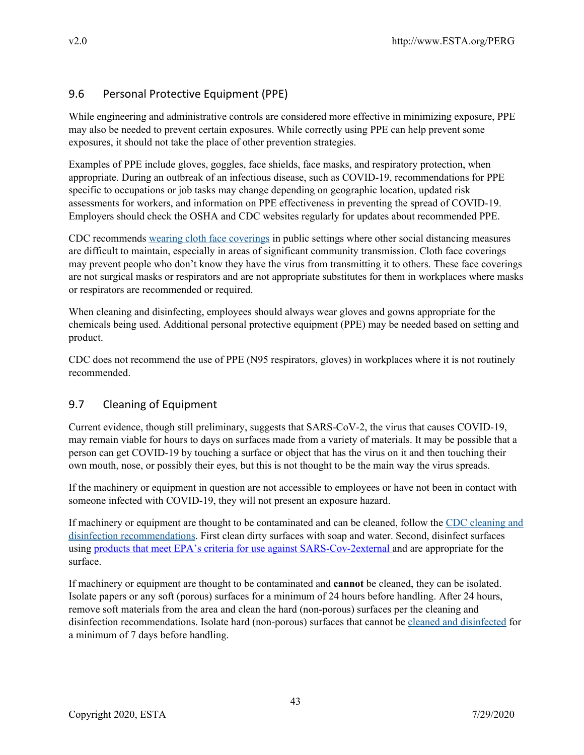## 9.6 Personal Protective Equipment (PPE)

While engineering and administrative controls are considered more effective in minimizing exposure, PPE may also be needed to prevent certain exposures. While correctly using PPE can help prevent some exposures, it should not take the place of other prevention strategies.

Examples of PPE include gloves, goggles, face shields, face masks, and respiratory protection, when appropriate. During an outbreak of an infectious disease, such as COVID-19, recommendations for PPE specific to occupations or job tasks may change depending on geographic location, updated risk assessments for workers, and information on PPE effectiveness in preventing the spread of COVID-19. Employers should check the OSHA and CDC websites regularly for updates about recommended PPE.

CDC recommends wearing cloth face coverings in public settings where other social distancing measures are difficult to maintain, especially in areas of significant community transmission. Cloth face coverings may prevent people who don't know they have the virus from transmitting it to others. These face coverings are not surgical masks or respirators and are not appropriate substitutes for them in workplaces where masks or respirators are recommended or required.

When cleaning and disinfecting, employees should always wear gloves and gowns appropriate for the chemicals being used. Additional personal protective equipment (PPE) may be needed based on setting and product.

CDC does not recommend the use of PPE (N95 respirators, gloves) in workplaces where it is not routinely recommended.

## 9.7 Cleaning of Equipment

Current evidence, though still preliminary, suggests that SARS-CoV-2, the virus that causes COVID-19, may remain viable for hours to days on surfaces made from a variety of materials. It may be possible that a person can get COVID-19 by touching a surface or object that has the virus on it and then touching their own mouth, nose, or possibly their eyes, but this is not thought to be the main way the virus spreads.

If the machinery or equipment in question are not accessible to employees or have not been in contact with someone infected with COVID-19, they will not present an exposure hazard.

If machinery or equipment are thought to be contaminated and can be cleaned, follow the CDC cleaning and disinfection recommendations. First clean dirty surfaces with soap and water. Second, disinfect surfaces using products that meet EPA's criteria for use against SARS-Cov-2external and are appropriate for the surface.

If machinery or equipment are thought to be contaminated and **cannot** be cleaned, they can be isolated. Isolate papers or any soft (porous) surfaces for a minimum of 24 hours before handling. After 24 hours, remove soft materials from the area and clean the hard (non-porous) surfaces per the cleaning and disinfection recommendations. Isolate hard (non-porous) surfaces that cannot be cleaned and disinfected for a minimum of 7 days before handling.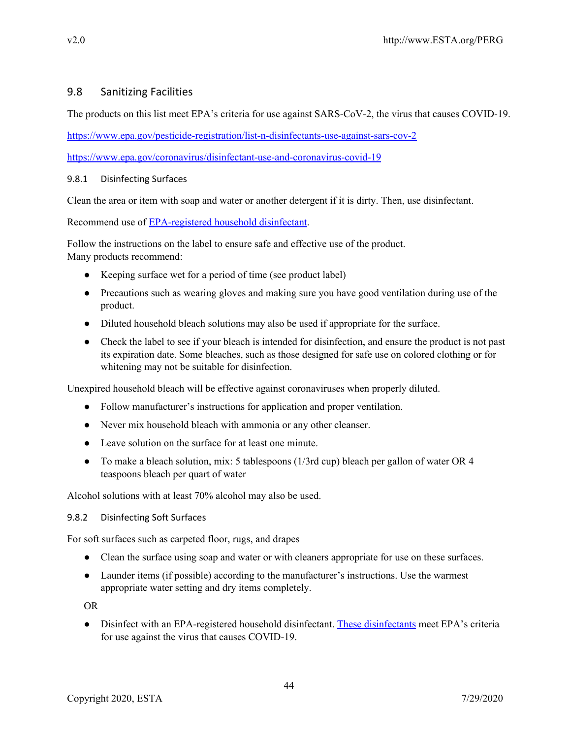## 9.8 Sanitizing Facilities

The products on this list meet EPA's criteria for use against SARS-CoV-2, the virus that causes COVID-19.

https://www.epa.gov/pesticide-registration/list-n-disinfectants-use-against-sars-cov-2

https://www.epa.gov/coronavirus/disinfectant-use-and-coronavirus-covid-19

### 9.8.1 Disinfecting Surfaces

Clean the area or item with soap and water or another detergent if it is dirty. Then, use disinfectant.

Recommend use of EPA-registered household disinfectant.

Follow the instructions on the label to ensure safe and effective use of the product.
Many products recommend:

- Keeping surface wet for a period of time (see product label)
- Precautions such as wearing gloves and making sure you have good ventilation during use of the product.
- Diluted household bleach solutions may also be used if appropriate for the surface.
- Check the label to see if your bleach is intended for disinfection, and ensure the product is not past its expiration date. Some bleaches, such as those designed for safe use on colored clothing or for whitening may not be suitable for disinfection.

Unexpired household bleach will be effective against coronaviruses when properly diluted.

- Follow manufacturer's instructions for application and proper ventilation.
- Never mix household bleach with ammonia or any other cleanser.
- Leave solution on the surface for at least one minute.
- To make a bleach solution, mix: 5 tablespoons (1/3rd cup) bleach per gallon of water OR 4 teaspoons bleach per quart of water

Alcohol solutions with at least 70% alcohol may also be used.

### 9.8.2 Disinfecting Soft Surfaces

For soft surfaces such as carpeted floor, rugs, and drapes

- Clean the surface using soap and water or with cleaners appropriate for use on these surfaces.
- Launder items (if possible) according to the manufacturer's instructions. Use the warmest appropriate water setting and dry items completely.

OR

- Disinfect with an EPA-registered household disinfectant. These disinfectants meet EPA's criteria for use against the virus that causes COVID-19.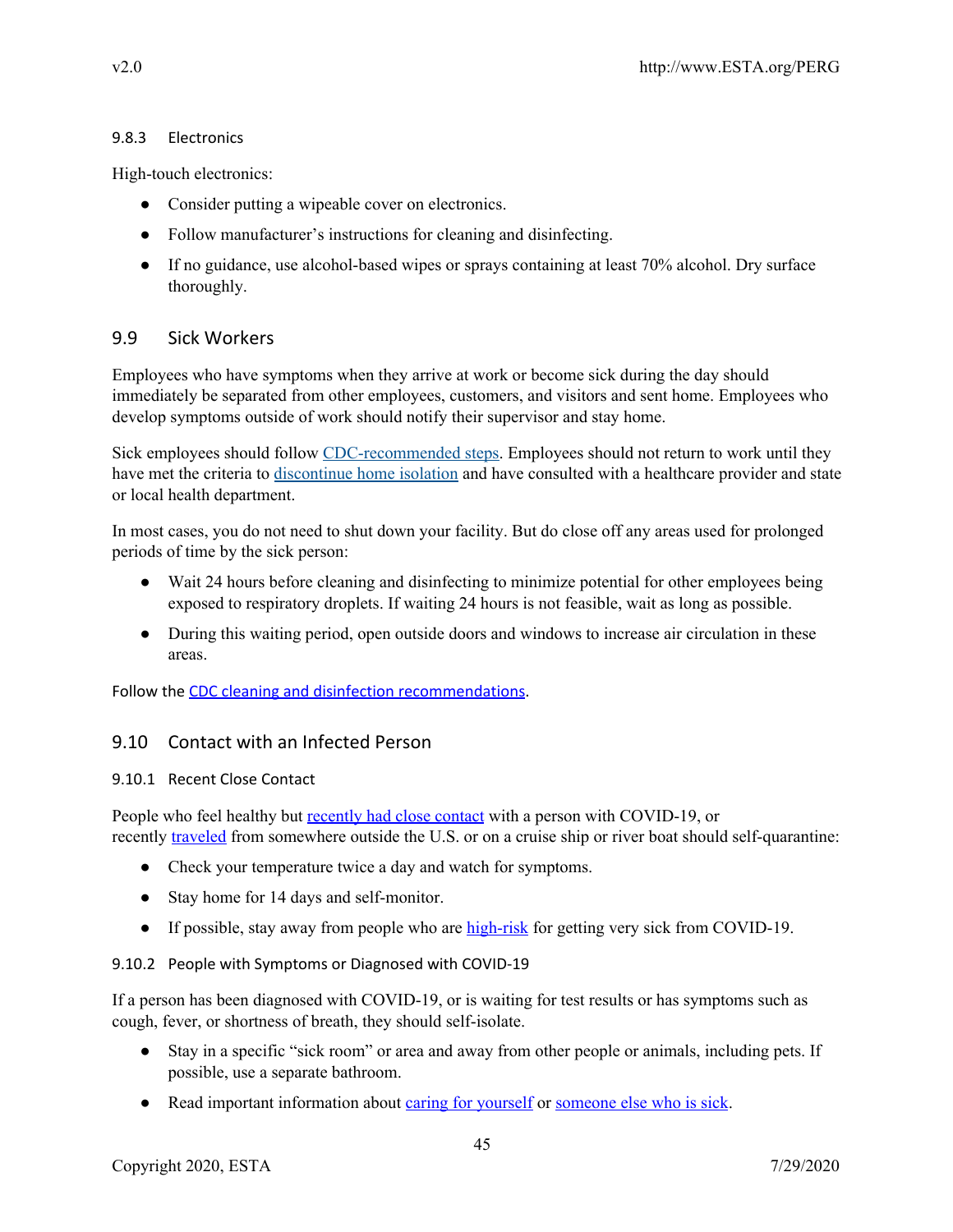#### 9.8.3 Electronics

High-touch electronics:

- Consider putting a wipeable cover on electronics.
- Follow manufacturer's instructions for cleaning and disinfecting.
- If no guidance, use alcohol-based wipes or sprays containing at least 70% alcohol. Dry surface thoroughly.

### 9.9 Sick Workers

Employees who have symptoms when they arrive at work or become sick during the day should immediately be separated from other employees, customers, and visitors and sent home. Employees who develop symptoms outside of work should notify their supervisor and stay home.

Sick employees should follow CDC-recommended steps. Employees should not return to work until they have met the criteria to discontinue home isolation and have consulted with a healthcare provider and state or local health department.

In most cases, you do not need to shut down your facility. But do close off any areas used for prolonged periods of time by the sick person:

- Wait 24 hours before cleaning and disinfecting to minimize potential for other employees being exposed to respiratory droplets. If waiting 24 hours is not feasible, wait as long as possible.
- During this waiting period, open outside doors and windows to increase air circulation in these areas.

Follow the CDC cleaning and disinfection recommendations.

### 9.10 Contact with an Infected Person

#### 9.10.1 Recent Close Contact

People who feel healthy but recently had close contact with a person with COVID-19, or recently traveled from somewhere outside the U.S. or on a cruise ship or river boat should self-quarantine:

- Check your temperature twice a day and watch for symptoms.
- Stay home for 14 days and self-monitor.
- If possible, stay away from people who are high-risk for getting very sick from COVID-19.

#### 9.10.2 People with Symptoms or Diagnosed with COVID-19

If a person has been diagnosed with COVID-19, or is waiting for test results or has symptoms such as cough, fever, or shortness of breath, they should self-isolate.

- Stay in a specific "sick room" or area and away from other people or animals, including pets. If possible, use a separate bathroom.
- Read important information about caring for yourself or someone else who is sick.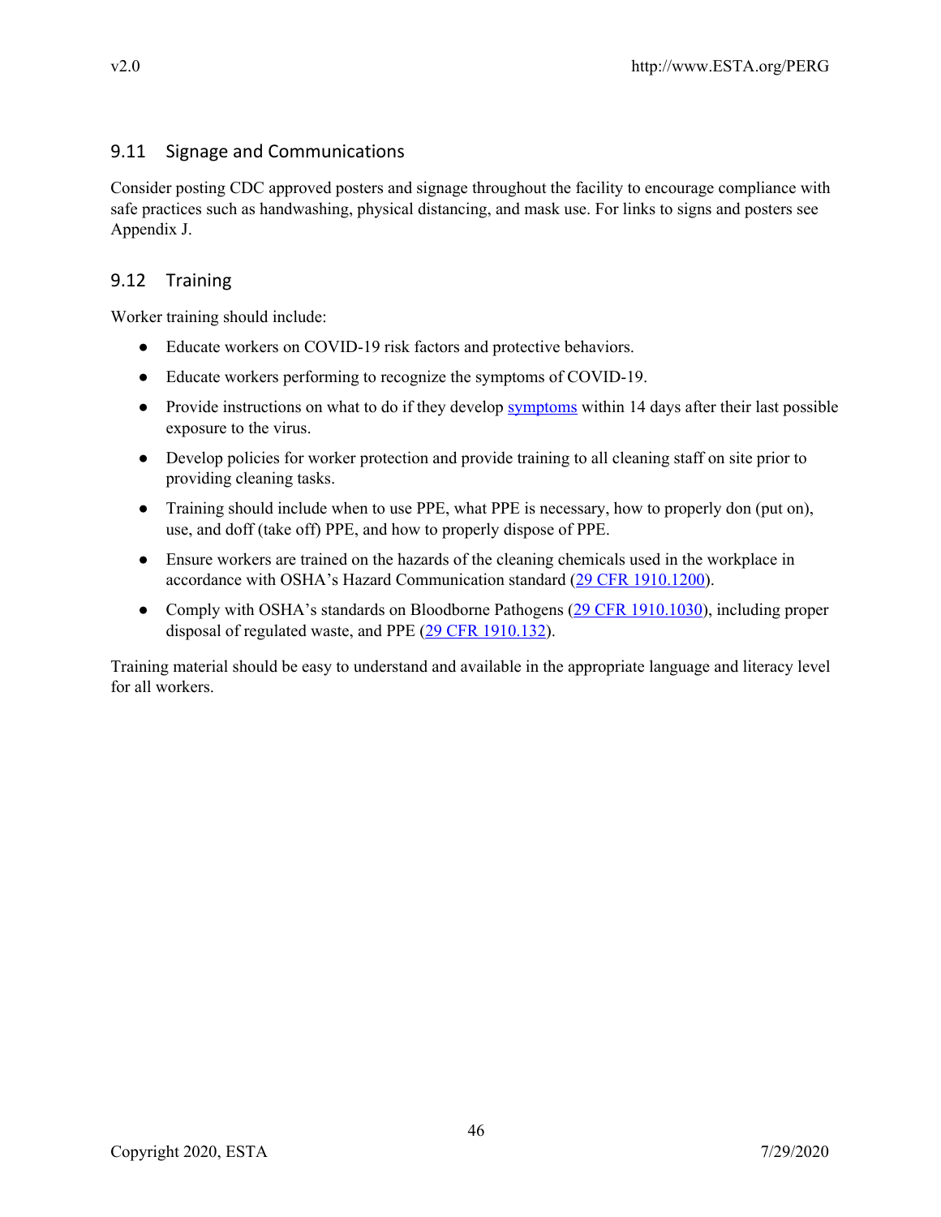## 9.11 Signage and Communications

Consider posting CDC approved posters and signage throughout the facility to encourage compliance with safe practices such as handwashing, physical distancing, and mask use. For links to signs and posters see Appendix J.

## 9.12 Training

Worker training should include:

- Educate workers on COVID-19 risk factors and protective behaviors.
- Educate workers performing to recognize the symptoms of COVID-19.
- Provide instructions on what to do if they develop symptoms within 14 days after their last possible exposure to the virus.
- Develop policies for worker protection and provide training to all cleaning staff on site prior to providing cleaning tasks.
- Training should include when to use PPE, what PPE is necessary, how to properly don (put on), use, and doff (take off) PPE, and how to properly dispose of PPE.
- Ensure workers are trained on the hazards of the cleaning chemicals used in the workplace in accordance with OSHA's Hazard Communication standard (29 CFR 1910.1200).
- Comply with OSHA's standards on Bloodborne Pathogens (29 CFR 1910.1030), including proper disposal of regulated waste, and PPE (29 CFR 1910.132).

Training material should be easy to understand and available in the appropriate language and literacy level for all workers.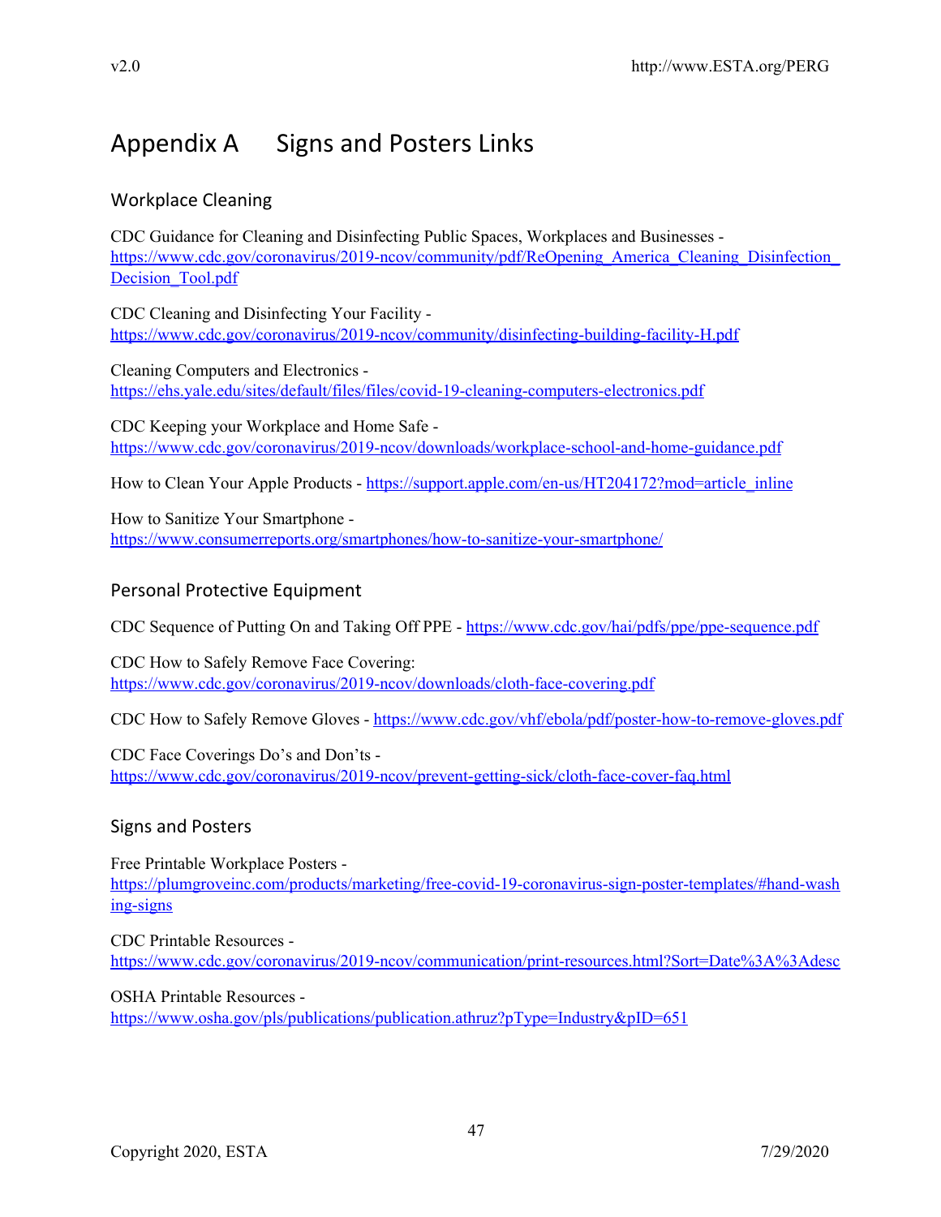# Appendix A Signs and Posters Links

## Workplace Cleaning

CDC Guidance for Cleaning and Disinfecting Public Spaces, Workplaces and Businesses - https://www.cdc.gov/coronavirus/2019-ncov/community/pdf/ReOpening_America_Cleaning_Disinfection_Decision_Tool.pdf

CDC Cleaning and Disinfecting Your Facility - https://www.cdc.gov/coronavirus/2019-ncov/community/disinfecting-building-facility-H.pdf

Cleaning Computers and Electronics - https://ehs.yale.edu/sites/default/files/files/covid-19-cleaning-computers-electronics.pdf

CDC Keeping your Workplace and Home Safe - https://www.cdc.gov/coronavirus/2019-ncov/downloads/workplace-school-and-home-guidance.pdf

How to Clean Your Apple Products - https://support.apple.com/en-us/HT204172?mod=article_inline

How to Sanitize Your Smartphone - https://www.consumerreports.org/smartphones/how-to-sanitize-your-smartphone/

## Personal Protective Equipment

CDC Sequence of Putting On and Taking Off PPE - https://www.cdc.gov/hai/pdfs/ppe/ppe-sequence.pdf

CDC How to Safely Remove Face Covering: https://www.cdc.gov/coronavirus/2019-ncov/downloads/cloth-face-covering.pdf

CDC How to Safely Remove Gloves - https://www.cdc.gov/vhf/ebola/pdf/poster-how-to-remove-gloves.pdf

CDC Face Coverings Do's and Don'ts - https://www.cdc.gov/coronavirus/2019-ncov/prevent-getting-sick/cloth-face-cover-faq.html

## Signs and Posters

Free Printable Workplace Posters - https://plumgroveinc.com/products/marketing/free-covid-19-coronavirus-sign-poster-templates/#hand-washing-signs

CDC Printable Resources - https://www.cdc.gov/coronavirus/2019-ncov/communication/print-resources.html?Sort=Date%3A%3Adesc

OSHA Printable Resources - https://www.osha.gov/pls/publications/publication.athruz?pType=Industry&pID=651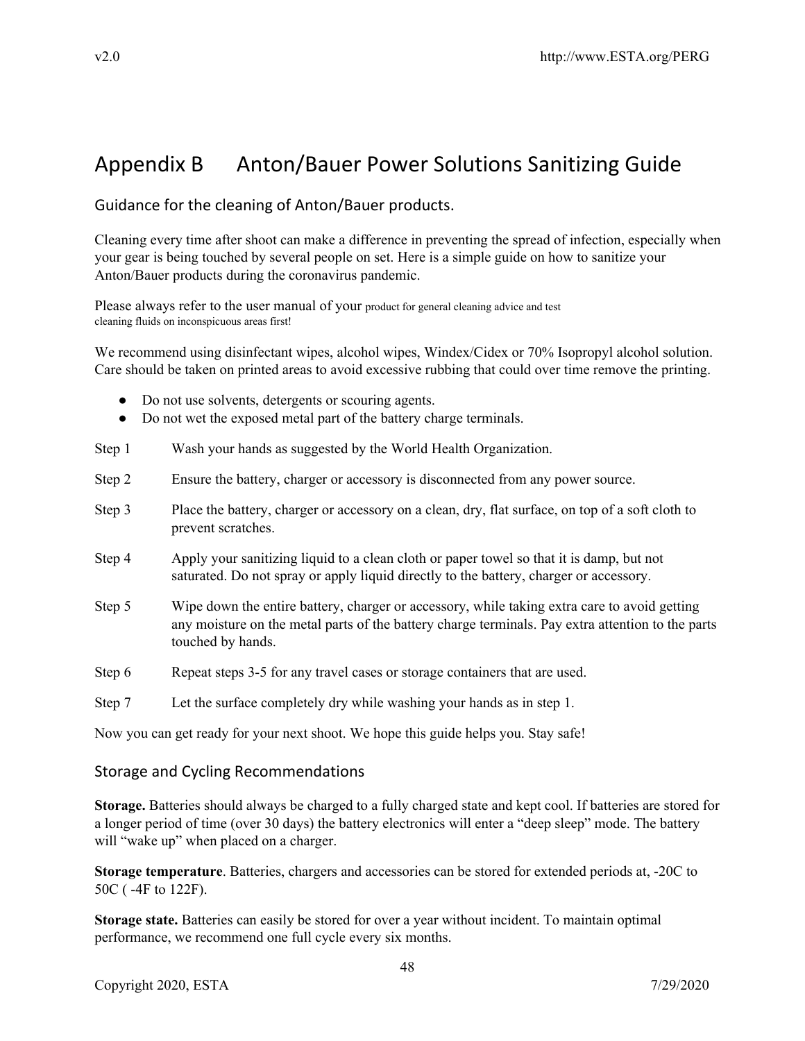# Appendix B Anton/Bauer Power Solutions Sanitizing Guide

## Guidance for the cleaning of Anton/Bauer products.

Cleaning every time after shoot can make a difference in preventing the spread of infection, especially when your gear is being touched by several people on set. Here is a simple guide on how to sanitize your Anton/Bauer products during the coronavirus pandemic.

Please always refer to the user manual of your product for general cleaning advice and test cleaning fluids on inconspicuous areas first!

We recommend using disinfectant wipes, alcohol wipes, Windex/Cidex or 70% Isopropyl alcohol solution. Care should be taken on printed areas to avoid excessive rubbing that could over time remove the printing.

- Do not use solvents, detergents or scouring agents.
- Do not wet the exposed metal part of the battery charge terminals.

Step 1 Wash your hands as suggested by the World Health Organization.

Step 2 Ensure the battery, charger or accessory is disconnected from any power source.

Step 3 Place the battery, charger or accessory on a clean, dry, flat surface, on top of a soft cloth to prevent scratches.

Step 4 Apply your sanitizing liquid to a clean cloth or paper towel so that it is damp, but not saturated. Do not spray or apply liquid directly to the battery, charger or accessory.

Step 5 Wipe down the entire battery, charger or accessory, while taking extra care to avoid getting any moisture on the metal parts of the battery charge terminals. Pay extra attention to the parts touched by hands.

Step 6 Repeat steps 3-5 for any travel cases or storage containers that are used.

Step 7 Let the surface completely dry while washing your hands as in step 1.

Now you can get ready for your next shoot. We hope this guide helps you. Stay safe!

## Storage and Cycling Recommendations

**Storage.** Batteries should always be charged to a fully charged state and kept cool. If batteries are stored for a longer period of time (over 30 days) the battery electronics will enter a "deep sleep" mode. The battery will "wake up" when placed on a charger.

**Storage temperature**. Batteries, chargers and accessories can be stored for extended periods at, -20C to 50C ( -4F to 122F).

**Storage state.** Batteries can easily be stored for over a year without incident. To maintain optimal performance, we recommend one full cycle every six months.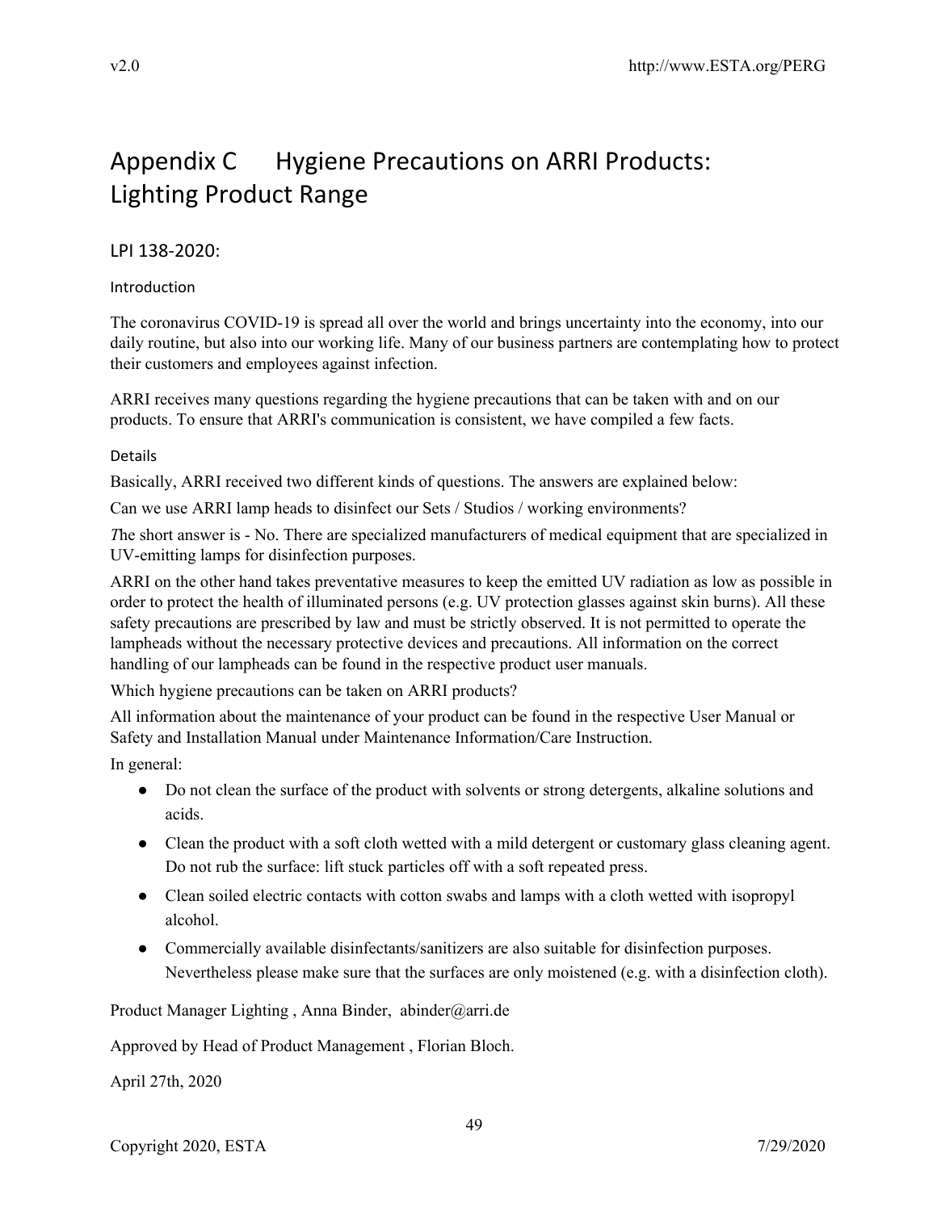# Appendix C Hygiene Precautions on ARRI Products: Lighting Product Range

## LPI 138-2020:

### Introduction

The coronavirus COVID-19 is spread all over the world and brings uncertainty into the economy, into our daily routine, but also into our working life. Many of our business partners are contemplating how to protect their customers and employees against infection.

ARRI receives many questions regarding the hygiene precautions that can be taken with and on our products. To ensure that ARRI's communication is consistent, we have compiled a few facts.

### Details

Basically, ARRI received two different kinds of questions. The answers are explained below:

Can we use ARRI lamp heads to disinfect our Sets / Studios / working environments?

*T*he short answer is - No. There are specialized manufacturers of medical equipment that are specialized in UV-emitting lamps for disinfection purposes.

ARRI on the other hand takes preventative measures to keep the emitted UV radiation as low as possible in order to protect the health of illuminated persons (e.g. UV protection glasses against skin burns). All these safety precautions are prescribed by law and must be strictly observed. It is not permitted to operate the lampheads without the necessary protective devices and precautions. All information on the correct handling of our lampheads can be found in the respective product user manuals.

Which hygiene precautions can be taken on ARRI products?

All information about the maintenance of your product can be found in the respective User Manual or Safety and Installation Manual under Maintenance Information/Care Instruction.

In general:

- Do not clean the surface of the product with solvents or strong detergents, alkaline solutions and acids.
- Clean the product with a soft cloth wetted with a mild detergent or customary glass cleaning agent. Do not rub the surface: lift stuck particles off with a soft repeated press.
- Clean soiled electric contacts with cotton swabs and lamps with a cloth wetted with isopropyl alcohol.
- Commercially available disinfectants/sanitizers are also suitable for disinfection purposes. Nevertheless please make sure that the surfaces are only moistened (e.g. with a disinfection cloth).

Product Manager Lighting , Anna Binder, abinder@arri.de

Approved by Head of Product Management , Florian Bloch.

April 27th, 2020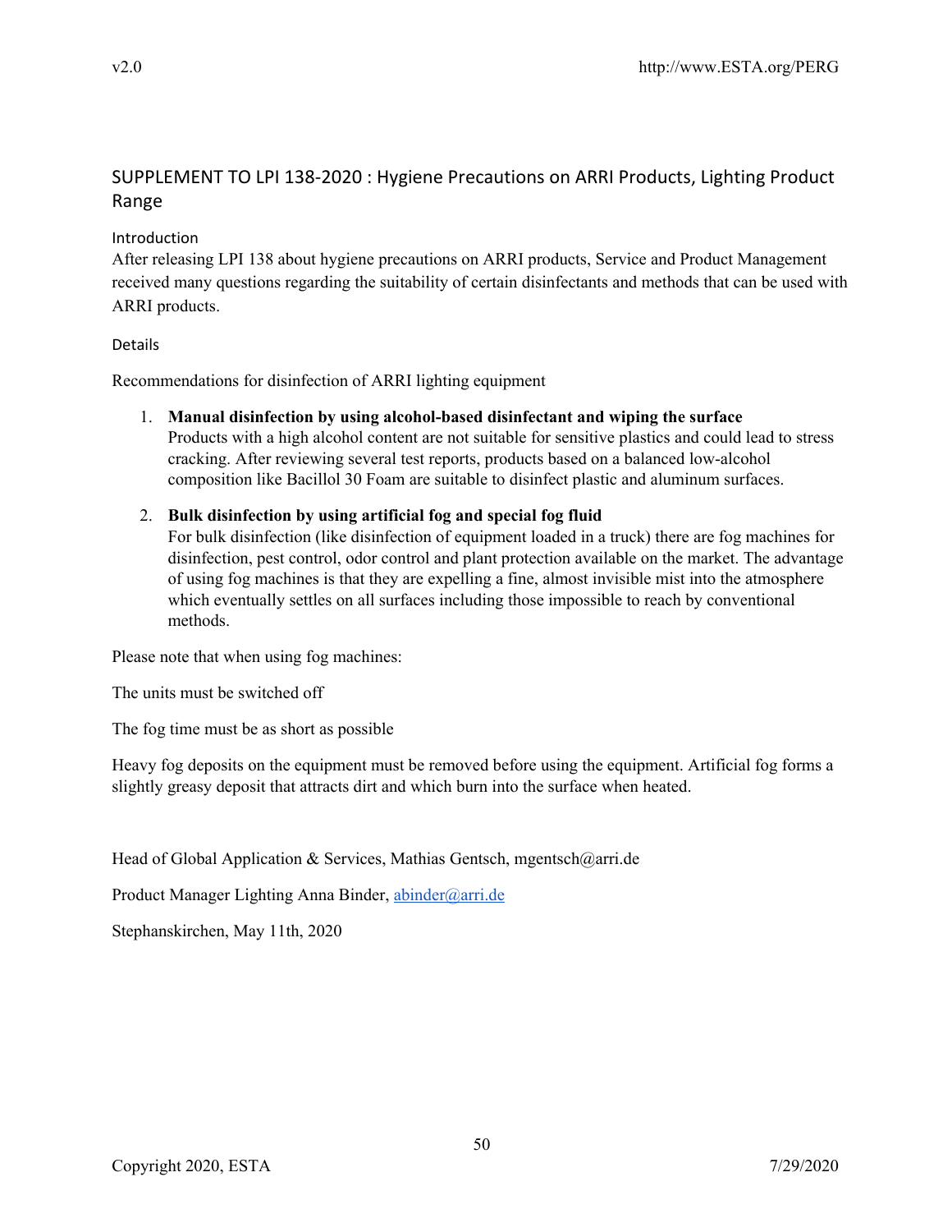## SUPPLEMENT TO LPI 138-2020 : Hygiene Precautions on ARRI Products, Lighting Product Range

### Introduction

After releasing LPI 138 about hygiene precautions on ARRI products, Service and Product Management received many questions regarding the suitability of certain disinfectants and methods that can be used with ARRI products.

### Details

Recommendations for disinfection of ARRI lighting equipment

1. **Manual disinfection by using alcohol-based disinfectant and wiping the surface**
   Products with a high alcohol content are not suitable for sensitive plastics and could lead to stress cracking. After reviewing several test reports, products based on a balanced low-alcohol composition like Bacillol 30 Foam are suitable to disinfect plastic and aluminum surfaces.

2. **Bulk disinfection by using artificial fog and special fog fluid**
   For bulk disinfection (like disinfection of equipment loaded in a truck) there are fog machines for disinfection, pest control, odor control and plant protection available on the market. The advantage of using fog machines is that they are expelling a fine, almost invisible mist into the atmosphere which eventually settles on all surfaces including those impossible to reach by conventional methods.

Please note that when using fog machines:

The units must be switched off

The fog time must be as short as possible

Heavy fog deposits on the equipment must be removed before using the equipment. Artificial fog forms a slightly greasy deposit that attracts dirt and which burn into the surface when heated.

Head of Global Application & Services, Mathias Gentsch, mgentsch@arri.de

Product Manager Lighting Anna Binder, abinder@arri.de

Stephanskirchen, May 11th, 2020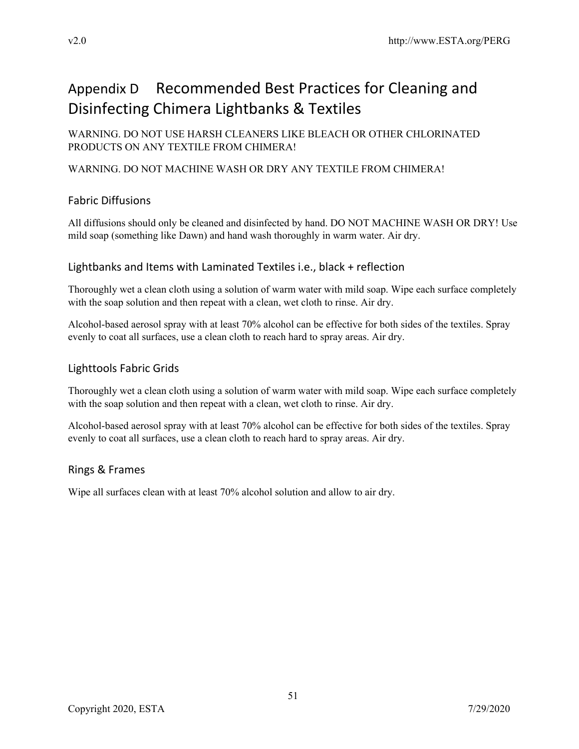# Appendix D Recommended Best Practices for Cleaning and Disinfecting Chimera Lightbanks & Textiles

WARNING. DO NOT USE HARSH CLEANERS LIKE BLEACH OR OTHER CHLORINATED PRODUCTS ON ANY TEXTILE FROM CHIMERA!

WARNING. DO NOT MACHINE WASH OR DRY ANY TEXTILE FROM CHIMERA!

## Fabric Diffusions

All diffusions should only be cleaned and disinfected by hand. DO NOT MACHINE WASH OR DRY! Use mild soap (something like Dawn) and hand wash thoroughly in warm water. Air dry.

## Lightbanks and Items with Laminated Textiles i.e., black + reflection

Thoroughly wet a clean cloth using a solution of warm water with mild soap. Wipe each surface completely with the soap solution and then repeat with a clean, wet cloth to rinse. Air dry.

Alcohol-based aerosol spray with at least 70% alcohol can be effective for both sides of the textiles. Spray evenly to coat all surfaces, use a clean cloth to reach hard to spray areas. Air dry.

## Lighttools Fabric Grids

Thoroughly wet a clean cloth using a solution of warm water with mild soap. Wipe each surface completely with the soap solution and then repeat with a clean, wet cloth to rinse. Air dry.

Alcohol-based aerosol spray with at least 70% alcohol can be effective for both sides of the textiles. Spray evenly to coat all surfaces, use a clean cloth to reach hard to spray areas. Air dry.

## Rings & Frames

Wipe all surfaces clean with at least 70% alcohol solution and allow to air dry.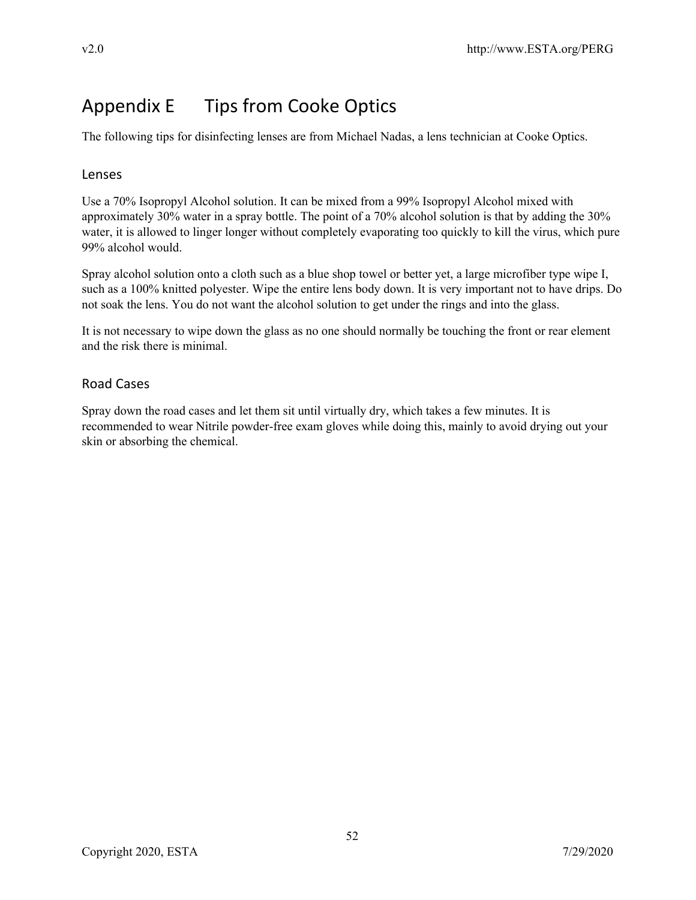# Appendix E Tips from Cooke Optics

The following tips for disinfecting lenses are from Michael Nadas, a lens technician at Cooke Optics.

## Lenses

Use a 70% Isopropyl Alcohol solution. It can be mixed from a 99% Isopropyl Alcohol mixed with approximately 30% water in a spray bottle. The point of a 70% alcohol solution is that by adding the 30% water, it is allowed to linger longer without completely evaporating too quickly to kill the virus, which pure 99% alcohol would.

Spray alcohol solution onto a cloth such as a blue shop towel or better yet, a large microfiber type wipe I, such as a 100% knitted polyester. Wipe the entire lens body down. It is very important not to have drips. Do not soak the lens. You do not want the alcohol solution to get under the rings and into the glass.

It is not necessary to wipe down the glass as no one should normally be touching the front or rear element and the risk there is minimal.

## Road Cases

Spray down the road cases and let them sit until virtually dry, which takes a few minutes. It is recommended to wear Nitrile powder-free exam gloves while doing this, mainly to avoid drying out your skin or absorbing the chemical.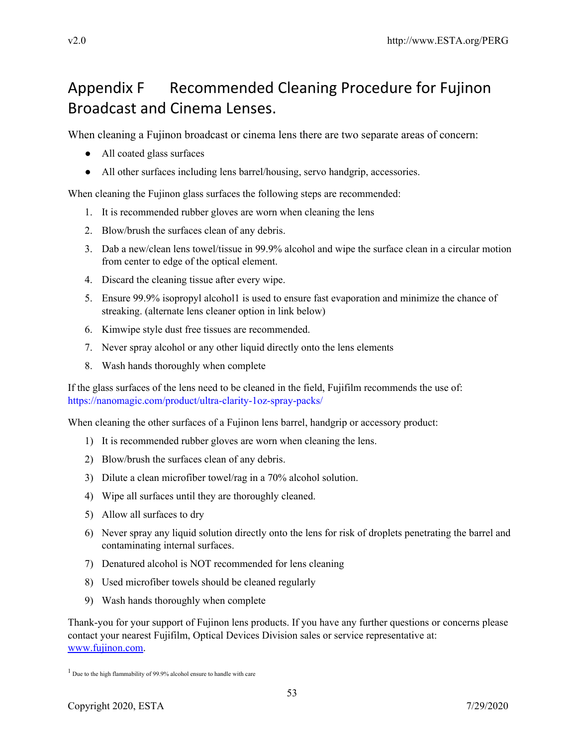# Appendix F Recommended Cleaning Procedure for Fujinon Broadcast and Cinema Lenses.

When cleaning a Fujinon broadcast or cinema lens there are two separate areas of concern:

- All coated glass surfaces
- All other surfaces including lens barrel/housing, servo handgrip, accessories.

When cleaning the Fujinon glass surfaces the following steps are recommended:

1. It is recommended rubber gloves are worn when cleaning the lens
2. Blow/brush the surfaces clean of any debris.
3. Dab a new/clean lens towel/tissue in 99.9% alcohol and wipe the surface clean in a circular motion from center to edge of the optical element.
4. Discard the cleaning tissue after every wipe.
5. Ensure 99.9% isopropyl alcohol[1] is used to ensure fast evaporation and minimize the chance of streaking. (alternate lens cleaner option in link below)
6. Kimwipe style dust free tissues are recommended.
7. Never spray alcohol or any other liquid directly onto the lens elements
8. Wash hands thoroughly when complete

If the glass surfaces of the lens need to be cleaned in the field, Fujifilm recommends the use of: https://nanomagic.com/product/ultra-clarity-1oz-spray-packs/

When cleaning the other surfaces of a Fujinon lens barrel, handgrip or accessory product:

1) It is recommended rubber gloves are worn when cleaning the lens.
2) Blow/brush the surfaces clean of any debris.
3) Dilute a clean microfiber towel/rag in a 70% alcohol solution.
4) Wipe all surfaces until they are thoroughly cleaned.
5) Allow all surfaces to dry
6) Never spray any liquid solution directly onto the lens for risk of droplets penetrating the barrel and contaminating internal surfaces.
7) Denatured alcohol is NOT recommended for lens cleaning
8) Used microfiber towels should be cleaned regularly
9) Wash hands thoroughly when complete

Thank-you for your support of Fujinon lens products. If you have any further questions or concerns please contact your nearest Fujifilm, Optical Devices Division sales or service representative at: www.fujinon.com.

[1] Due to the high flammability of 99.9% alcohol ensure to handle with care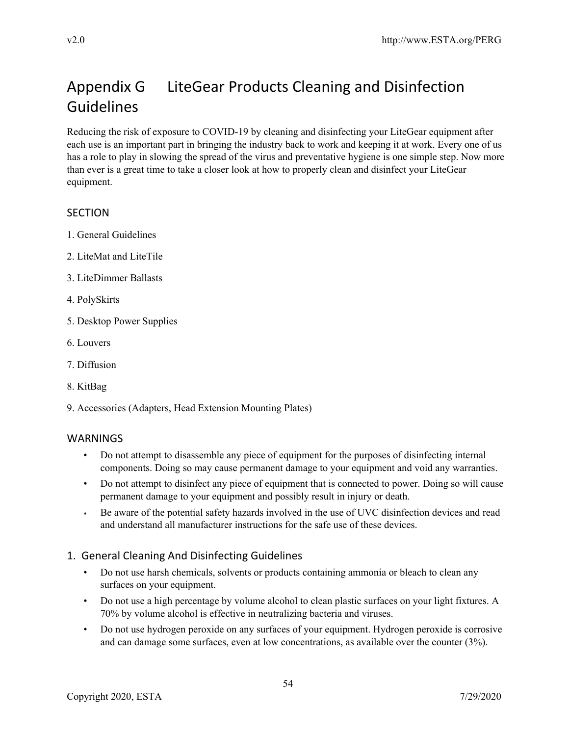# Appendix G LiteGear Products Cleaning and Disinfection Guidelines

Reducing the risk of exposure to COVID-19 by cleaning and disinfecting your LiteGear equipment after each use is an important part in bringing the industry back to work and keeping it at work. Every one of us has a role to play in slowing the spread of the virus and preventative hygiene is one simple step. Now more than ever is a great time to take a closer look at how to properly clean and disinfect your LiteGear equipment.

## SECTION

1. General Guidelines
2. LiteMat and LiteTile
3. LiteDimmer Ballasts
4. PolySkirts
5. Desktop Power Supplies
6. Louvers
7. Diffusion
8. KitBag
9. Accessories (Adapters, Head Extension Mounting Plates)

## WARNINGS

- Do not attempt to disassemble any piece of equipment for the purposes of disinfecting internal components. Doing so may cause permanent damage to your equipment and void any warranties.
- Do not attempt to disinfect any piece of equipment that is connected to power. Doing so will cause permanent damage to your equipment and possibly result in injury or death.
- Be aware of the potential safety hazards involved in the use of UVC disinfection devices and read and understand all manufacturer instructions for the safe use of these devices.

## 1. General Cleaning And Disinfecting Guidelines

- Do not use harsh chemicals, solvents or products containing ammonia or bleach to clean any surfaces on your equipment.
- Do not use a high percentage by volume alcohol to clean plastic surfaces on your light fixtures. A 70% by volume alcohol is effective in neutralizing bacteria and viruses.
- Do not use hydrogen peroxide on any surfaces of your equipment. Hydrogen peroxide is corrosive and can damage some surfaces, even at low concentrations, as available over the counter (3%).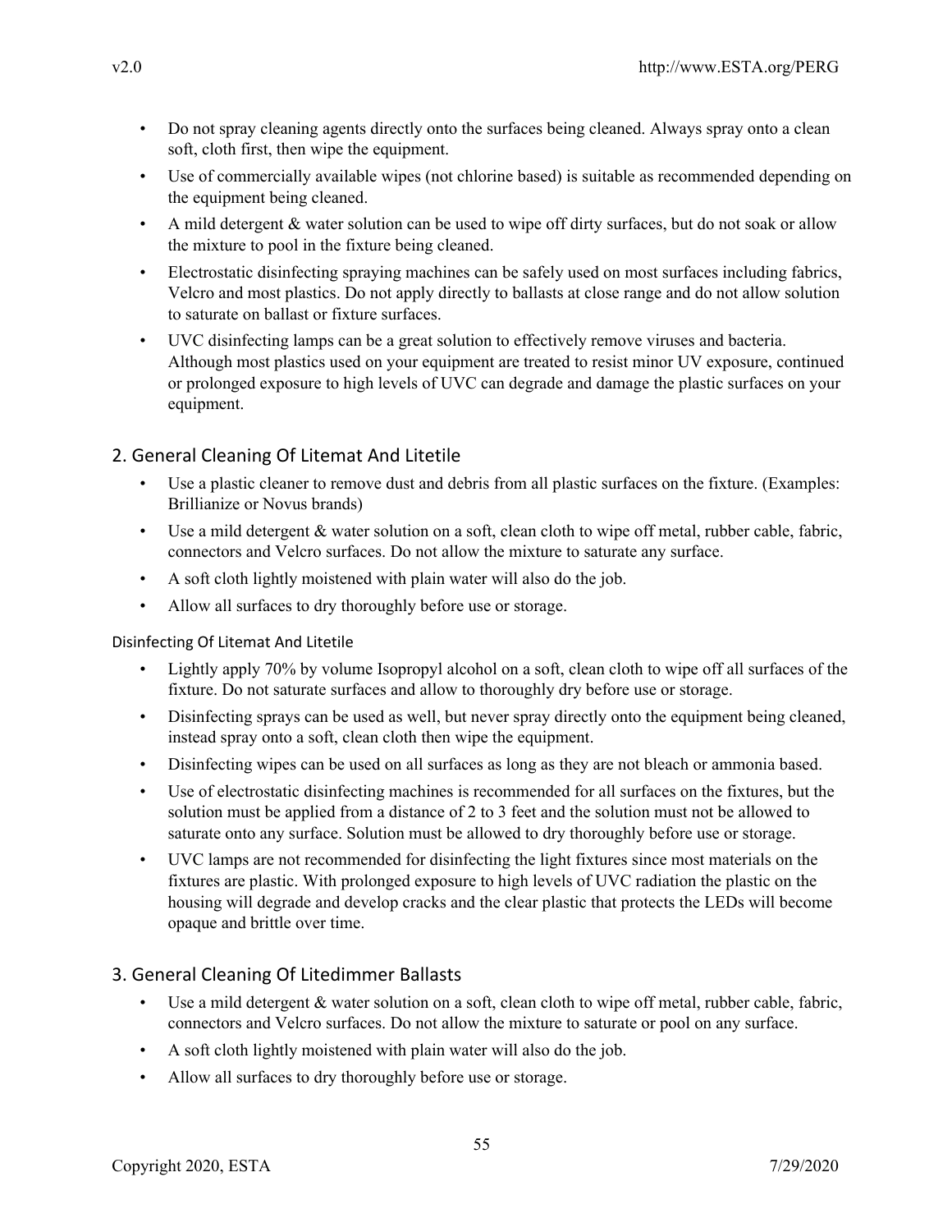- Do not spray cleaning agents directly onto the surfaces being cleaned. Always spray onto a clean soft, cloth first, then wipe the equipment.
- Use of commercially available wipes (not chlorine based) is suitable as recommended depending on the equipment being cleaned.
- A mild detergent & water solution can be used to wipe off dirty surfaces, but do not soak or allow the mixture to pool in the fixture being cleaned.
- Electrostatic disinfecting spraying machines can be safely used on most surfaces including fabrics, Velcro and most plastics. Do not apply directly to ballasts at close range and do not allow solution to saturate on ballast or fixture surfaces.
- UVC disinfecting lamps can be a great solution to effectively remove viruses and bacteria. Although most plastics used on your equipment are treated to resist minor UV exposure, continued or prolonged exposure to high levels of UVC can degrade and damage the plastic surfaces on your equipment.

## 2. General Cleaning Of Litemat And Litetile

- Use a plastic cleaner to remove dust and debris from all plastic surfaces on the fixture. (Examples: Brillianize or Novus brands)
- Use a mild detergent & water solution on a soft, clean cloth to wipe off metal, rubber cable, fabric, connectors and Velcro surfaces. Do not allow the mixture to saturate any surface.
- A soft cloth lightly moistened with plain water will also do the job.
- Allow all surfaces to dry thoroughly before use or storage.

### Disinfecting Of Litemat And Litetile

- Lightly apply 70% by volume Isopropyl alcohol on a soft, clean cloth to wipe off all surfaces of the fixture. Do not saturate surfaces and allow to thoroughly dry before use or storage.
- Disinfecting sprays can be used as well, but never spray directly onto the equipment being cleaned, instead spray onto a soft, clean cloth then wipe the equipment.
- Disinfecting wipes can be used on all surfaces as long as they are not bleach or ammonia based.
- Use of electrostatic disinfecting machines is recommended for all surfaces on the fixtures, but the solution must be applied from a distance of 2 to 3 feet and the solution must not be allowed to saturate onto any surface. Solution must be allowed to dry thoroughly before use or storage.
- UVC lamps are not recommended for disinfecting the light fixtures since most materials on the fixtures are plastic. With prolonged exposure to high levels of UVC radiation the plastic on the housing will degrade and develop cracks and the clear plastic that protects the LEDs will become opaque and brittle over time.

## 3. General Cleaning Of Litedimmer Ballasts

- Use a mild detergent & water solution on a soft, clean cloth to wipe off metal, rubber cable, fabric, connectors and Velcro surfaces. Do not allow the mixture to saturate or pool on any surface.
- A soft cloth lightly moistened with plain water will also do the job.
- Allow all surfaces to dry thoroughly before use or storage.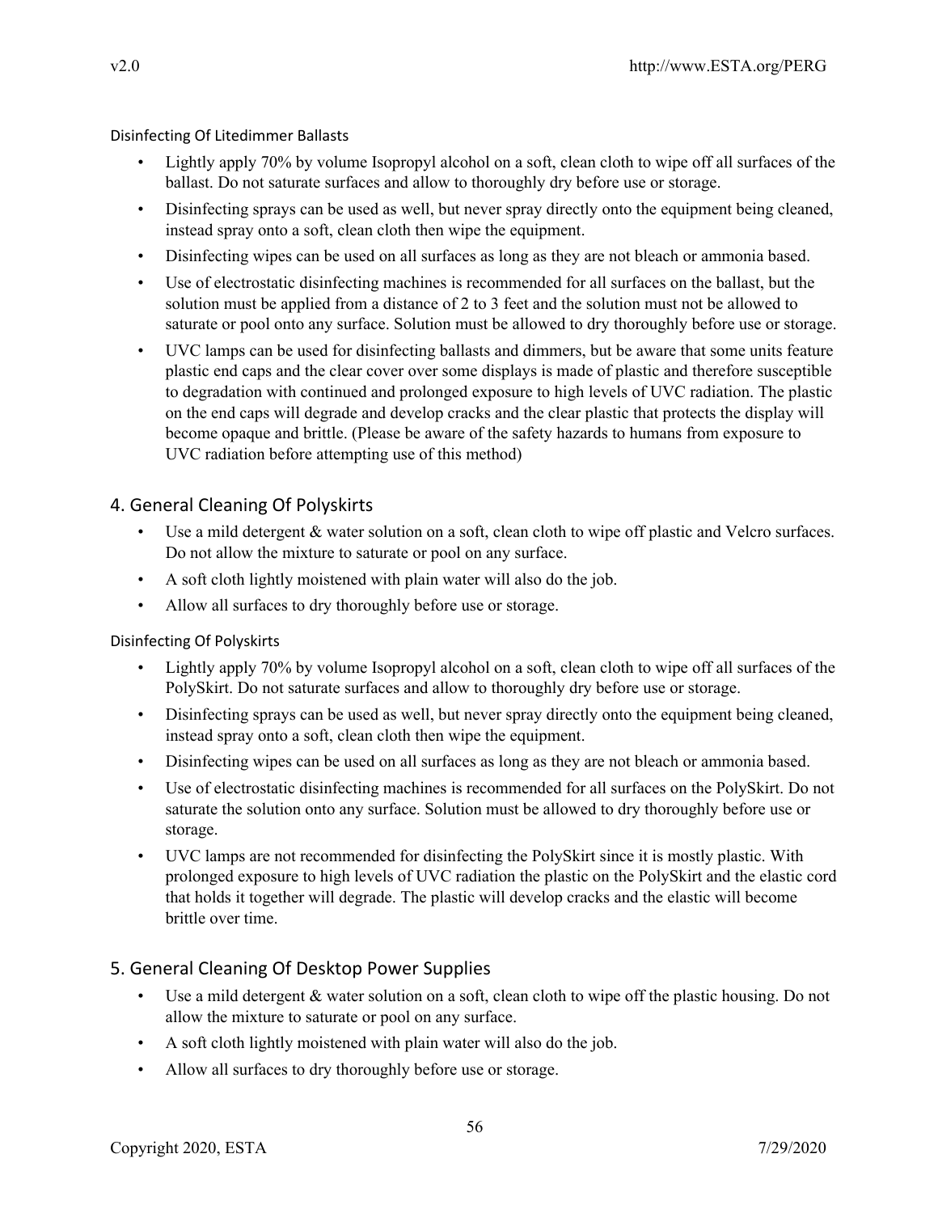#### Disinfecting Of Litedimmer Ballasts

- Lightly apply 70% by volume Isopropyl alcohol on a soft, clean cloth to wipe off all surfaces of the ballast. Do not saturate surfaces and allow to thoroughly dry before use or storage.
- Disinfecting sprays can be used as well, but never spray directly onto the equipment being cleaned, instead spray onto a soft, clean cloth then wipe the equipment.
- Disinfecting wipes can be used on all surfaces as long as they are not bleach or ammonia based.
- Use of electrostatic disinfecting machines is recommended for all surfaces on the ballast, but the solution must be applied from a distance of 2 to 3 feet and the solution must not be allowed to saturate or pool onto any surface. Solution must be allowed to dry thoroughly before use or storage.
- UVC lamps can be used for disinfecting ballasts and dimmers, but be aware that some units feature plastic end caps and the clear cover over some displays is made of plastic and therefore susceptible to degradation with continued and prolonged exposure to high levels of UVC radiation. The plastic on the end caps will degrade and develop cracks and the clear plastic that protects the display will become opaque and brittle. (Please be aware of the safety hazards to humans from exposure to UVC radiation before attempting use of this method)

### 4. General Cleaning Of Polyskirts

- Use a mild detergent & water solution on a soft, clean cloth to wipe off plastic and Velcro surfaces. Do not allow the mixture to saturate or pool on any surface.
- A soft cloth lightly moistened with plain water will also do the job.
- Allow all surfaces to dry thoroughly before use or storage.

#### Disinfecting Of Polyskirts

- Lightly apply 70% by volume Isopropyl alcohol on a soft, clean cloth to wipe off all surfaces of the PolySkirt. Do not saturate surfaces and allow to thoroughly dry before use or storage.
- Disinfecting sprays can be used as well, but never spray directly onto the equipment being cleaned, instead spray onto a soft, clean cloth then wipe the equipment.
- Disinfecting wipes can be used on all surfaces as long as they are not bleach or ammonia based.
- Use of electrostatic disinfecting machines is recommended for all surfaces on the PolySkirt. Do not saturate the solution onto any surface. Solution must be allowed to dry thoroughly before use or storage.
- UVC lamps are not recommended for disinfecting the PolySkirt since it is mostly plastic. With prolonged exposure to high levels of UVC radiation the plastic on the PolySkirt and the elastic cord that holds it together will degrade. The plastic will develop cracks and the elastic will become brittle over time.

### 5. General Cleaning Of Desktop Power Supplies

- Use a mild detergent & water solution on a soft, clean cloth to wipe off the plastic housing. Do not allow the mixture to saturate or pool on any surface.
- A soft cloth lightly moistened with plain water will also do the job.
- Allow all surfaces to dry thoroughly before use or storage.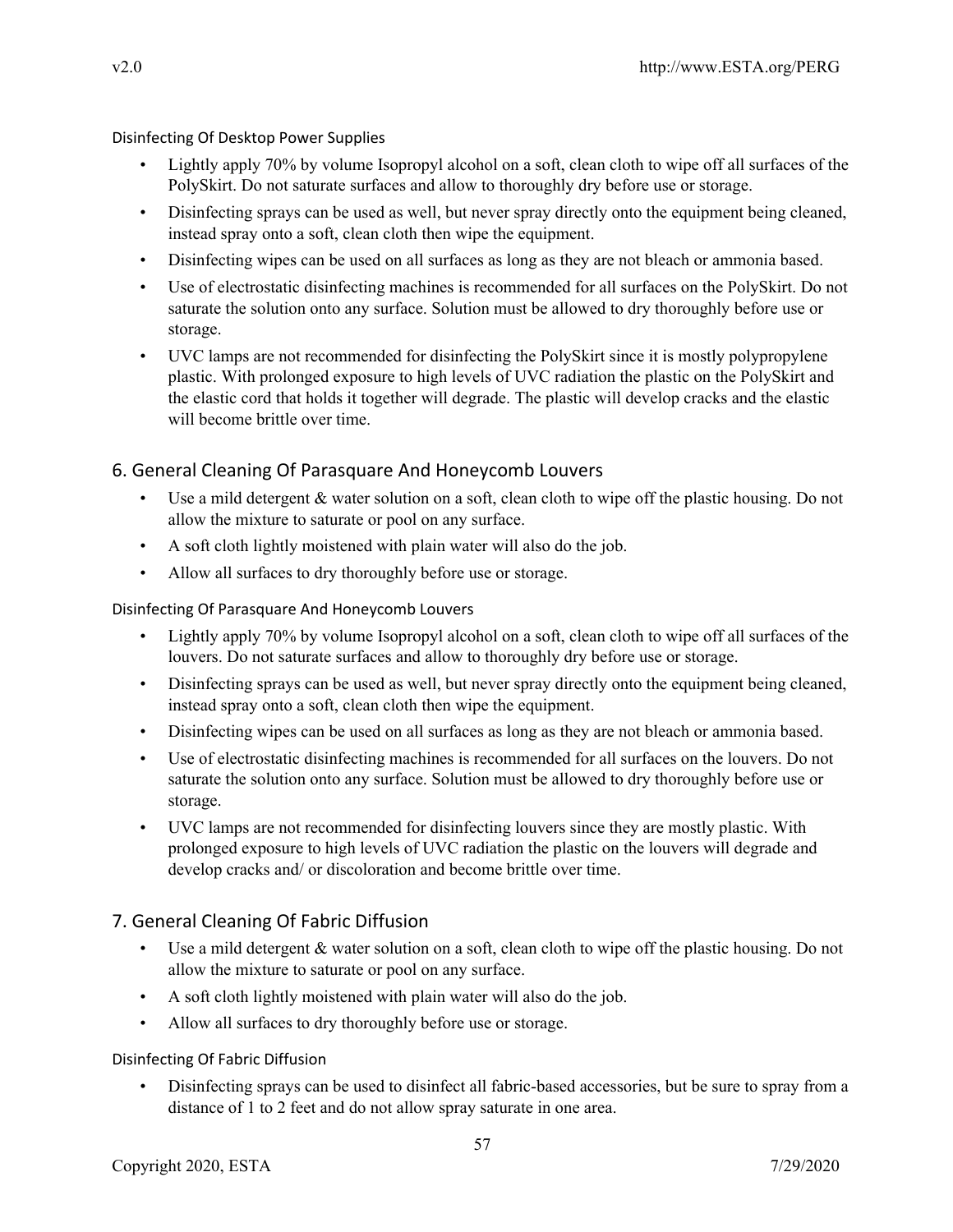### Disinfecting Of Desktop Power Supplies

- Lightly apply 70% by volume Isopropyl alcohol on a soft, clean cloth to wipe off all surfaces of the PolySkirt. Do not saturate surfaces and allow to thoroughly dry before use or storage.
- Disinfecting sprays can be used as well, but never spray directly onto the equipment being cleaned, instead spray onto a soft, clean cloth then wipe the equipment.
- Disinfecting wipes can be used on all surfaces as long as they are not bleach or ammonia based.
- Use of electrostatic disinfecting machines is recommended for all surfaces on the PolySkirt. Do not saturate the solution onto any surface. Solution must be allowed to dry thoroughly before use or storage.
- UVC lamps are not recommended for disinfecting the PolySkirt since it is mostly polypropylene plastic. With prolonged exposure to high levels of UVC radiation the plastic on the PolySkirt and the elastic cord that holds it together will degrade. The plastic will develop cracks and the elastic will become brittle over time.

## 6. General Cleaning Of Parasquare And Honeycomb Louvers

- Use a mild detergent & water solution on a soft, clean cloth to wipe off the plastic housing. Do not allow the mixture to saturate or pool on any surface.
- A soft cloth lightly moistened with plain water will also do the job.
- Allow all surfaces to dry thoroughly before use or storage.

### Disinfecting Of Parasquare And Honeycomb Louvers

- Lightly apply 70% by volume Isopropyl alcohol on a soft, clean cloth to wipe off all surfaces of the louvers. Do not saturate surfaces and allow to thoroughly dry before use or storage.
- Disinfecting sprays can be used as well, but never spray directly onto the equipment being cleaned, instead spray onto a soft, clean cloth then wipe the equipment.
- Disinfecting wipes can be used on all surfaces as long as they are not bleach or ammonia based.
- Use of electrostatic disinfecting machines is recommended for all surfaces on the louvers. Do not saturate the solution onto any surface. Solution must be allowed to dry thoroughly before use or storage.
- UVC lamps are not recommended for disinfecting louvers since they are mostly plastic. With prolonged exposure to high levels of UVC radiation the plastic on the louvers will degrade and develop cracks and/ or discoloration and become brittle over time.

## 7. General Cleaning Of Fabric Diffusion

- Use a mild detergent & water solution on a soft, clean cloth to wipe off the plastic housing. Do not allow the mixture to saturate or pool on any surface.
- A soft cloth lightly moistened with plain water will also do the job.
- Allow all surfaces to dry thoroughly before use or storage.

### Disinfecting Of Fabric Diffusion

- Disinfecting sprays can be used to disinfect all fabric-based accessories, but be sure to spray from a distance of 1 to 2 feet and do not allow spray saturate in one area.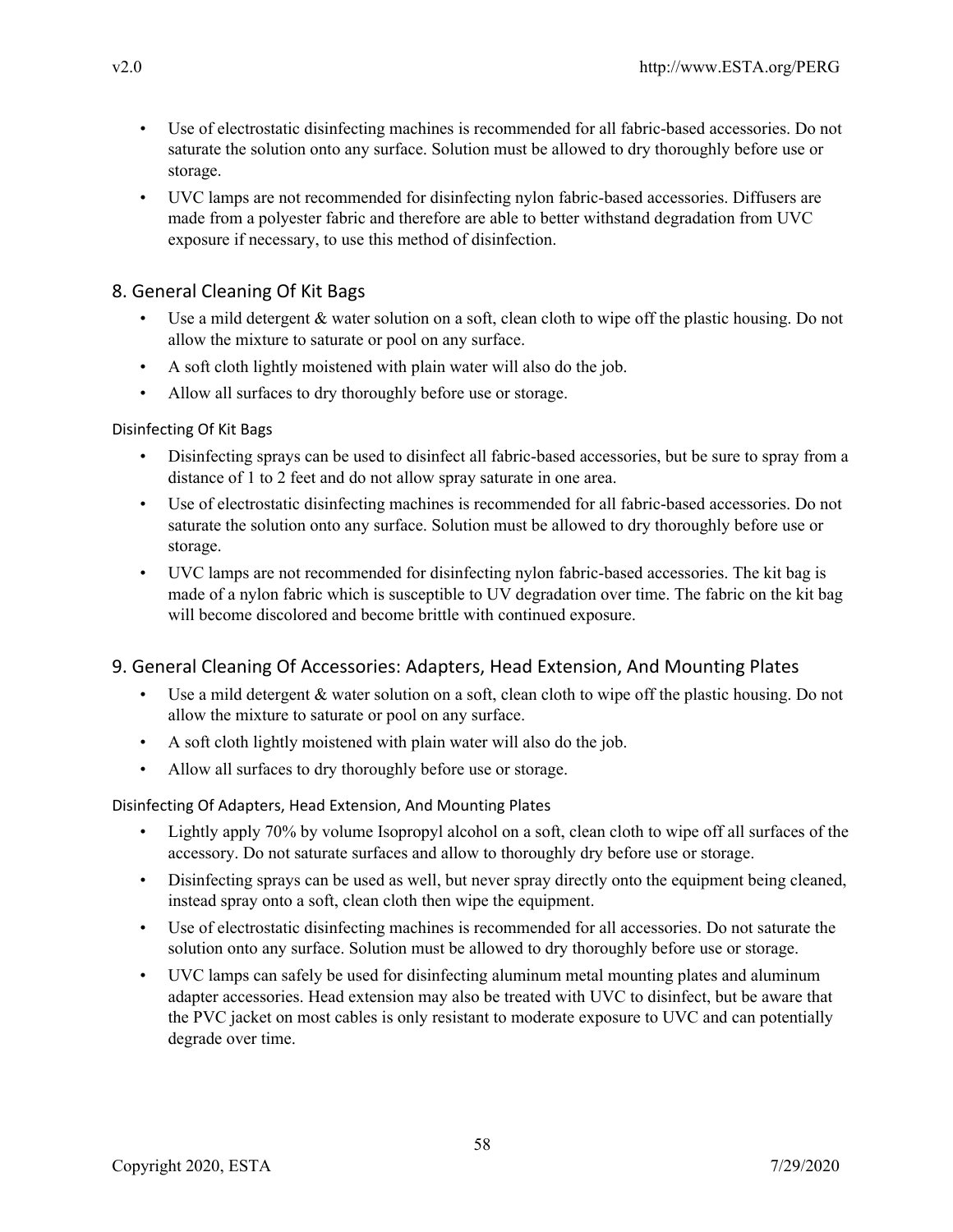- Use of electrostatic disinfecting machines is recommended for all fabric-based accessories. Do not saturate the solution onto any surface. Solution must be allowed to dry thoroughly before use or storage.
- UVC lamps are not recommended for disinfecting nylon fabric-based accessories. Diffusers are made from a polyester fabric and therefore are able to better withstand degradation from UVC exposure if necessary, to use this method of disinfection.

## 8. General Cleaning Of Kit Bags

- Use a mild detergent & water solution on a soft, clean cloth to wipe off the plastic housing. Do not allow the mixture to saturate or pool on any surface.
- A soft cloth lightly moistened with plain water will also do the job.
- Allow all surfaces to dry thoroughly before use or storage.

### Disinfecting Of Kit Bags

- Disinfecting sprays can be used to disinfect all fabric-based accessories, but be sure to spray from a distance of 1 to 2 feet and do not allow spray saturate in one area.
- Use of electrostatic disinfecting machines is recommended for all fabric-based accessories. Do not saturate the solution onto any surface. Solution must be allowed to dry thoroughly before use or storage.
- UVC lamps are not recommended for disinfecting nylon fabric-based accessories. The kit bag is made of a nylon fabric which is susceptible to UV degradation over time. The fabric on the kit bag will become discolored and become brittle with continued exposure.

## 9. General Cleaning Of Accessories: Adapters, Head Extension, And Mounting Plates

- Use a mild detergent & water solution on a soft, clean cloth to wipe off the plastic housing. Do not allow the mixture to saturate or pool on any surface.
- A soft cloth lightly moistened with plain water will also do the job.
- Allow all surfaces to dry thoroughly before use or storage.

### Disinfecting Of Adapters, Head Extension, And Mounting Plates

- Lightly apply 70% by volume Isopropyl alcohol on a soft, clean cloth to wipe off all surfaces of the accessory. Do not saturate surfaces and allow to thoroughly dry before use or storage.
- Disinfecting sprays can be used as well, but never spray directly onto the equipment being cleaned, instead spray onto a soft, clean cloth then wipe the equipment.
- Use of electrostatic disinfecting machines is recommended for all accessories. Do not saturate the solution onto any surface. Solution must be allowed to dry thoroughly before use or storage.
- UVC lamps can safely be used for disinfecting aluminum metal mounting plates and aluminum adapter accessories. Head extension may also be treated with UVC to disinfect, but be aware that the PVC jacket on most cables is only resistant to moderate exposure to UVC and can potentially degrade over time.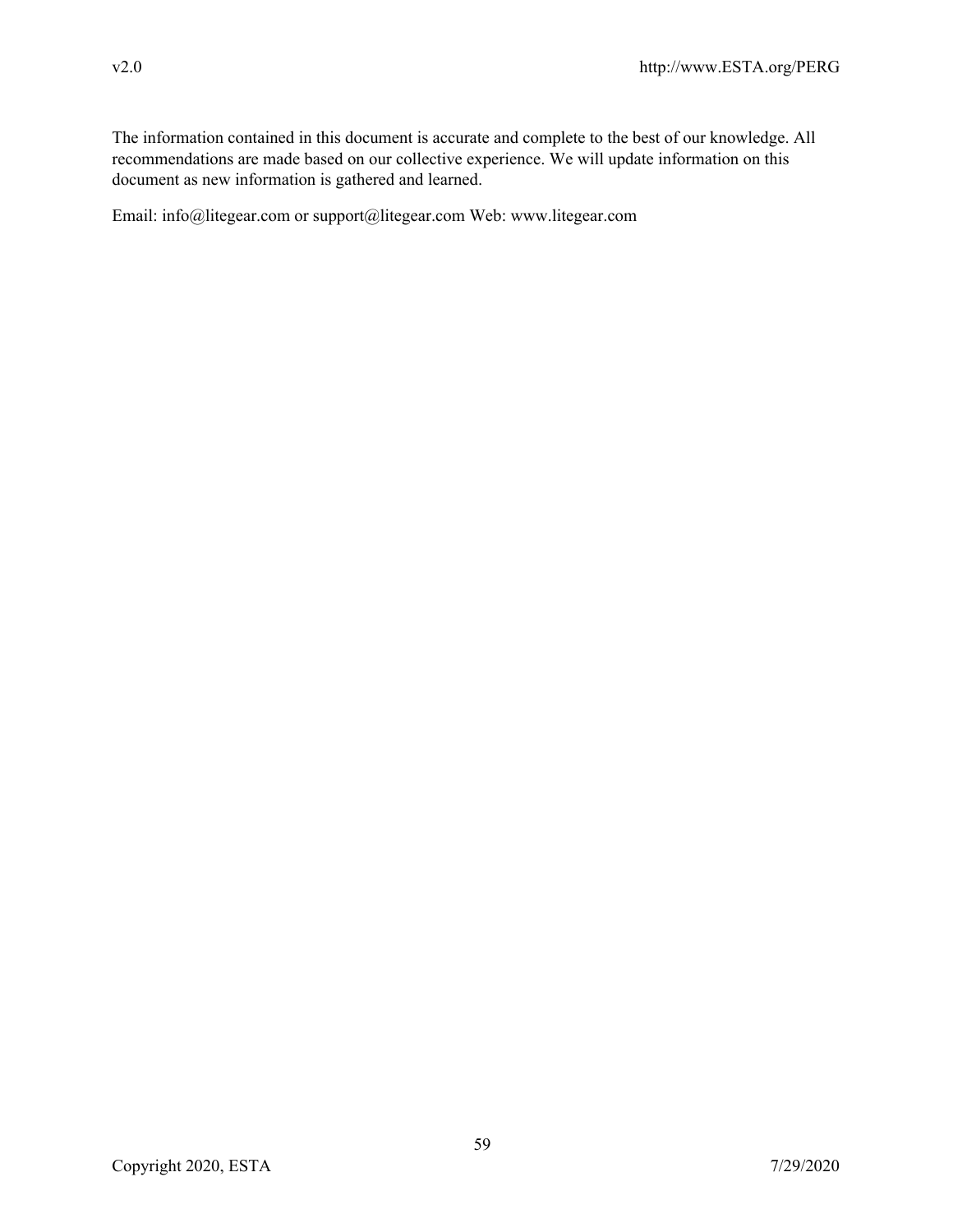The information contained in this document is accurate and complete to the best of our knowledge. All recommendations are made based on our collective experience. We will update information on this document as new information is gathered and learned.

Email: info@litegear.com or support@litegear.com Web: www.litegear.com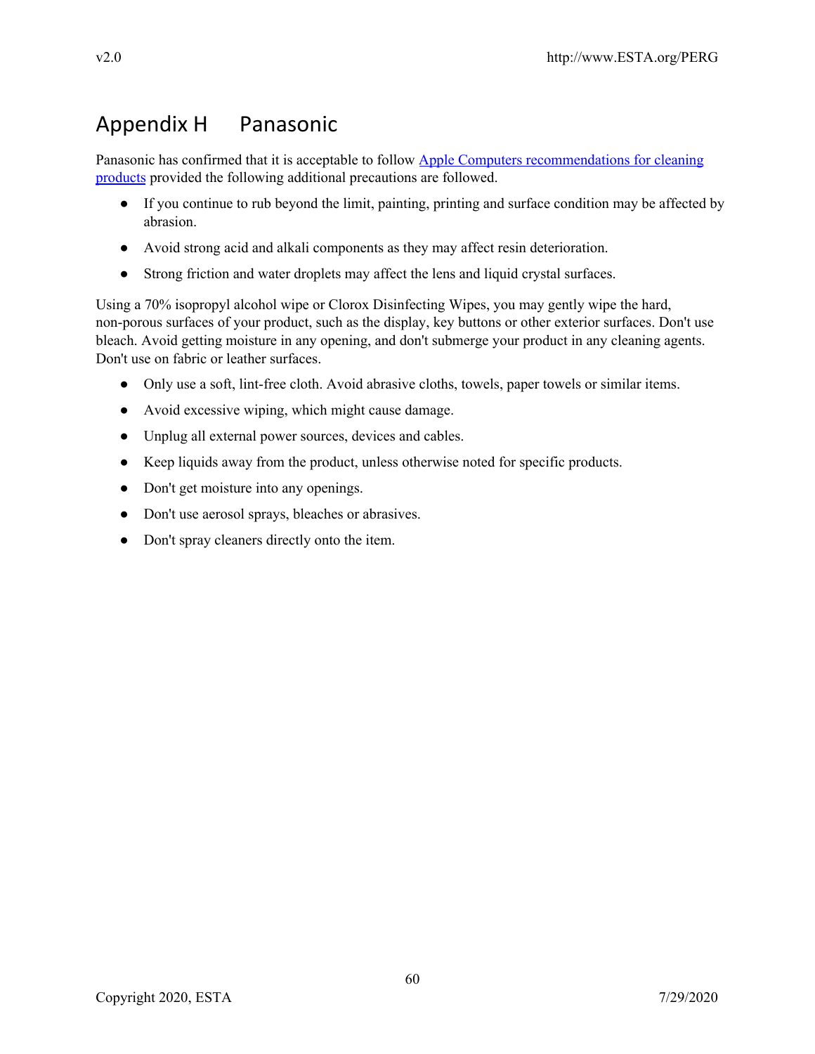# Appendix H Panasonic

Panasonic has confirmed that it is acceptable to follow Apple Computers recommendations for cleaning products provided the following additional precautions are followed.

- If you continue to rub beyond the limit, painting, printing and surface condition may be affected by abrasion.
- Avoid strong acid and alkali components as they may affect resin deterioration.
- Strong friction and water droplets may affect the lens and liquid crystal surfaces.

Using a 70% isopropyl alcohol wipe or Clorox Disinfecting Wipes, you may gently wipe the hard, non-porous surfaces of your product, such as the display, key buttons or other exterior surfaces. Don't use bleach. Avoid getting moisture in any opening, and don't submerge your product in any cleaning agents. Don't use on fabric or leather surfaces.

- Only use a soft, lint-free cloth. Avoid abrasive cloths, towels, paper towels or similar items.
- Avoid excessive wiping, which might cause damage.
- Unplug all external power sources, devices and cables.
- Keep liquids away from the product, unless otherwise noted for specific products.
- Don't get moisture into any openings.
- Don't use aerosol sprays, bleaches or abrasives.
- Don't spray cleaners directly onto the item.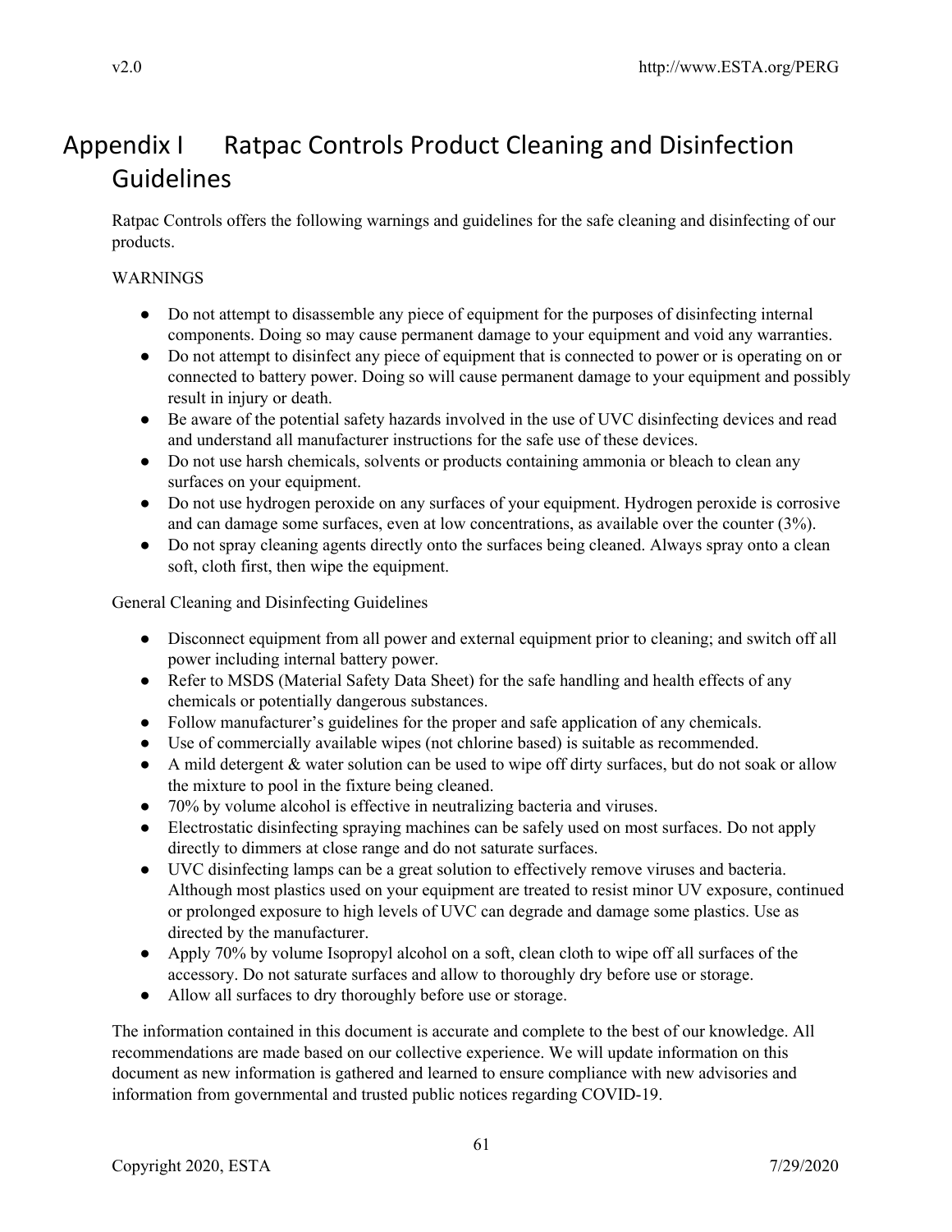# Appendix I Ratpac Controls Product Cleaning and Disinfection Guidelines

Ratpac Controls offers the following warnings and guidelines for the safe cleaning and disinfecting of our products.

WARNINGS

- Do not attempt to disassemble any piece of equipment for the purposes of disinfecting internal components. Doing so may cause permanent damage to your equipment and void any warranties.
- Do not attempt to disinfect any piece of equipment that is connected to power or is operating on or connected to battery power. Doing so will cause permanent damage to your equipment and possibly result in injury or death.
- Be aware of the potential safety hazards involved in the use of UVC disinfecting devices and read and understand all manufacturer instructions for the safe use of these devices.
- Do not use harsh chemicals, solvents or products containing ammonia or bleach to clean any surfaces on your equipment.
- Do not use hydrogen peroxide on any surfaces of your equipment. Hydrogen peroxide is corrosive and can damage some surfaces, even at low concentrations, as available over the counter (3%).
- Do not spray cleaning agents directly onto the surfaces being cleaned. Always spray onto a clean soft, cloth first, then wipe the equipment.

General Cleaning and Disinfecting Guidelines

- Disconnect equipment from all power and external equipment prior to cleaning; and switch off all power including internal battery power.
- Refer to MSDS (Material Safety Data Sheet) for the safe handling and health effects of any chemicals or potentially dangerous substances.
- Follow manufacturer's guidelines for the proper and safe application of any chemicals.
- Use of commercially available wipes (not chlorine based) is suitable as recommended.
- A mild detergent & water solution can be used to wipe off dirty surfaces, but do not soak or allow the mixture to pool in the fixture being cleaned.
- 70% by volume alcohol is effective in neutralizing bacteria and viruses.
- Electrostatic disinfecting spraying machines can be safely used on most surfaces. Do not apply directly to dimmers at close range and do not saturate surfaces.
- UVC disinfecting lamps can be a great solution to effectively remove viruses and bacteria. Although most plastics used on your equipment are treated to resist minor UV exposure, continued or prolonged exposure to high levels of UVC can degrade and damage some plastics. Use as directed by the manufacturer.
- Apply 70% by volume Isopropyl alcohol on a soft, clean cloth to wipe off all surfaces of the accessory. Do not saturate surfaces and allow to thoroughly dry before use or storage.
- Allow all surfaces to dry thoroughly before use or storage.

The information contained in this document is accurate and complete to the best of our knowledge. All recommendations are made based on our collective experience. We will update information on this document as new information is gathered and learned to ensure compliance with new advisories and information from governmental and trusted public notices regarding COVID-19.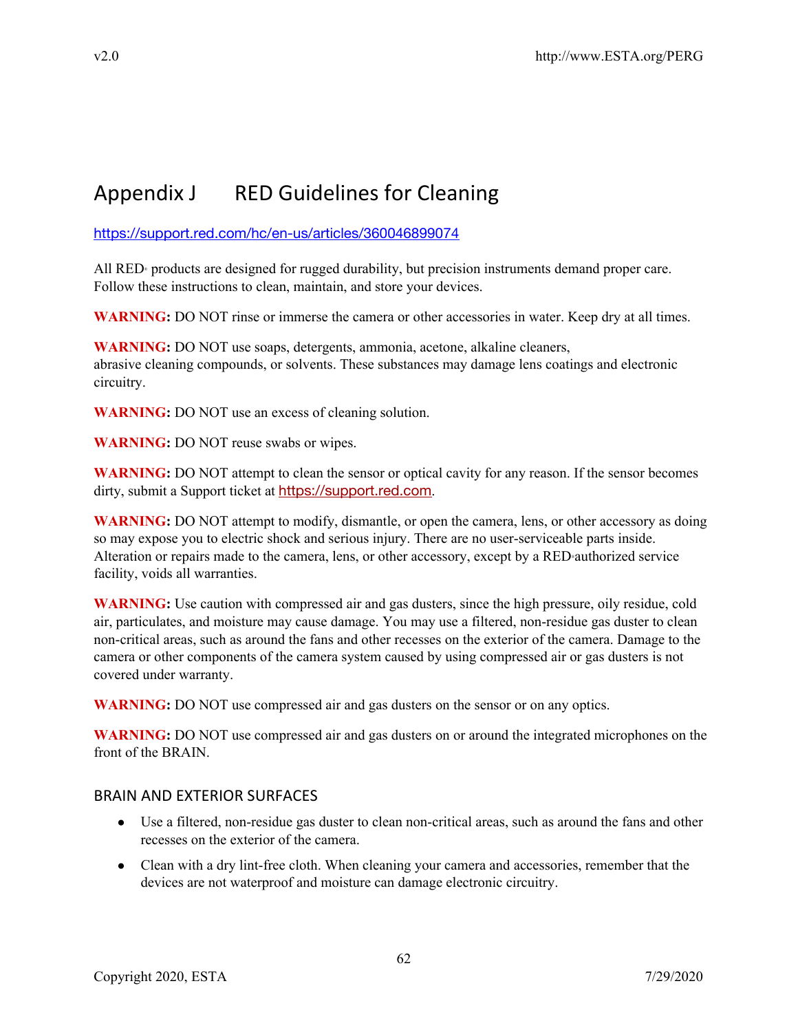# Appendix J RED Guidelines for Cleaning

https://support.red.com/hc/en-us/articles/360046899074

All RED® products are designed for rugged durability, but precision instruments demand proper care. Follow these instructions to clean, maintain, and store your devices.

**WARNING:** DO NOT rinse or immerse the camera or other accessories in water. Keep dry at all times.

**WARNING:** DO NOT use soaps, detergents, ammonia, acetone, alkaline cleaners, abrasive cleaning compounds, or solvents. These substances may damage lens coatings and electronic circuitry.

**WARNING:** DO NOT use an excess of cleaning solution.

**WARNING:** DO NOT reuse swabs or wipes.

**WARNING:** DO NOT attempt to clean the sensor or optical cavity for any reason. If the sensor becomes dirty, submit a Support ticket at https://support.red.com.

**WARNING:** DO NOT attempt to modify, dismantle, or open the camera, lens, or other accessory as doing so may expose you to electric shock and serious injury. There are no user-serviceable parts inside. Alteration or repairs made to the camera, lens, or other accessory, except by a RED® authorized service facility, voids all warranties.

**WARNING:** Use caution with compressed air and gas dusters, since the high pressure, oily residue, cold air, particulates, and moisture may cause damage. You may use a filtered, non-residue gas duster to clean non-critical areas, such as around the fans and other recesses on the exterior of the camera. Damage to the camera or other components of the camera system caused by using compressed air or gas dusters is not covered under warranty.

**WARNING:** DO NOT use compressed air and gas dusters on the sensor or on any optics.

**WARNING:** DO NOT use compressed air and gas dusters on or around the integrated microphones on the front of the BRAIN.

## BRAIN AND EXTERIOR SURFACES

- Use a filtered, non-residue gas duster to clean non-critical areas, such as around the fans and other recesses on the exterior of the camera.
- Clean with a dry lint-free cloth. When cleaning your camera and accessories, remember that the devices are not waterproof and moisture can damage electronic circuitry.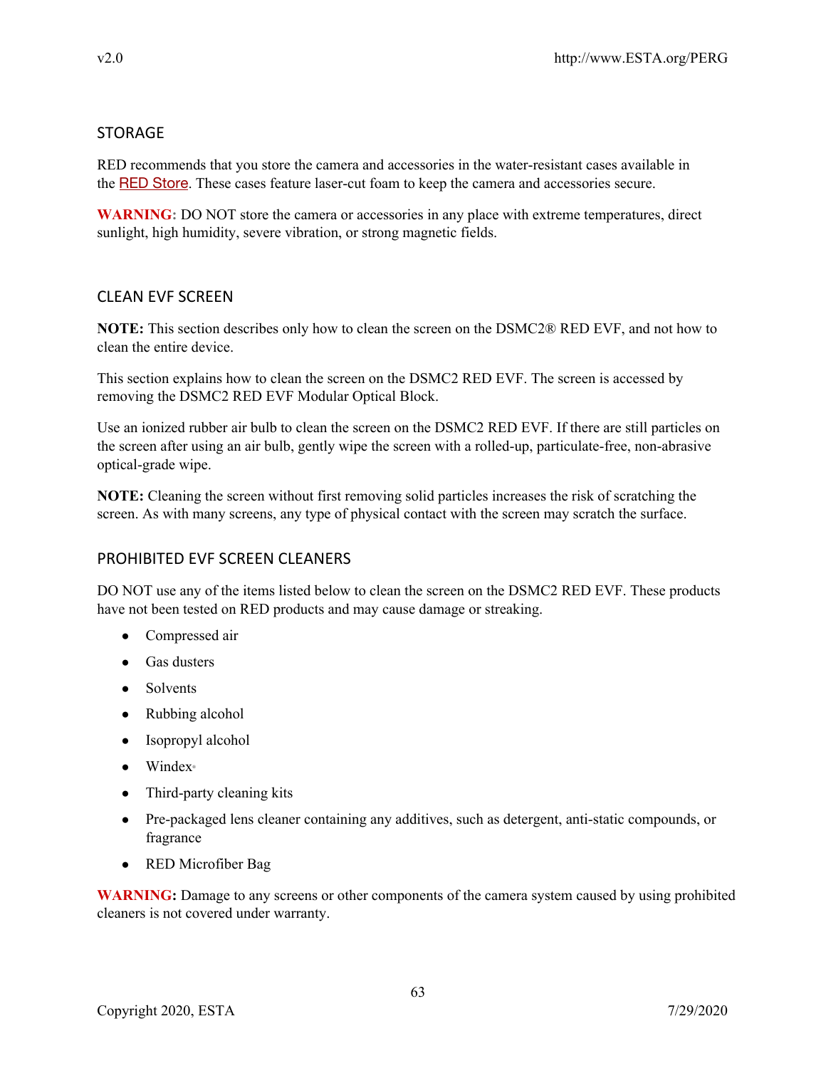## STORAGE

RED recommends that you store the camera and accessories in the water-resistant cases available in the RED Store. These cases feature laser-cut foam to keep the camera and accessories secure.

**WARNING:** DO NOT store the camera or accessories in any place with extreme temperatures, direct sunlight, high humidity, severe vibration, or strong magnetic fields.

## CLEAN EVF SCREEN

**NOTE:** This section describes only how to clean the screen on the DSMC2® RED EVF, and not how to clean the entire device.

This section explains how to clean the screen on the DSMC2 RED EVF. The screen is accessed by removing the DSMC2 RED EVF Modular Optical Block.

Use an ionized rubber air bulb to clean the screen on the DSMC2 RED EVF. If there are still particles on the screen after using an air bulb, gently wipe the screen with a rolled-up, particulate-free, non-abrasive optical-grade wipe.

**NOTE:** Cleaning the screen without first removing solid particles increases the risk of scratching the screen. As with many screens, any type of physical contact with the screen may scratch the surface.

## PROHIBITED EVF SCREEN CLEANERS

DO NOT use any of the items listed below to clean the screen on the DSMC2 RED EVF. These products have not been tested on RED products and may cause damage or streaking.

- Compressed air
- Gas dusters
- Solvents
- Rubbing alcohol
- Isopropyl alcohol
- Windex®
- Third-party cleaning kits
- Pre-packaged lens cleaner containing any additives, such as detergent, anti-static compounds, or fragrance
- RED Microfiber Bag

**WARNING:** Damage to any screens or other components of the camera system caused by using prohibited cleaners is not covered under warranty.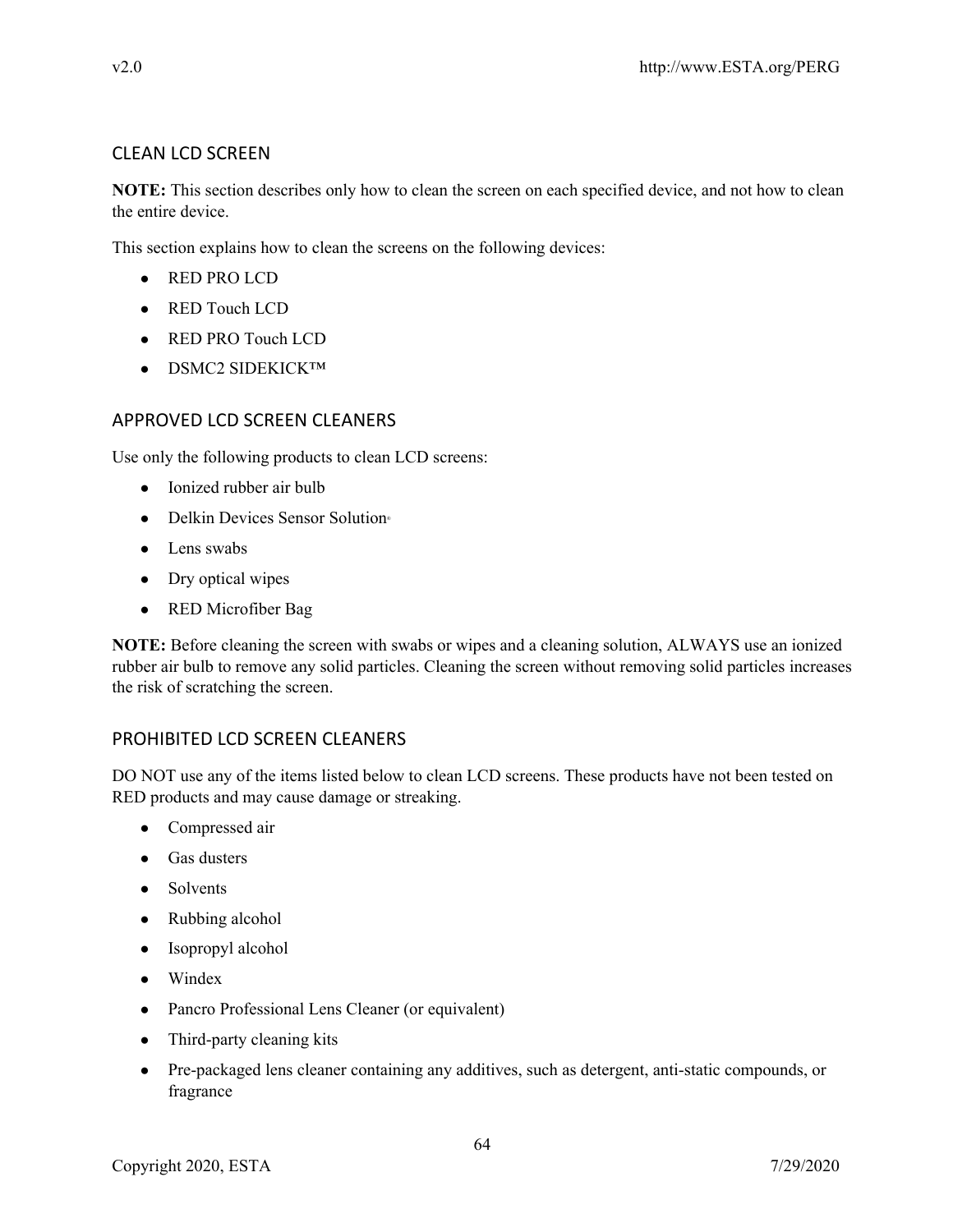## CLEAN LCD SCREEN

**NOTE:** This section describes only how to clean the screen on each specified device, and not how to clean the entire device.

This section explains how to clean the screens on the following devices:

- RED PRO LCD
- RED Touch LCD
- RED PRO Touch LCD
- DSMC2 SIDEKICK™

## APPROVED LCD SCREEN CLEANERS

Use only the following products to clean LCD screens:

- Ionized rubber air bulb
- Delkin Devices Sensor Solution®
- Lens swabs
- Dry optical wipes
- RED Microfiber Bag

**NOTE:** Before cleaning the screen with swabs or wipes and a cleaning solution, ALWAYS use an ionized rubber air bulb to remove any solid particles. Cleaning the screen without removing solid particles increases the risk of scratching the screen.

## PROHIBITED LCD SCREEN CLEANERS

DO NOT use any of the items listed below to clean LCD screens. These products have not been tested on RED products and may cause damage or streaking.

- Compressed air
- Gas dusters
- Solvents
- Rubbing alcohol
- Isopropyl alcohol
- Windex
- Pancro Professional Lens Cleaner (or equivalent)
- Third-party cleaning kits
- Pre-packaged lens cleaner containing any additives, such as detergent, anti-static compounds, or fragrance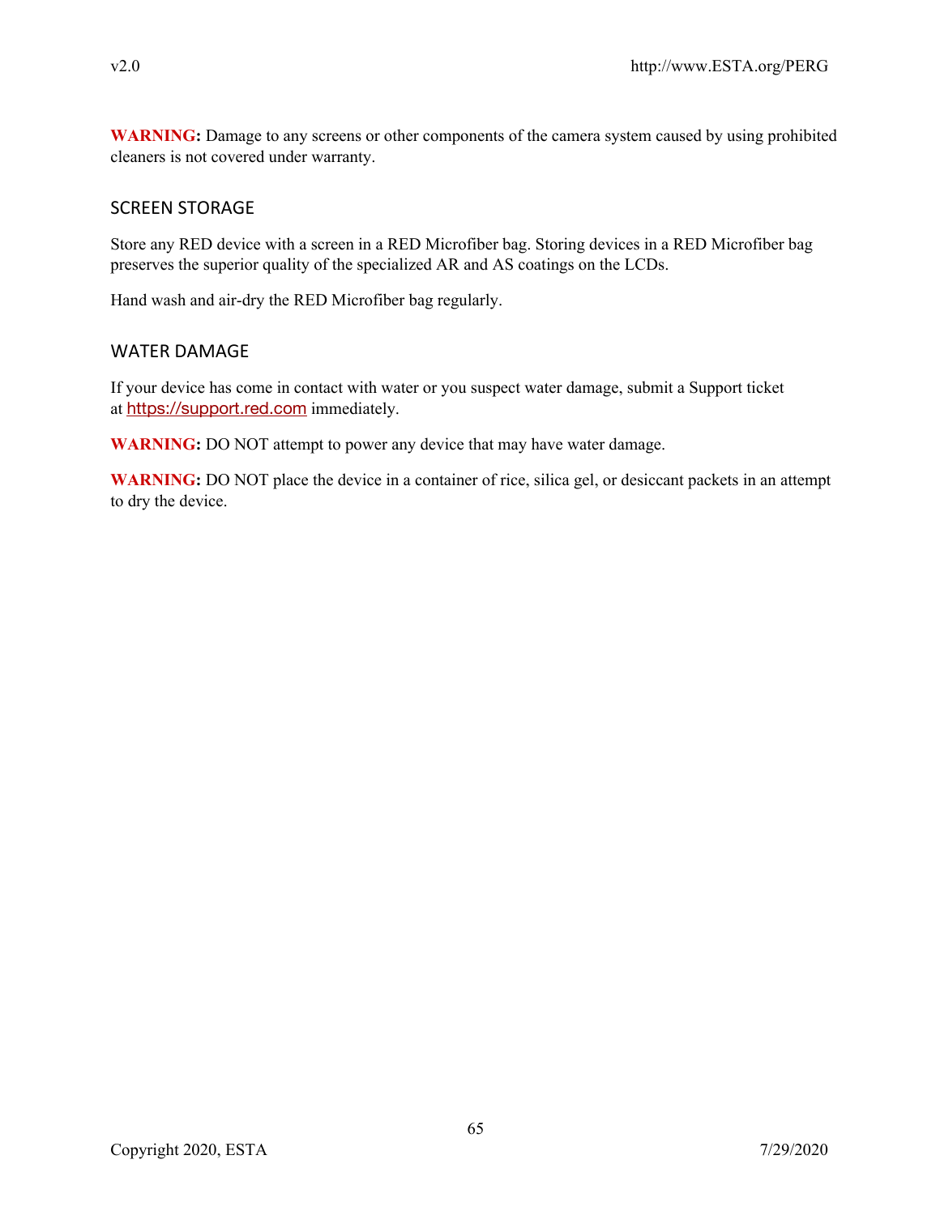**WARNING:** Damage to any screens or other components of the camera system caused by using prohibited cleaners is not covered under warranty.

## SCREEN STORAGE

Store any RED device with a screen in a RED Microfiber bag. Storing devices in a RED Microfiber bag preserves the superior quality of the specialized AR and AS coatings on the LCDs.

Hand wash and air-dry the RED Microfiber bag regularly.

## WATER DAMAGE

If your device has come in contact with water or you suspect water damage, submit a Support ticket at https://support.red.com immediately.

**WARNING:** DO NOT attempt to power any device that may have water damage.

**WARNING:** DO NOT place the device in a container of rice, silica gel, or desiccant packets in an attempt to dry the device.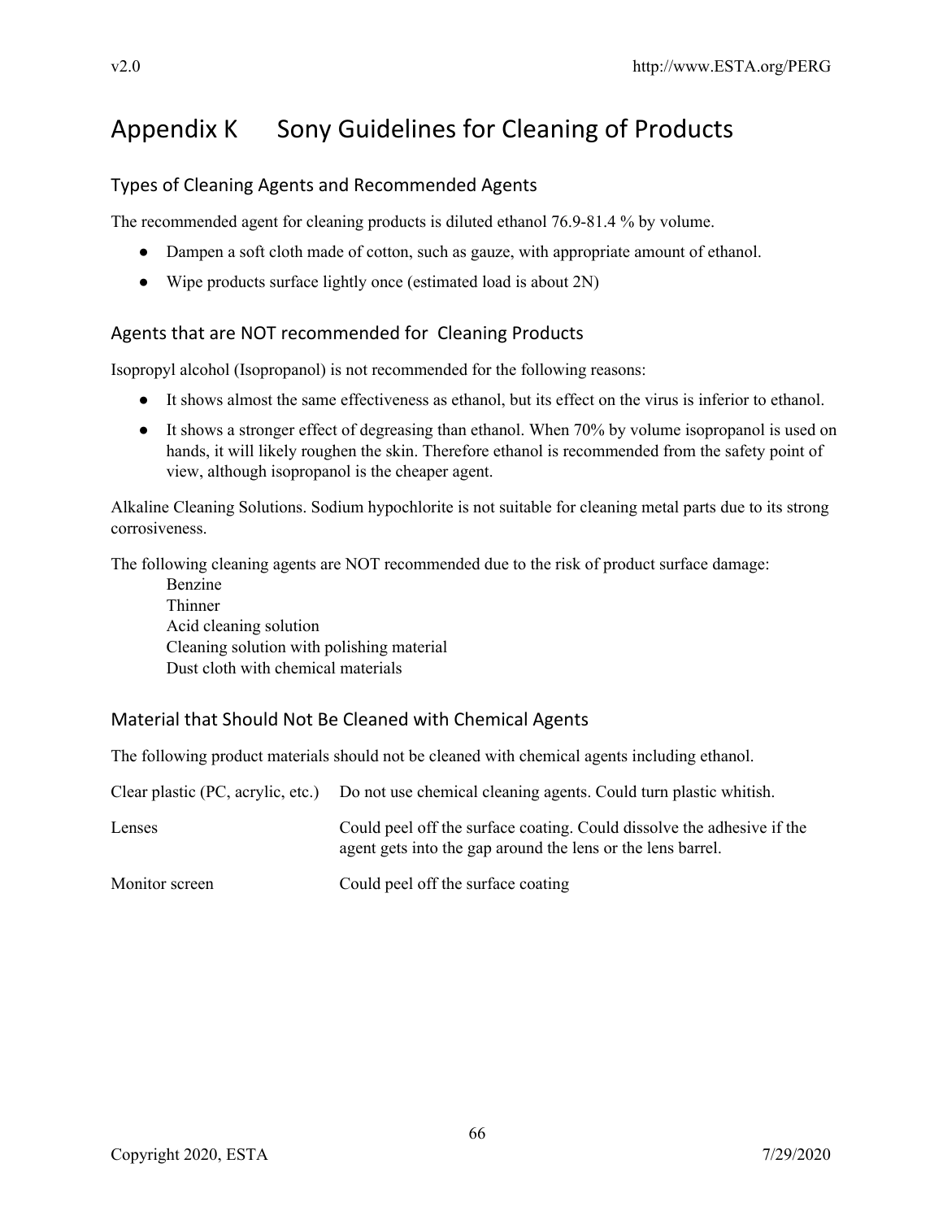# Appendix K Sony Guidelines for Cleaning of Products

## Types of Cleaning Agents and Recommended Agents

The recommended agent for cleaning products is diluted ethanol 76.9-81.4 % by volume.

- Dampen a soft cloth made of cotton, such as gauze, with appropriate amount of ethanol.
- Wipe products surface lightly once (estimated load is about 2N)

## Agents that are NOT recommended for Cleaning Products

Isopropyl alcohol (Isopropanol) is not recommended for the following reasons:

- It shows almost the same effectiveness as ethanol, but its effect on the virus is inferior to ethanol.
- It shows a stronger effect of degreasing than ethanol. When 70% by volume isopropanol is used on hands, it will likely roughen the skin. Therefore ethanol is recommended from the safety point of view, although isopropanol is the cheaper agent.

Alkaline Cleaning Solutions. Sodium hypochlorite is not suitable for cleaning metal parts due to its strong corrosiveness.

The following cleaning agents are NOT recommended due to the risk of product surface damage:

Benzine
Thinner
Acid cleaning solution
Cleaning solution with polishing material
Dust cloth with chemical materials

## Material that Should Not Be Cleaned with Chemical Agents

The following product materials should not be cleaned with chemical agents including ethanol.

| | |
|---|---|
| Clear plastic (PC, acrylic, etc.) | Do not use chemical cleaning agents. Could turn plastic whitish. |
| Lenses | Could peel off the surface coating. Could dissolve the adhesive if the agent gets into the gap around the lens or the lens barrel. |
| Monitor screen | Could peel off the surface coating |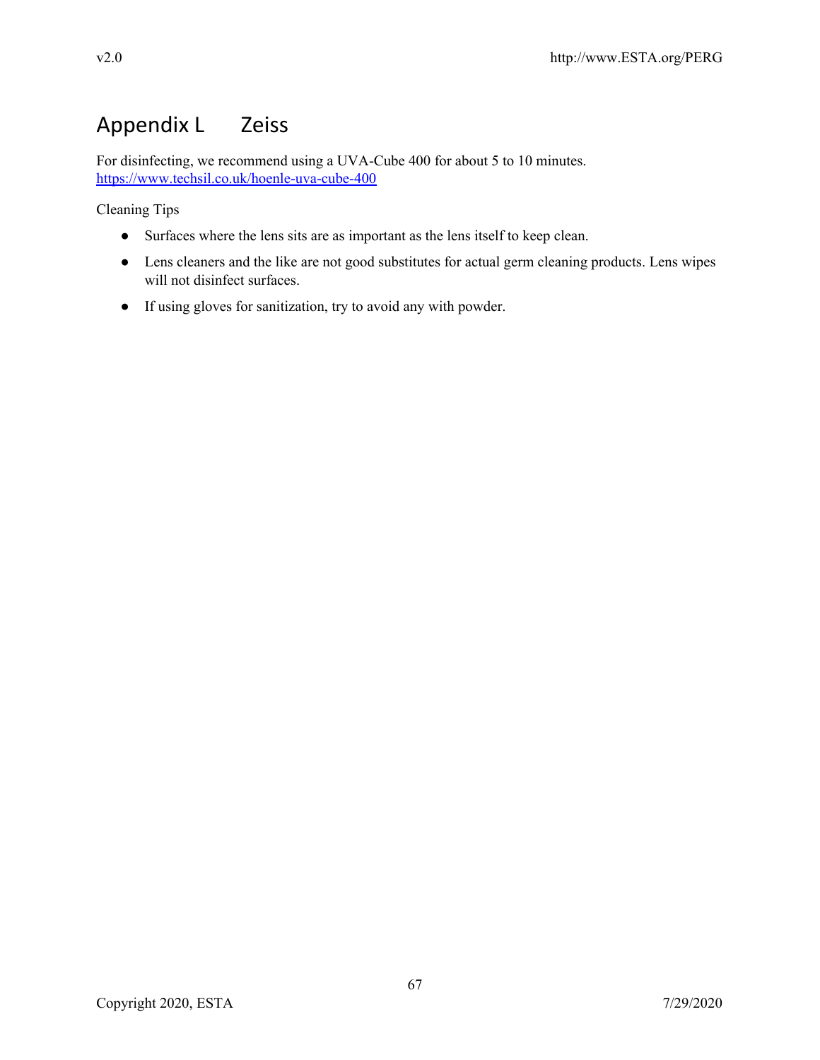# Appendix L Zeiss

For disinfecting, we recommend using a UVA-Cube 400 for about 5 to 10 minutes.
https://www.techsil.co.uk/hoenle-uva-cube-400

Cleaning Tips

- Surfaces where the lens sits are as important as the lens itself to keep clean.
- Lens cleaners and the like are not good substitutes for actual germ cleaning products. Lens wipes will not disinfect surfaces.
- If using gloves for sanitization, try to avoid any with powder.